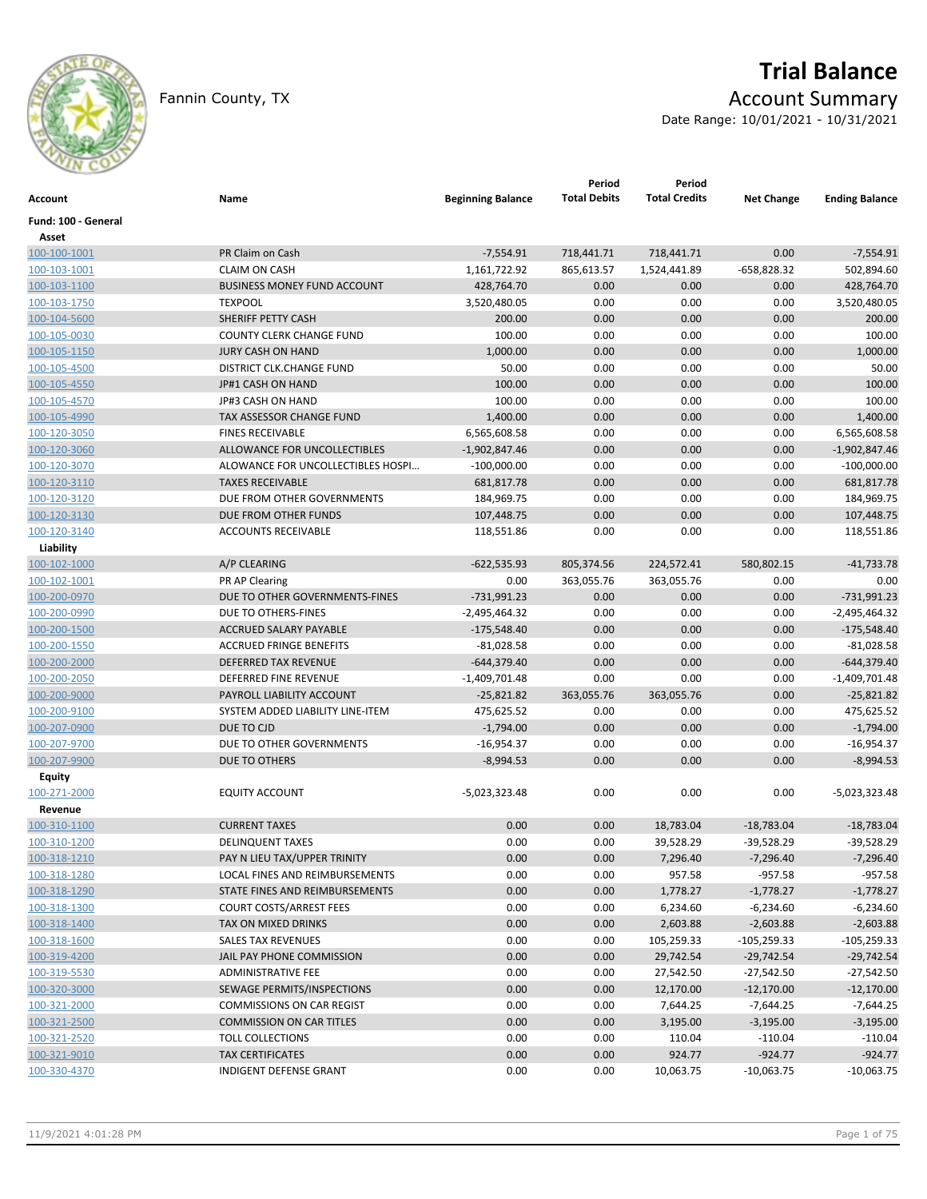# Trial Balance

Fannin County, TX

## Account Summary

Date Range: 10/01/2021 - 10/31/2021

| Account | Name | Beginning Balance | Period Total Debits | Period Total Credits | Net Change | Ending Balance |
|---|---|---|---|---|---|---|
| **Fund: 100 - General** | | | | | | |
| **Asset** | | | | | | |
| 100-100-1001 | PR Claim on Cash | -7,554.91 | 718,441.71 | 718,441.71 | 0.00 | -7,554.91 |
| 100-103-1001 | CLAIM ON CASH | 1,161,722.92 | 865,613.57 | 1,524,441.89 | -658,828.32 | 502,894.60 |
| 100-103-1100 | BUSINESS MONEY FUND ACCOUNT | 428,764.70 | 0.00 | 0.00 | 0.00 | 428,764.70 |
| 100-103-1750 | TEXPOOL | 3,520,480.05 | 0.00 | 0.00 | 0.00 | 3,520,480.05 |
| 100-104-5600 | SHERIFF PETTY CASH | 200.00 | 0.00 | 0.00 | 0.00 | 200.00 |
| 100-105-0030 | COUNTY CLERK CHANGE FUND | 100.00 | 0.00 | 0.00 | 0.00 | 100.00 |
| 100-105-1150 | JURY CASH ON HAND | 1,000.00 | 0.00 | 0.00 | 0.00 | 1,000.00 |
| 100-105-4500 | DISTRICT CLK.CHANGE FUND | 50.00 | 0.00 | 0.00 | 0.00 | 50.00 |
| 100-105-4550 | JP#1 CASH ON HAND | 100.00 | 0.00 | 0.00 | 0.00 | 100.00 |
| 100-105-4570 | JP#3 CASH ON HAND | 100.00 | 0.00 | 0.00 | 0.00 | 100.00 |
| 100-105-4990 | TAX ASSESSOR CHANGE FUND | 1,400.00 | 0.00 | 0.00 | 0.00 | 1,400.00 |
| 100-120-3050 | FINES RECEIVABLE | 6,565,608.58 | 0.00 | 0.00 | 0.00 | 6,565,608.58 |
| 100-120-3060 | ALLOWANCE FOR UNCOLLECTIBLES | -1,902,847.46 | 0.00 | 0.00 | 0.00 | -1,902,847.46 |
| 100-120-3070 | ALOWANCE FOR UNCOLLECTIBLES HOSPI… | -100,000.00 | 0.00 | 0.00 | 0.00 | -100,000.00 |
| 100-120-3110 | TAXES RECEIVABLE | 681,817.78 | 0.00 | 0.00 | 0.00 | 681,817.78 |
| 100-120-3120 | DUE FROM OTHER GOVERNMENTS | 184,969.75 | 0.00 | 0.00 | 0.00 | 184,969.75 |
| 100-120-3130 | DUE FROM OTHER FUNDS | 107,448.75 | 0.00 | 0.00 | 0.00 | 107,448.75 |
| 100-120-3140 | ACCOUNTS RECEIVABLE | 118,551.86 | 0.00 | 0.00 | 0.00 | 118,551.86 |
| **Liability** | | | | | | |
| 100-102-1000 | A/P CLEARING | -622,535.93 | 805,374.56 | 224,572.41 | 580,802.15 | -41,733.78 |
| 100-102-1001 | PR AP Clearing | 0.00 | 363,055.76 | 363,055.76 | 0.00 | 0.00 |
| 100-200-0970 | DUE TO OTHER GOVERNMENTS-FINES | -731,991.23 | 0.00 | 0.00 | 0.00 | -731,991.23 |
| 100-200-0990 | DUE TO OTHERS-FINES | -2,495,464.32 | 0.00 | 0.00 | 0.00 | -2,495,464.32 |
| 100-200-1500 | ACCRUED SALARY PAYABLE | -175,548.40 | 0.00 | 0.00 | 0.00 | -175,548.40 |
| 100-200-1550 | ACCRUED FRINGE BENEFITS | -81,028.58 | 0.00 | 0.00 | 0.00 | -81,028.58 |
| 100-200-2000 | DEFERRED TAX REVENUE | -644,379.40 | 0.00 | 0.00 | 0.00 | -644,379.40 |
| 100-200-2050 | DEFERRED FINE REVENUE | -1,409,701.48 | 0.00 | 0.00 | 0.00 | -1,409,701.48 |
| 100-200-9000 | PAYROLL LIABILITY ACCOUNT | -25,821.82 | 363,055.76 | 363,055.76 | 0.00 | -25,821.82 |
| 100-200-9100 | SYSTEM ADDED LIABILITY LINE-ITEM | 475,625.52 | 0.00 | 0.00 | 0.00 | 475,625.52 |
| 100-207-0900 | DUE TO CJD | -1,794.00 | 0.00 | 0.00 | 0.00 | -1,794.00 |
| 100-207-9700 | DUE TO OTHER GOVERNMENTS | -16,954.37 | 0.00 | 0.00 | 0.00 | -16,954.37 |
| 100-207-9900 | DUE TO OTHERS | -8,994.53 | 0.00 | 0.00 | 0.00 | -8,994.53 |
| **Equity** | | | | | | |
| 100-271-2000 | EQUITY ACCOUNT | -5,023,323.48 | 0.00 | 0.00 | 0.00 | -5,023,323.48 |
| **Revenue** | | | | | | |
| 100-310-1100 | CURRENT TAXES | 0.00 | 0.00 | 18,783.04 | -18,783.04 | -18,783.04 |
| 100-310-1200 | DELINQUENT TAXES | 0.00 | 0.00 | 39,528.29 | -39,528.29 | -39,528.29 |
| 100-318-1210 | PAY N LIEU TAX/UPPER TRINITY | 0.00 | 0.00 | 7,296.40 | -7,296.40 | -7,296.40 |
| 100-318-1280 | LOCAL FINES AND REIMBURSEMENTS | 0.00 | 0.00 | 957.58 | -957.58 | -957.58 |
| 100-318-1290 | STATE FINES AND REIMBURSEMENTS | 0.00 | 0.00 | 1,778.27 | -1,778.27 | -1,778.27 |
| 100-318-1300 | COURT COSTS/ARREST FEES | 0.00 | 0.00 | 6,234.60 | -6,234.60 | -6,234.60 |
| 100-318-1400 | TAX ON MIXED DRINKS | 0.00 | 0.00 | 2,603.88 | -2,603.88 | -2,603.88 |
| 100-318-1600 | SALES TAX REVENUES | 0.00 | 0.00 | 105,259.33 | -105,259.33 | -105,259.33 |
| 100-319-4200 | JAIL PAY PHONE COMMISSION | 0.00 | 0.00 | 29,742.54 | -29,742.54 | -29,742.54 |
| 100-319-5530 | ADMINISTRATIVE FEE | 0.00 | 0.00 | 27,542.50 | -27,542.50 | -27,542.50 |
| 100-320-3000 | SEWAGE PERMITS/INSPECTIONS | 0.00 | 0.00 | 12,170.00 | -12,170.00 | -12,170.00 |
| 100-321-2000 | COMMISSIONS ON CAR REGIST | 0.00 | 0.00 | 7,644.25 | -7,644.25 | -7,644.25 |
| 100-321-2500 | COMMISSION ON CAR TITLES | 0.00 | 0.00 | 3,195.00 | -3,195.00 | -3,195.00 |
| 100-321-2520 | TOLL COLLECTIONS | 0.00 | 0.00 | 110.04 | -110.04 | -110.04 |
| 100-321-9010 | TAX CERTIFICATES | 0.00 | 0.00 | 924.77 | -924.77 | -924.77 |
| 100-330-4370 | INDIGENT DEFENSE GRANT | 0.00 | 0.00 | 10,063.75 | -10,063.75 | -10,063.75 |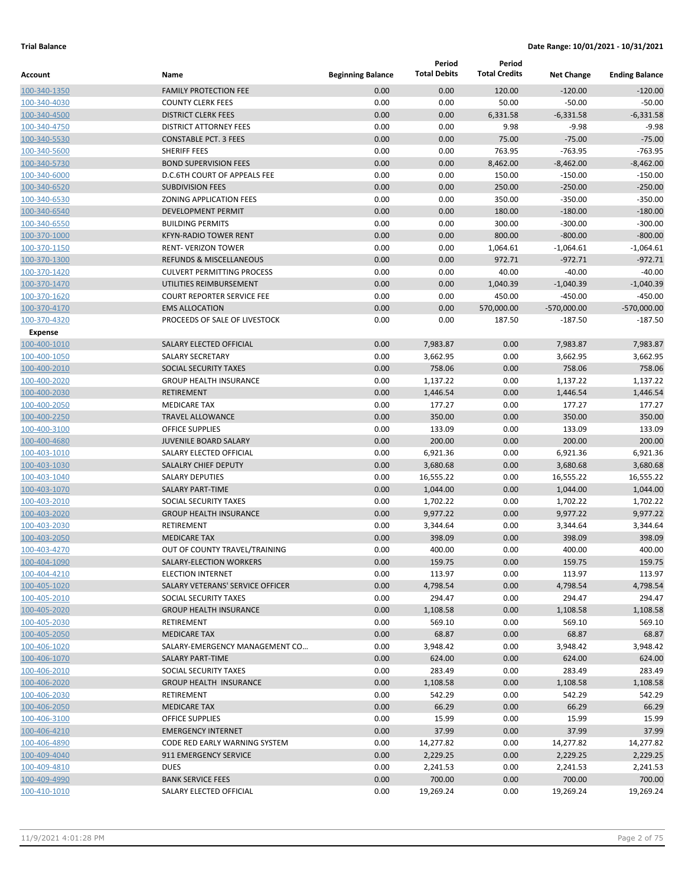**Trial Balance** **Date Range: 10/01/2021 - 10/31/2021**

| Account | Name | Beginning Balance | Period Total Debits | Period Total Credits | Net Change | Ending Balance |
|---|---|---|---|---|---|---|
| 100-340-1350 | FAMILY PROTECTION FEE | 0.00 | 0.00 | 120.00 | -120.00 | -120.00 |
| 100-340-4030 | COUNTY CLERK FEES | 0.00 | 0.00 | 50.00 | -50.00 | -50.00 |
| 100-340-4500 | DISTRICT CLERK FEES | 0.00 | 0.00 | 6,331.58 | -6,331.58 | -6,331.58 |
| 100-340-4750 | DISTRICT ATTORNEY FEES | 0.00 | 0.00 | 9.98 | -9.98 | -9.98 |
| 100-340-5530 | CONSTABLE PCT. 3 FEES | 0.00 | 0.00 | 75.00 | -75.00 | -75.00 |
| 100-340-5600 | SHERIFF FEES | 0.00 | 0.00 | 763.95 | -763.95 | -763.95 |
| 100-340-5730 | BOND SUPERVISION FEES | 0.00 | 0.00 | 8,462.00 | -8,462.00 | -8,462.00 |
| 100-340-6000 | D.C.6TH COURT OF APPEALS FEE | 0.00 | 0.00 | 150.00 | -150.00 | -150.00 |
| 100-340-6520 | SUBDIVISION FEES | 0.00 | 0.00 | 250.00 | -250.00 | -250.00 |
| 100-340-6530 | ZONING APPLICATION FEES | 0.00 | 0.00 | 350.00 | -350.00 | -350.00 |
| 100-340-6540 | DEVELOPMENT PERMIT | 0.00 | 0.00 | 180.00 | -180.00 | -180.00 |
| 100-340-6550 | BUILDING PERMITS | 0.00 | 0.00 | 300.00 | -300.00 | -300.00 |
| 100-370-1000 | KFYN-RADIO TOWER RENT | 0.00 | 0.00 | 800.00 | -800.00 | -800.00 |
| 100-370-1150 | RENT- VERIZON TOWER | 0.00 | 0.00 | 1,064.61 | -1,064.61 | -1,064.61 |
| 100-370-1300 | REFUNDS & MISCELLANEOUS | 0.00 | 0.00 | 972.71 | -972.71 | -972.71 |
| 100-370-1420 | CULVERT PERMITTING PROCESS | 0.00 | 0.00 | 40.00 | -40.00 | -40.00 |
| 100-370-1470 | UTILITIES REIMBURSEMENT | 0.00 | 0.00 | 1,040.39 | -1,040.39 | -1,040.39 |
| 100-370-1620 | COURT REPORTER SERVICE FEE | 0.00 | 0.00 | 450.00 | -450.00 | -450.00 |
| 100-370-4170 | EMS ALLOCATION | 0.00 | 0.00 | 570,000.00 | -570,000.00 | -570,000.00 |
| 100-370-4320 | PROCEEDS OF SALE OF LIVESTOCK | 0.00 | 0.00 | 187.50 | -187.50 | -187.50 |
| **Expense** | | | | | | |
| 100-400-1010 | SALARY ELECTED OFFICIAL | 0.00 | 7,983.87 | 0.00 | 7,983.87 | 7,983.87 |
| 100-400-1050 | SALARY SECRETARY | 0.00 | 3,662.95 | 0.00 | 3,662.95 | 3,662.95 |
| 100-400-2010 | SOCIAL SECURITY TAXES | 0.00 | 758.06 | 0.00 | 758.06 | 758.06 |
| 100-400-2020 | GROUP HEALTH INSURANCE | 0.00 | 1,137.22 | 0.00 | 1,137.22 | 1,137.22 |
| 100-400-2030 | RETIREMENT | 0.00 | 1,446.54 | 0.00 | 1,446.54 | 1,446.54 |
| 100-400-2050 | MEDICARE TAX | 0.00 | 177.27 | 0.00 | 177.27 | 177.27 |
| 100-400-2250 | TRAVEL ALLOWANCE | 0.00 | 350.00 | 0.00 | 350.00 | 350.00 |
| 100-400-3100 | OFFICE SUPPLIES | 0.00 | 133.09 | 0.00 | 133.09 | 133.09 |
| 100-400-4680 | JUVENILE BOARD SALARY | 0.00 | 200.00 | 0.00 | 200.00 | 200.00 |
| 100-403-1010 | SALARY ELECTED OFFICIAL | 0.00 | 6,921.36 | 0.00 | 6,921.36 | 6,921.36 |
| 100-403-1030 | SALALRY CHIEF DEPUTY | 0.00 | 3,680.68 | 0.00 | 3,680.68 | 3,680.68 |
| 100-403-1040 | SALARY DEPUTIES | 0.00 | 16,555.22 | 0.00 | 16,555.22 | 16,555.22 |
| 100-403-1070 | SALARY PART-TIME | 0.00 | 1,044.00 | 0.00 | 1,044.00 | 1,044.00 |
| 100-403-2010 | SOCIAL SECURITY TAXES | 0.00 | 1,702.22 | 0.00 | 1,702.22 | 1,702.22 |
| 100-403-2020 | GROUP HEALTH INSURANCE | 0.00 | 9,977.22 | 0.00 | 9,977.22 | 9,977.22 |
| 100-403-2030 | RETIREMENT | 0.00 | 3,344.64 | 0.00 | 3,344.64 | 3,344.64 |
| 100-403-2050 | MEDICARE TAX | 0.00 | 398.09 | 0.00 | 398.09 | 398.09 |
| 100-403-4270 | OUT OF COUNTY TRAVEL/TRAINING | 0.00 | 400.00 | 0.00 | 400.00 | 400.00 |
| 100-404-1090 | SALARY-ELECTION WORKERS | 0.00 | 159.75 | 0.00 | 159.75 | 159.75 |
| 100-404-4210 | ELECTION INTERNET | 0.00 | 113.97 | 0.00 | 113.97 | 113.97 |
| 100-405-1020 | SALARY VETERANS' SERVICE OFFICER | 0.00 | 4,798.54 | 0.00 | 4,798.54 | 4,798.54 |
| 100-405-2010 | SOCIAL SECURITY TAXES | 0.00 | 294.47 | 0.00 | 294.47 | 294.47 |
| 100-405-2020 | GROUP HEALTH INSURANCE | 0.00 | 1,108.58 | 0.00 | 1,108.58 | 1,108.58 |
| 100-405-2030 | RETIREMENT | 0.00 | 569.10 | 0.00 | 569.10 | 569.10 |
| 100-405-2050 | MEDICARE TAX | 0.00 | 68.87 | 0.00 | 68.87 | 68.87 |
| 100-406-1020 | SALARY-EMERGENCY MANAGEMENT CO… | 0.00 | 3,948.42 | 0.00 | 3,948.42 | 3,948.42 |
| 100-406-1070 | SALARY PART-TIME | 0.00 | 624.00 | 0.00 | 624.00 | 624.00 |
| 100-406-2010 | SOCIAL SECURITY TAXES | 0.00 | 283.49 | 0.00 | 283.49 | 283.49 |
| 100-406-2020 | GROUP HEALTH INSURANCE | 0.00 | 1,108.58 | 0.00 | 1,108.58 | 1,108.58 |
| 100-406-2030 | RETIREMENT | 0.00 | 542.29 | 0.00 | 542.29 | 542.29 |
| 100-406-2050 | MEDICARE TAX | 0.00 | 66.29 | 0.00 | 66.29 | 66.29 |
| 100-406-3100 | OFFICE SUPPLIES | 0.00 | 15.99 | 0.00 | 15.99 | 15.99 |
| 100-406-4210 | EMERGENCY INTERNET | 0.00 | 37.99 | 0.00 | 37.99 | 37.99 |
| 100-406-4890 | CODE RED EARLY WARNING SYSTEM | 0.00 | 14,277.82 | 0.00 | 14,277.82 | 14,277.82 |
| 100-409-4040 | 911 EMERGENCY SERVICE | 0.00 | 2,229.25 | 0.00 | 2,229.25 | 2,229.25 |
| 100-409-4810 | DUES | 0.00 | 2,241.53 | 0.00 | 2,241.53 | 2,241.53 |
| 100-409-4990 | BANK SERVICE FEES | 0.00 | 700.00 | 0.00 | 700.00 | 700.00 |
| 100-410-1010 | SALARY ELECTED OFFICIAL | 0.00 | 19,269.24 | 0.00 | 19,269.24 | 19,269.24 |

11/9/2021 4:01:28 PM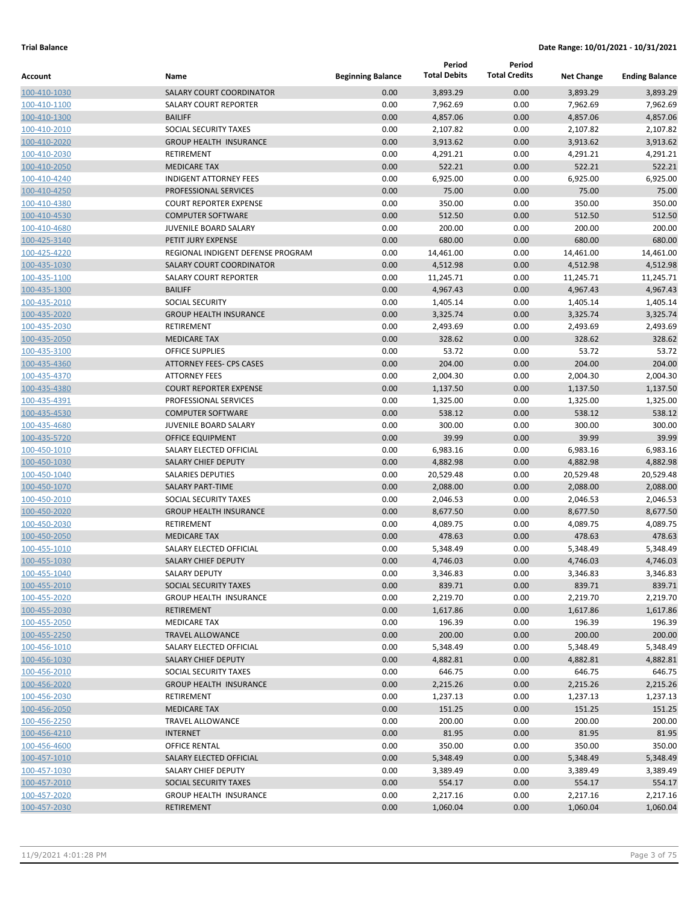**Trial Balance** **Date Range: 10/01/2021 - 10/31/2021**

| Account | Name | Beginning Balance | Period Total Debits | Period Total Credits | Net Change | Ending Balance |
|---|---|---|---|---|---|---|
| 100-410-1030 | SALARY COURT COORDINATOR | 0.00 | 3,893.29 | 0.00 | 3,893.29 | 3,893.29 |
| 100-410-1100 | SALARY COURT REPORTER | 0.00 | 7,962.69 | 0.00 | 7,962.69 | 7,962.69 |
| 100-410-1300 | BAILIFF | 0.00 | 4,857.06 | 0.00 | 4,857.06 | 4,857.06 |
| 100-410-2010 | SOCIAL SECURITY TAXES | 0.00 | 2,107.82 | 0.00 | 2,107.82 | 2,107.82 |
| 100-410-2020 | GROUP HEALTH INSURANCE | 0.00 | 3,913.62 | 0.00 | 3,913.62 | 3,913.62 |
| 100-410-2030 | RETIREMENT | 0.00 | 4,291.21 | 0.00 | 4,291.21 | 4,291.21 |
| 100-410-2050 | MEDICARE TAX | 0.00 | 522.21 | 0.00 | 522.21 | 522.21 |
| 100-410-4240 | INDIGENT ATTORNEY FEES | 0.00 | 6,925.00 | 0.00 | 6,925.00 | 6,925.00 |
| 100-410-4250 | PROFESSIONAL SERVICES | 0.00 | 75.00 | 0.00 | 75.00 | 75.00 |
| 100-410-4380 | COURT REPORTER EXPENSE | 0.00 | 350.00 | 0.00 | 350.00 | 350.00 |
| 100-410-4530 | COMPUTER SOFTWARE | 0.00 | 512.50 | 0.00 | 512.50 | 512.50 |
| 100-410-4680 | JUVENILE BOARD SALARY | 0.00 | 200.00 | 0.00 | 200.00 | 200.00 |
| 100-425-3140 | PETIT JURY EXPENSE | 0.00 | 680.00 | 0.00 | 680.00 | 680.00 |
| 100-425-4220 | REGIONAL INDIGENT DEFENSE PROGRAM | 0.00 | 14,461.00 | 0.00 | 14,461.00 | 14,461.00 |
| 100-435-1030 | SALARY COURT COORDINATOR | 0.00 | 4,512.98 | 0.00 | 4,512.98 | 4,512.98 |
| 100-435-1100 | SALARY COURT REPORTER | 0.00 | 11,245.71 | 0.00 | 11,245.71 | 11,245.71 |
| 100-435-1300 | BAILIFF | 0.00 | 4,967.43 | 0.00 | 4,967.43 | 4,967.43 |
| 100-435-2010 | SOCIAL SECURITY | 0.00 | 1,405.14 | 0.00 | 1,405.14 | 1,405.14 |
| 100-435-2020 | GROUP HEALTH INSURANCE | 0.00 | 3,325.74 | 0.00 | 3,325.74 | 3,325.74 |
| 100-435-2030 | RETIREMENT | 0.00 | 2,493.69 | 0.00 | 2,493.69 | 2,493.69 |
| 100-435-2050 | MEDICARE TAX | 0.00 | 328.62 | 0.00 | 328.62 | 328.62 |
| 100-435-3100 | OFFICE SUPPLIES | 0.00 | 53.72 | 0.00 | 53.72 | 53.72 |
| 100-435-4360 | ATTORNEY FEES- CPS CASES | 0.00 | 204.00 | 0.00 | 204.00 | 204.00 |
| 100-435-4370 | ATTORNEY FEES | 0.00 | 2,004.30 | 0.00 | 2,004.30 | 2,004.30 |
| 100-435-4380 | COURT REPORTER EXPENSE | 0.00 | 1,137.50 | 0.00 | 1,137.50 | 1,137.50 |
| 100-435-4391 | PROFESSIONAL SERVICES | 0.00 | 1,325.00 | 0.00 | 1,325.00 | 1,325.00 |
| 100-435-4530 | COMPUTER SOFTWARE | 0.00 | 538.12 | 0.00 | 538.12 | 538.12 |
| 100-435-4680 | JUVENILE BOARD SALARY | 0.00 | 300.00 | 0.00 | 300.00 | 300.00 |
| 100-435-5720 | OFFICE EQUIPMENT | 0.00 | 39.99 | 0.00 | 39.99 | 39.99 |
| 100-450-1010 | SALARY ELECTED OFFICIAL | 0.00 | 6,983.16 | 0.00 | 6,983.16 | 6,983.16 |
| 100-450-1030 | SALARY CHIEF DEPUTY | 0.00 | 4,882.98 | 0.00 | 4,882.98 | 4,882.98 |
| 100-450-1040 | SALARIES DEPUTIES | 0.00 | 20,529.48 | 0.00 | 20,529.48 | 20,529.48 |
| 100-450-1070 | SALARY PART-TIME | 0.00 | 2,088.00 | 0.00 | 2,088.00 | 2,088.00 |
| 100-450-2010 | SOCIAL SECURITY TAXES | 0.00 | 2,046.53 | 0.00 | 2,046.53 | 2,046.53 |
| 100-450-2020 | GROUP HEALTH INSURANCE | 0.00 | 8,677.50 | 0.00 | 8,677.50 | 8,677.50 |
| 100-450-2030 | RETIREMENT | 0.00 | 4,089.75 | 0.00 | 4,089.75 | 4,089.75 |
| 100-450-2050 | MEDICARE TAX | 0.00 | 478.63 | 0.00 | 478.63 | 478.63 |
| 100-455-1010 | SALARY ELECTED OFFICIAL | 0.00 | 5,348.49 | 0.00 | 5,348.49 | 5,348.49 |
| 100-455-1030 | SALARY CHIEF DEPUTY | 0.00 | 4,746.03 | 0.00 | 4,746.03 | 4,746.03 |
| 100-455-1040 | SALARY DEPUTY | 0.00 | 3,346.83 | 0.00 | 3,346.83 | 3,346.83 |
| 100-455-2010 | SOCIAL SECURITY TAXES | 0.00 | 839.71 | 0.00 | 839.71 | 839.71 |
| 100-455-2020 | GROUP HEALTH INSURANCE | 0.00 | 2,219.70 | 0.00 | 2,219.70 | 2,219.70 |
| 100-455-2030 | RETIREMENT | 0.00 | 1,617.86 | 0.00 | 1,617.86 | 1,617.86 |
| 100-455-2050 | MEDICARE TAX | 0.00 | 196.39 | 0.00 | 196.39 | 196.39 |
| 100-455-2250 | TRAVEL ALLOWANCE | 0.00 | 200.00 | 0.00 | 200.00 | 200.00 |
| 100-456-1010 | SALARY ELECTED OFFICIAL | 0.00 | 5,348.49 | 0.00 | 5,348.49 | 5,348.49 |
| 100-456-1030 | SALARY CHIEF DEPUTY | 0.00 | 4,882.81 | 0.00 | 4,882.81 | 4,882.81 |
| 100-456-2010 | SOCIAL SECURITY TAXES | 0.00 | 646.75 | 0.00 | 646.75 | 646.75 |
| 100-456-2020 | GROUP HEALTH INSURANCE | 0.00 | 2,215.26 | 0.00 | 2,215.26 | 2,215.26 |
| 100-456-2030 | RETIREMENT | 0.00 | 1,237.13 | 0.00 | 1,237.13 | 1,237.13 |
| 100-456-2050 | MEDICARE TAX | 0.00 | 151.25 | 0.00 | 151.25 | 151.25 |
| 100-456-2250 | TRAVEL ALLOWANCE | 0.00 | 200.00 | 0.00 | 200.00 | 200.00 |
| 100-456-4210 | INTERNET | 0.00 | 81.95 | 0.00 | 81.95 | 81.95 |
| 100-456-4600 | OFFICE RENTAL | 0.00 | 350.00 | 0.00 | 350.00 | 350.00 |
| 100-457-1010 | SALARY ELECTED OFFICIAL | 0.00 | 5,348.49 | 0.00 | 5,348.49 | 5,348.49 |
| 100-457-1030 | SALARY CHIEF DEPUTY | 0.00 | 3,389.49 | 0.00 | 3,389.49 | 3,389.49 |
| 100-457-2010 | SOCIAL SECURITY TAXES | 0.00 | 554.17 | 0.00 | 554.17 | 554.17 |
| 100-457-2020 | GROUP HEALTH INSURANCE | 0.00 | 2,217.16 | 0.00 | 2,217.16 | 2,217.16 |
| 100-457-2030 | RETIREMENT | 0.00 | 1,060.04 | 0.00 | 1,060.04 | 1,060.04 |

11/9/2021 4:01:28 PM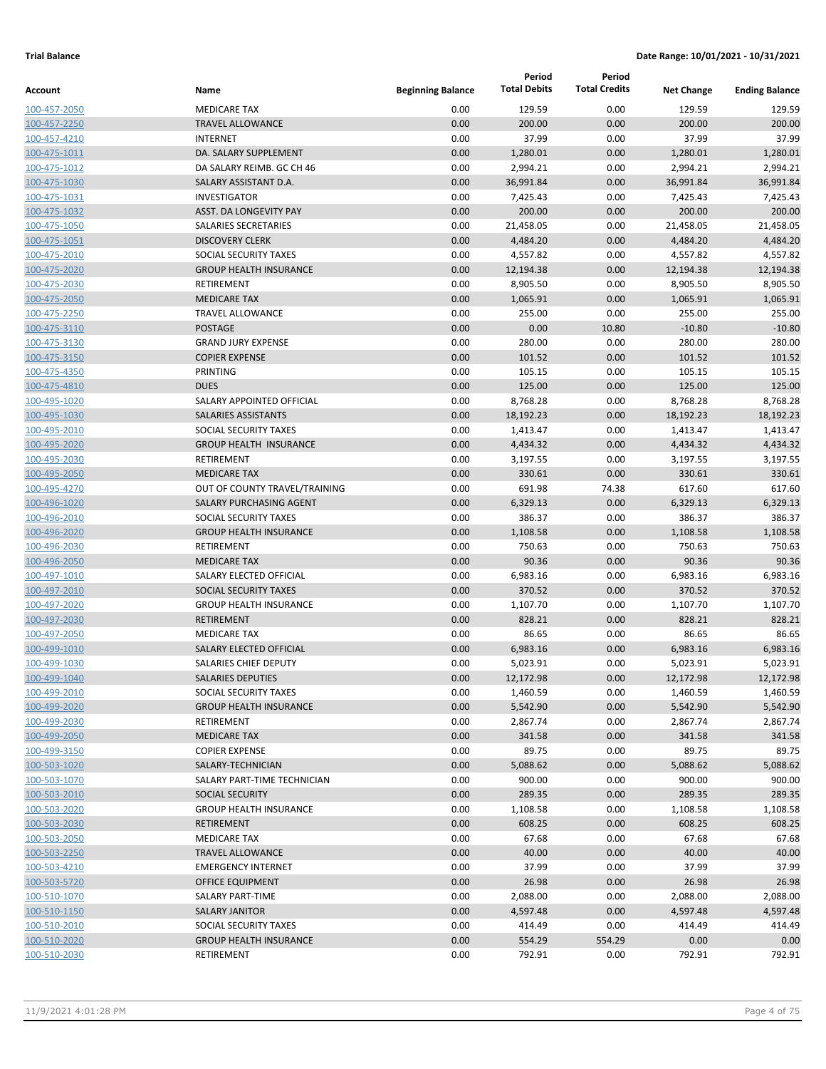**Trial Balance** **Date Range: 10/01/2021 - 10/31/2021**

| Account | Name | Beginning Balance | Period Total Debits | Period Total Credits | Net Change | Ending Balance |
|---|---|---|---|---|---|---|
| 100-457-2050 | MEDICARE TAX | 0.00 | 129.59 | 0.00 | 129.59 | 129.59 |
| 100-457-2250 | TRAVEL ALLOWANCE | 0.00 | 200.00 | 0.00 | 200.00 | 200.00 |
| 100-457-4210 | INTERNET | 0.00 | 37.99 | 0.00 | 37.99 | 37.99 |
| 100-475-1011 | DA. SALARY SUPPLEMENT | 0.00 | 1,280.01 | 0.00 | 1,280.01 | 1,280.01 |
| 100-475-1012 | DA SALARY REIMB. GC CH 46 | 0.00 | 2,994.21 | 0.00 | 2,994.21 | 2,994.21 |
| 100-475-1030 | SALARY ASSISTANT D.A. | 0.00 | 36,991.84 | 0.00 | 36,991.84 | 36,991.84 |
| 100-475-1031 | INVESTIGATOR | 0.00 | 7,425.43 | 0.00 | 7,425.43 | 7,425.43 |
| 100-475-1032 | ASST. DA LONGEVITY PAY | 0.00 | 200.00 | 0.00 | 200.00 | 200.00 |
| 100-475-1050 | SALARIES SECRETARIES | 0.00 | 21,458.05 | 0.00 | 21,458.05 | 21,458.05 |
| 100-475-1051 | DISCOVERY CLERK | 0.00 | 4,484.20 | 0.00 | 4,484.20 | 4,484.20 |
| 100-475-2010 | SOCIAL SECURITY TAXES | 0.00 | 4,557.82 | 0.00 | 4,557.82 | 4,557.82 |
| 100-475-2020 | GROUP HEALTH INSURANCE | 0.00 | 12,194.38 | 0.00 | 12,194.38 | 12,194.38 |
| 100-475-2030 | RETIREMENT | 0.00 | 8,905.50 | 0.00 | 8,905.50 | 8,905.50 |
| 100-475-2050 | MEDICARE TAX | 0.00 | 1,065.91 | 0.00 | 1,065.91 | 1,065.91 |
| 100-475-2250 | TRAVEL ALLOWANCE | 0.00 | 255.00 | 0.00 | 255.00 | 255.00 |
| 100-475-3110 | POSTAGE | 0.00 | 0.00 | 10.80 | -10.80 | -10.80 |
| 100-475-3130 | GRAND JURY EXPENSE | 0.00 | 280.00 | 0.00 | 280.00 | 280.00 |
| 100-475-3150 | COPIER EXPENSE | 0.00 | 101.52 | 0.00 | 101.52 | 101.52 |
| 100-475-4350 | PRINTING | 0.00 | 105.15 | 0.00 | 105.15 | 105.15 |
| 100-475-4810 | DUES | 0.00 | 125.00 | 0.00 | 125.00 | 125.00 |
| 100-495-1020 | SALARY APPOINTED OFFICIAL | 0.00 | 8,768.28 | 0.00 | 8,768.28 | 8,768.28 |
| 100-495-1030 | SALARIES ASSISTANTS | 0.00 | 18,192.23 | 0.00 | 18,192.23 | 18,192.23 |
| 100-495-2010 | SOCIAL SECURITY TAXES | 0.00 | 1,413.47 | 0.00 | 1,413.47 | 1,413.47 |
| 100-495-2020 | GROUP HEALTH INSURANCE | 0.00 | 4,434.32 | 0.00 | 4,434.32 | 4,434.32 |
| 100-495-2030 | RETIREMENT | 0.00 | 3,197.55 | 0.00 | 3,197.55 | 3,197.55 |
| 100-495-2050 | MEDICARE TAX | 0.00 | 330.61 | 0.00 | 330.61 | 330.61 |
| 100-495-4270 | OUT OF COUNTY TRAVEL/TRAINING | 0.00 | 691.98 | 74.38 | 617.60 | 617.60 |
| 100-496-1020 | SALARY PURCHASING AGENT | 0.00 | 6,329.13 | 0.00 | 6,329.13 | 6,329.13 |
| 100-496-2010 | SOCIAL SECURITY TAXES | 0.00 | 386.37 | 0.00 | 386.37 | 386.37 |
| 100-496-2020 | GROUP HEALTH INSURANCE | 0.00 | 1,108.58 | 0.00 | 1,108.58 | 1,108.58 |
| 100-496-2030 | RETIREMENT | 0.00 | 750.63 | 0.00 | 750.63 | 750.63 |
| 100-496-2050 | MEDICARE TAX | 0.00 | 90.36 | 0.00 | 90.36 | 90.36 |
| 100-497-1010 | SALARY ELECTED OFFICIAL | 0.00 | 6,983.16 | 0.00 | 6,983.16 | 6,983.16 |
| 100-497-2010 | SOCIAL SECURITY TAXES | 0.00 | 370.52 | 0.00 | 370.52 | 370.52 |
| 100-497-2020 | GROUP HEALTH INSURANCE | 0.00 | 1,107.70 | 0.00 | 1,107.70 | 1,107.70 |
| 100-497-2030 | RETIREMENT | 0.00 | 828.21 | 0.00 | 828.21 | 828.21 |
| 100-497-2050 | MEDICARE TAX | 0.00 | 86.65 | 0.00 | 86.65 | 86.65 |
| 100-499-1010 | SALARY ELECTED OFFICIAL | 0.00 | 6,983.16 | 0.00 | 6,983.16 | 6,983.16 |
| 100-499-1030 | SALARIES CHIEF DEPUTY | 0.00 | 5,023.91 | 0.00 | 5,023.91 | 5,023.91 |
| 100-499-1040 | SALARIES DEPUTIES | 0.00 | 12,172.98 | 0.00 | 12,172.98 | 12,172.98 |
| 100-499-2010 | SOCIAL SECURITY TAXES | 0.00 | 1,460.59 | 0.00 | 1,460.59 | 1,460.59 |
| 100-499-2020 | GROUP HEALTH INSURANCE | 0.00 | 5,542.90 | 0.00 | 5,542.90 | 5,542.90 |
| 100-499-2030 | RETIREMENT | 0.00 | 2,867.74 | 0.00 | 2,867.74 | 2,867.74 |
| 100-499-2050 | MEDICARE TAX | 0.00 | 341.58 | 0.00 | 341.58 | 341.58 |
| 100-499-3150 | COPIER EXPENSE | 0.00 | 89.75 | 0.00 | 89.75 | 89.75 |
| 100-503-1020 | SALARY-TECHNICIAN | 0.00 | 5,088.62 | 0.00 | 5,088.62 | 5,088.62 |
| 100-503-1070 | SALARY PART-TIME TECHNICIAN | 0.00 | 900.00 | 0.00 | 900.00 | 900.00 |
| 100-503-2010 | SOCIAL SECURITY | 0.00 | 289.35 | 0.00 | 289.35 | 289.35 |
| 100-503-2020 | GROUP HEALTH INSURANCE | 0.00 | 1,108.58 | 0.00 | 1,108.58 | 1,108.58 |
| 100-503-2030 | RETIREMENT | 0.00 | 608.25 | 0.00 | 608.25 | 608.25 |
| 100-503-2050 | MEDICARE TAX | 0.00 | 67.68 | 0.00 | 67.68 | 67.68 |
| 100-503-2250 | TRAVEL ALLOWANCE | 0.00 | 40.00 | 0.00 | 40.00 | 40.00 |
| 100-503-4210 | EMERGENCY INTERNET | 0.00 | 37.99 | 0.00 | 37.99 | 37.99 |
| 100-503-5720 | OFFICE EQUIPMENT | 0.00 | 26.98 | 0.00 | 26.98 | 26.98 |
| 100-510-1070 | SALARY PART-TIME | 0.00 | 2,088.00 | 0.00 | 2,088.00 | 2,088.00 |
| 100-510-1150 | SALARY JANITOR | 0.00 | 4,597.48 | 0.00 | 4,597.48 | 4,597.48 |
| 100-510-2010 | SOCIAL SECURITY TAXES | 0.00 | 414.49 | 0.00 | 414.49 | 414.49 |
| 100-510-2020 | GROUP HEALTH INSURANCE | 0.00 | 554.29 | 554.29 | 0.00 | 0.00 |
| 100-510-2030 | RETIREMENT | 0.00 | 792.91 | 0.00 | 792.91 | 792.91 |

11/9/2021 4:01:28 PM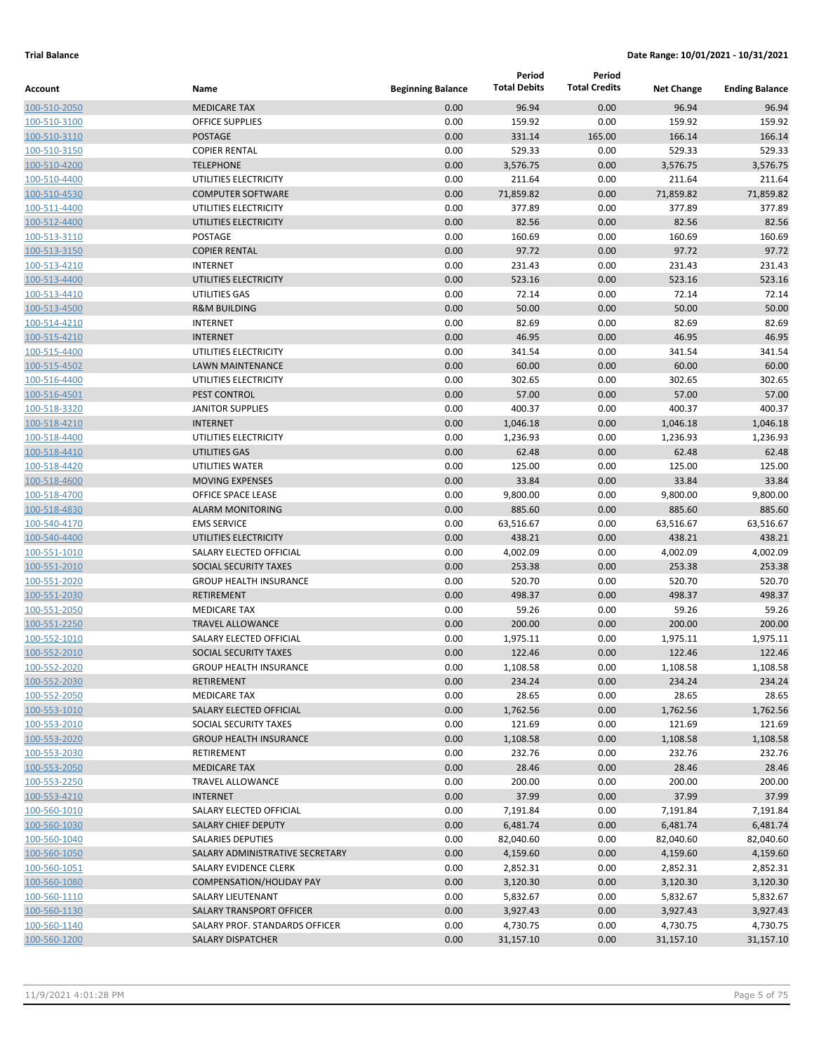**Trial Balance** **Date Range: 10/01/2021 - 10/31/2021**

| Account | Name | Beginning Balance | Period Total Debits | Period Total Credits | Net Change | Ending Balance |
|---|---|---|---|---|---|---|
| 100-510-2050 | MEDICARE TAX | 0.00 | 96.94 | 0.00 | 96.94 | 96.94 |
| 100-510-3100 | OFFICE SUPPLIES | 0.00 | 159.92 | 0.00 | 159.92 | 159.92 |
| 100-510-3110 | POSTAGE | 0.00 | 331.14 | 165.00 | 166.14 | 166.14 |
| 100-510-3150 | COPIER RENTAL | 0.00 | 529.33 | 0.00 | 529.33 | 529.33 |
| 100-510-4200 | TELEPHONE | 0.00 | 3,576.75 | 0.00 | 3,576.75 | 3,576.75 |
| 100-510-4400 | UTILITIES ELECTRICITY | 0.00 | 211.64 | 0.00 | 211.64 | 211.64 |
| 100-510-4530 | COMPUTER SOFTWARE | 0.00 | 71,859.82 | 0.00 | 71,859.82 | 71,859.82 |
| 100-511-4400 | UTILITIES ELECTRICITY | 0.00 | 377.89 | 0.00 | 377.89 | 377.89 |
| 100-512-4400 | UTILITIES ELECTRICITY | 0.00 | 82.56 | 0.00 | 82.56 | 82.56 |
| 100-513-3110 | POSTAGE | 0.00 | 160.69 | 0.00 | 160.69 | 160.69 |
| 100-513-3150 | COPIER RENTAL | 0.00 | 97.72 | 0.00 | 97.72 | 97.72 |
| 100-513-4210 | INTERNET | 0.00 | 231.43 | 0.00 | 231.43 | 231.43 |
| 100-513-4400 | UTILITIES ELECTRICITY | 0.00 | 523.16 | 0.00 | 523.16 | 523.16 |
| 100-513-4410 | UTILITIES GAS | 0.00 | 72.14 | 0.00 | 72.14 | 72.14 |
| 100-513-4500 | R&M BUILDING | 0.00 | 50.00 | 0.00 | 50.00 | 50.00 |
| 100-514-4210 | INTERNET | 0.00 | 82.69 | 0.00 | 82.69 | 82.69 |
| 100-515-4210 | INTERNET | 0.00 | 46.95 | 0.00 | 46.95 | 46.95 |
| 100-515-4400 | UTILITIES ELECTRICITY | 0.00 | 341.54 | 0.00 | 341.54 | 341.54 |
| 100-515-4502 | LAWN MAINTENANCE | 0.00 | 60.00 | 0.00 | 60.00 | 60.00 |
| 100-516-4400 | UTILITIES ELECTRICITY | 0.00 | 302.65 | 0.00 | 302.65 | 302.65 |
| 100-516-4501 | PEST CONTROL | 0.00 | 57.00 | 0.00 | 57.00 | 57.00 |
| 100-518-3320 | JANITOR SUPPLIES | 0.00 | 400.37 | 0.00 | 400.37 | 400.37 |
| 100-518-4210 | INTERNET | 0.00 | 1,046.18 | 0.00 | 1,046.18 | 1,046.18 |
| 100-518-4400 | UTILITIES ELECTRICITY | 0.00 | 1,236.93 | 0.00 | 1,236.93 | 1,236.93 |
| 100-518-4410 | UTILITIES GAS | 0.00 | 62.48 | 0.00 | 62.48 | 62.48 |
| 100-518-4420 | UTILITIES WATER | 0.00 | 125.00 | 0.00 | 125.00 | 125.00 |
| 100-518-4600 | MOVING EXPENSES | 0.00 | 33.84 | 0.00 | 33.84 | 33.84 |
| 100-518-4700 | OFFICE SPACE LEASE | 0.00 | 9,800.00 | 0.00 | 9,800.00 | 9,800.00 |
| 100-518-4830 | ALARM MONITORING | 0.00 | 885.60 | 0.00 | 885.60 | 885.60 |
| 100-540-4170 | EMS SERVICE | 0.00 | 63,516.67 | 0.00 | 63,516.67 | 63,516.67 |
| 100-540-4400 | UTILITIES ELECTRICITY | 0.00 | 438.21 | 0.00 | 438.21 | 438.21 |
| 100-551-1010 | SALARY ELECTED OFFICIAL | 0.00 | 4,002.09 | 0.00 | 4,002.09 | 4,002.09 |
| 100-551-2010 | SOCIAL SECURITY TAXES | 0.00 | 253.38 | 0.00 | 253.38 | 253.38 |
| 100-551-2020 | GROUP HEALTH INSURANCE | 0.00 | 520.70 | 0.00 | 520.70 | 520.70 |
| 100-551-2030 | RETIREMENT | 0.00 | 498.37 | 0.00 | 498.37 | 498.37 |
| 100-551-2050 | MEDICARE TAX | 0.00 | 59.26 | 0.00 | 59.26 | 59.26 |
| 100-551-2250 | TRAVEL ALLOWANCE | 0.00 | 200.00 | 0.00 | 200.00 | 200.00 |
| 100-552-1010 | SALARY ELECTED OFFICIAL | 0.00 | 1,975.11 | 0.00 | 1,975.11 | 1,975.11 |
| 100-552-2010 | SOCIAL SECURITY TAXES | 0.00 | 122.46 | 0.00 | 122.46 | 122.46 |
| 100-552-2020 | GROUP HEALTH INSURANCE | 0.00 | 1,108.58 | 0.00 | 1,108.58 | 1,108.58 |
| 100-552-2030 | RETIREMENT | 0.00 | 234.24 | 0.00 | 234.24 | 234.24 |
| 100-552-2050 | MEDICARE TAX | 0.00 | 28.65 | 0.00 | 28.65 | 28.65 |
| 100-553-1010 | SALARY ELECTED OFFICIAL | 0.00 | 1,762.56 | 0.00 | 1,762.56 | 1,762.56 |
| 100-553-2010 | SOCIAL SECURITY TAXES | 0.00 | 121.69 | 0.00 | 121.69 | 121.69 |
| 100-553-2020 | GROUP HEALTH INSURANCE | 0.00 | 1,108.58 | 0.00 | 1,108.58 | 1,108.58 |
| 100-553-2030 | RETIREMENT | 0.00 | 232.76 | 0.00 | 232.76 | 232.76 |
| 100-553-2050 | MEDICARE TAX | 0.00 | 28.46 | 0.00 | 28.46 | 28.46 |
| 100-553-2250 | TRAVEL ALLOWANCE | 0.00 | 200.00 | 0.00 | 200.00 | 200.00 |
| 100-553-4210 | INTERNET | 0.00 | 37.99 | 0.00 | 37.99 | 37.99 |
| 100-560-1010 | SALARY ELECTED OFFICIAL | 0.00 | 7,191.84 | 0.00 | 7,191.84 | 7,191.84 |
| 100-560-1030 | SALARY CHIEF DEPUTY | 0.00 | 6,481.74 | 0.00 | 6,481.74 | 6,481.74 |
| 100-560-1040 | SALARIES DEPUTIES | 0.00 | 82,040.60 | 0.00 | 82,040.60 | 82,040.60 |
| 100-560-1050 | SALARY ADMINISTRATIVE SECRETARY | 0.00 | 4,159.60 | 0.00 | 4,159.60 | 4,159.60 |
| 100-560-1051 | SALARY EVIDENCE CLERK | 0.00 | 2,852.31 | 0.00 | 2,852.31 | 2,852.31 |
| 100-560-1080 | COMPENSATION/HOLIDAY PAY | 0.00 | 3,120.30 | 0.00 | 3,120.30 | 3,120.30 |
| 100-560-1110 | SALARY LIEUTENANT | 0.00 | 5,832.67 | 0.00 | 5,832.67 | 5,832.67 |
| 100-560-1130 | SALARY TRANSPORT OFFICER | 0.00 | 3,927.43 | 0.00 | 3,927.43 | 3,927.43 |
| 100-560-1140 | SALARY PROF. STANDARDS OFFICER | 0.00 | 4,730.75 | 0.00 | 4,730.75 | 4,730.75 |
| 100-560-1200 | SALARY DISPATCHER | 0.00 | 31,157.10 | 0.00 | 31,157.10 | 31,157.10 |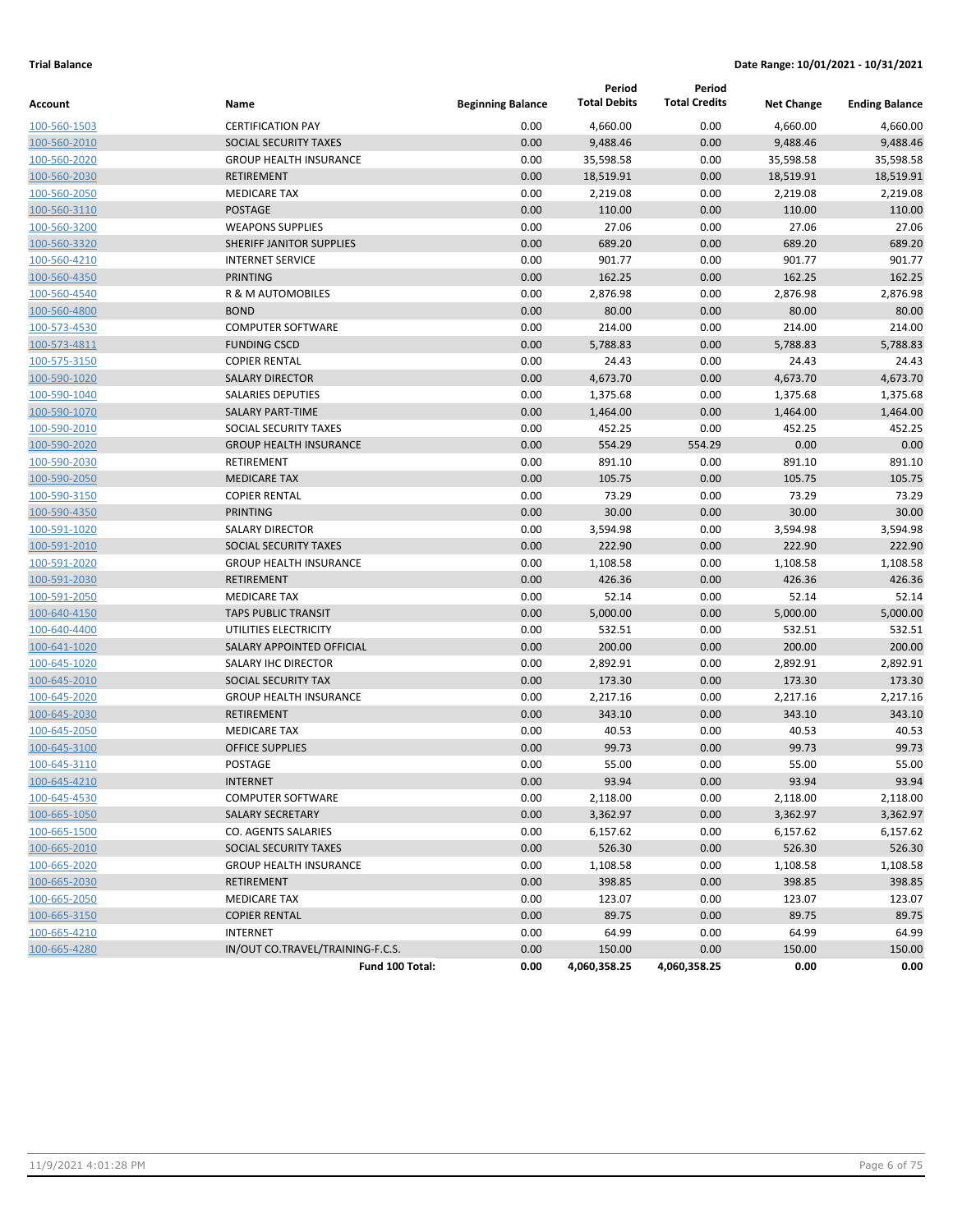**Trial Balance** **Date Range: 10/01/2021 - 10/31/2021**

| Account | Name | Beginning Balance | Period Total Debits | Period Total Credits | Net Change | Ending Balance |
|---|---|---|---|---|---|---|
| 100-560-1503 | CERTIFICATION PAY | 0.00 | 4,660.00 | 0.00 | 4,660.00 | 4,660.00 |
| 100-560-2010 | SOCIAL SECURITY TAXES | 0.00 | 9,488.46 | 0.00 | 9,488.46 | 9,488.46 |
| 100-560-2020 | GROUP HEALTH INSURANCE | 0.00 | 35,598.58 | 0.00 | 35,598.58 | 35,598.58 |
| 100-560-2030 | RETIREMENT | 0.00 | 18,519.91 | 0.00 | 18,519.91 | 18,519.91 |
| 100-560-2050 | MEDICARE TAX | 0.00 | 2,219.08 | 0.00 | 2,219.08 | 2,219.08 |
| 100-560-3110 | POSTAGE | 0.00 | 110.00 | 0.00 | 110.00 | 110.00 |
| 100-560-3200 | WEAPONS SUPPLIES | 0.00 | 27.06 | 0.00 | 27.06 | 27.06 |
| 100-560-3320 | SHERIFF JANITOR SUPPLIES | 0.00 | 689.20 | 0.00 | 689.20 | 689.20 |
| 100-560-4210 | INTERNET SERVICE | 0.00 | 901.77 | 0.00 | 901.77 | 901.77 |
| 100-560-4350 | PRINTING | 0.00 | 162.25 | 0.00 | 162.25 | 162.25 |
| 100-560-4540 | R & M AUTOMOBILES | 0.00 | 2,876.98 | 0.00 | 2,876.98 | 2,876.98 |
| 100-560-4800 | BOND | 0.00 | 80.00 | 0.00 | 80.00 | 80.00 |
| 100-573-4530 | COMPUTER SOFTWARE | 0.00 | 214.00 | 0.00 | 214.00 | 214.00 |
| 100-573-4811 | FUNDING CSCD | 0.00 | 5,788.83 | 0.00 | 5,788.83 | 5,788.83 |
| 100-575-3150 | COPIER RENTAL | 0.00 | 24.43 | 0.00 | 24.43 | 24.43 |
| 100-590-1020 | SALARY DIRECTOR | 0.00 | 4,673.70 | 0.00 | 4,673.70 | 4,673.70 |
| 100-590-1040 | SALARIES DEPUTIES | 0.00 | 1,375.68 | 0.00 | 1,375.68 | 1,375.68 |
| 100-590-1070 | SALARY PART-TIME | 0.00 | 1,464.00 | 0.00 | 1,464.00 | 1,464.00 |
| 100-590-2010 | SOCIAL SECURITY TAXES | 0.00 | 452.25 | 0.00 | 452.25 | 452.25 |
| 100-590-2020 | GROUP HEALTH INSURANCE | 0.00 | 554.29 | 554.29 | 0.00 | 0.00 |
| 100-590-2030 | RETIREMENT | 0.00 | 891.10 | 0.00 | 891.10 | 891.10 |
| 100-590-2050 | MEDICARE TAX | 0.00 | 105.75 | 0.00 | 105.75 | 105.75 |
| 100-590-3150 | COPIER RENTAL | 0.00 | 73.29 | 0.00 | 73.29 | 73.29 |
| 100-590-4350 | PRINTING | 0.00 | 30.00 | 0.00 | 30.00 | 30.00 |
| 100-591-1020 | SALARY DIRECTOR | 0.00 | 3,594.98 | 0.00 | 3,594.98 | 3,594.98 |
| 100-591-2010 | SOCIAL SECURITY TAXES | 0.00 | 222.90 | 0.00 | 222.90 | 222.90 |
| 100-591-2020 | GROUP HEALTH INSURANCE | 0.00 | 1,108.58 | 0.00 | 1,108.58 | 1,108.58 |
| 100-591-2030 | RETIREMENT | 0.00 | 426.36 | 0.00 | 426.36 | 426.36 |
| 100-591-2050 | MEDICARE TAX | 0.00 | 52.14 | 0.00 | 52.14 | 52.14 |
| 100-640-4150 | TAPS PUBLIC TRANSIT | 0.00 | 5,000.00 | 0.00 | 5,000.00 | 5,000.00 |
| 100-640-4400 | UTILITIES ELECTRICITY | 0.00 | 532.51 | 0.00 | 532.51 | 532.51 |
| 100-641-1020 | SALARY APPOINTED OFFICIAL | 0.00 | 200.00 | 0.00 | 200.00 | 200.00 |
| 100-645-1020 | SALARY IHC DIRECTOR | 0.00 | 2,892.91 | 0.00 | 2,892.91 | 2,892.91 |
| 100-645-2010 | SOCIAL SECURITY TAX | 0.00 | 173.30 | 0.00 | 173.30 | 173.30 |
| 100-645-2020 | GROUP HEALTH INSURANCE | 0.00 | 2,217.16 | 0.00 | 2,217.16 | 2,217.16 |
| 100-645-2030 | RETIREMENT | 0.00 | 343.10 | 0.00 | 343.10 | 343.10 |
| 100-645-2050 | MEDICARE TAX | 0.00 | 40.53 | 0.00 | 40.53 | 40.53 |
| 100-645-3100 | OFFICE SUPPLIES | 0.00 | 99.73 | 0.00 | 99.73 | 99.73 |
| 100-645-3110 | POSTAGE | 0.00 | 55.00 | 0.00 | 55.00 | 55.00 |
| 100-645-4210 | INTERNET | 0.00 | 93.94 | 0.00 | 93.94 | 93.94 |
| 100-645-4530 | COMPUTER SOFTWARE | 0.00 | 2,118.00 | 0.00 | 2,118.00 | 2,118.00 |
| 100-665-1050 | SALARY SECRETARY | 0.00 | 3,362.97 | 0.00 | 3,362.97 | 3,362.97 |
| 100-665-1500 | CO. AGENTS SALARIES | 0.00 | 6,157.62 | 0.00 | 6,157.62 | 6,157.62 |
| 100-665-2010 | SOCIAL SECURITY TAXES | 0.00 | 526.30 | 0.00 | 526.30 | 526.30 |
| 100-665-2020 | GROUP HEALTH INSURANCE | 0.00 | 1,108.58 | 0.00 | 1,108.58 | 1,108.58 |
| 100-665-2030 | RETIREMENT | 0.00 | 398.85 | 0.00 | 398.85 | 398.85 |
| 100-665-2050 | MEDICARE TAX | 0.00 | 123.07 | 0.00 | 123.07 | 123.07 |
| 100-665-3150 | COPIER RENTAL | 0.00 | 89.75 | 0.00 | 89.75 | 89.75 |
| 100-665-4210 | INTERNET | 0.00 | 64.99 | 0.00 | 64.99 | 64.99 |
| 100-665-4280 | IN/OUT CO.TRAVEL/TRAINING-F.C.S. | 0.00 | 150.00 | 0.00 | 150.00 | 150.00 |
| | **Fund 100 Total:** | **0.00** | **4,060,358.25** | **4,060,358.25** | **0.00** | **0.00** |

11/9/2021 4:01:28 PM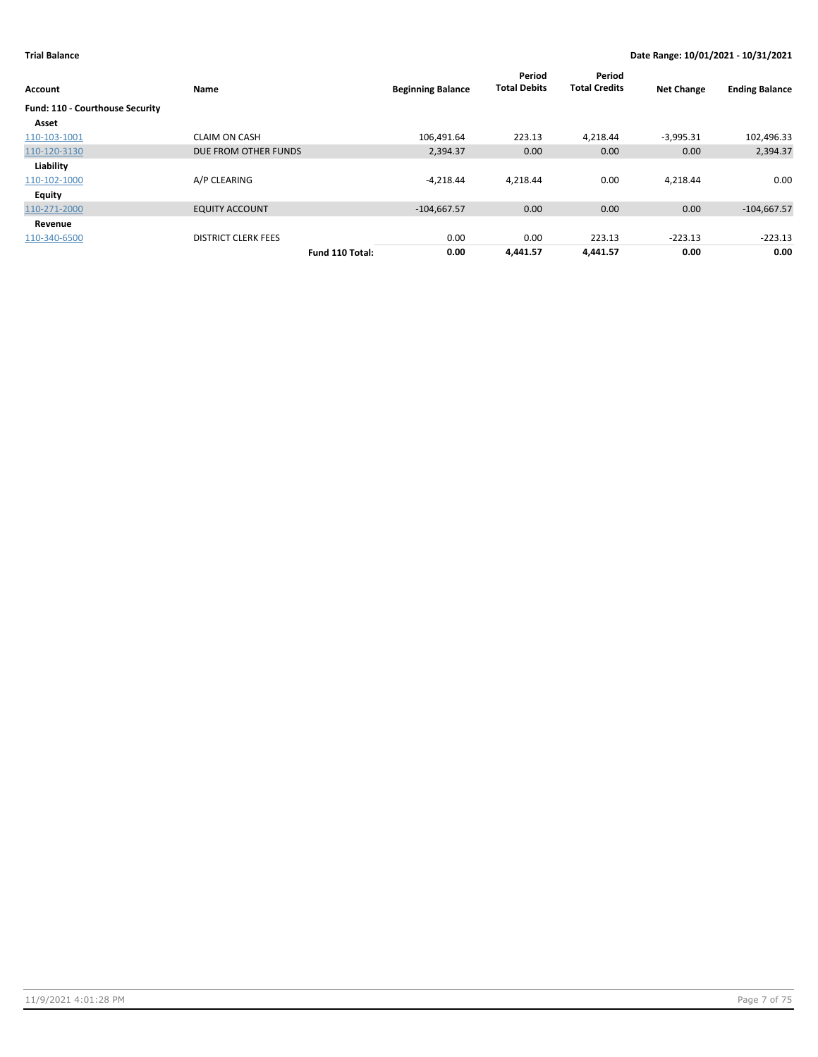**Trial Balance** | **Date Range: 10/01/2021 - 10/31/2021**

| Account | Name | Beginning Balance | Period Total Debits | Period Total Credits | Net Change | Ending Balance |
|---|---|---|---|---|---|---|
| **Fund: 110 - Courthouse Security** | | | | | | |
| **Asset** | | | | | | |
| 110-103-1001 | CLAIM ON CASH | 106,491.64 | 223.13 | 4,218.44 | -3,995.31 | 102,496.33 |
| 110-120-3130 | DUE FROM OTHER FUNDS | 2,394.37 | 0.00 | 0.00 | 0.00 | 2,394.37 |
| **Liability** | | | | | | |
| 110-102-1000 | A/P CLEARING | -4,218.44 | 4,218.44 | 0.00 | 4,218.44 | 0.00 |
| **Equity** | | | | | | |
| 110-271-2000 | EQUITY ACCOUNT | -104,667.57 | 0.00 | 0.00 | 0.00 | -104,667.57 |
| **Revenue** | | | | | | |
| 110-340-6500 | DISTRICT CLERK FEES | 0.00 | 0.00 | 223.13 | -223.13 | -223.13 |
| | **Fund 110 Total:** | **0.00** | **4,441.57** | **4,441.57** | **0.00** | **0.00** |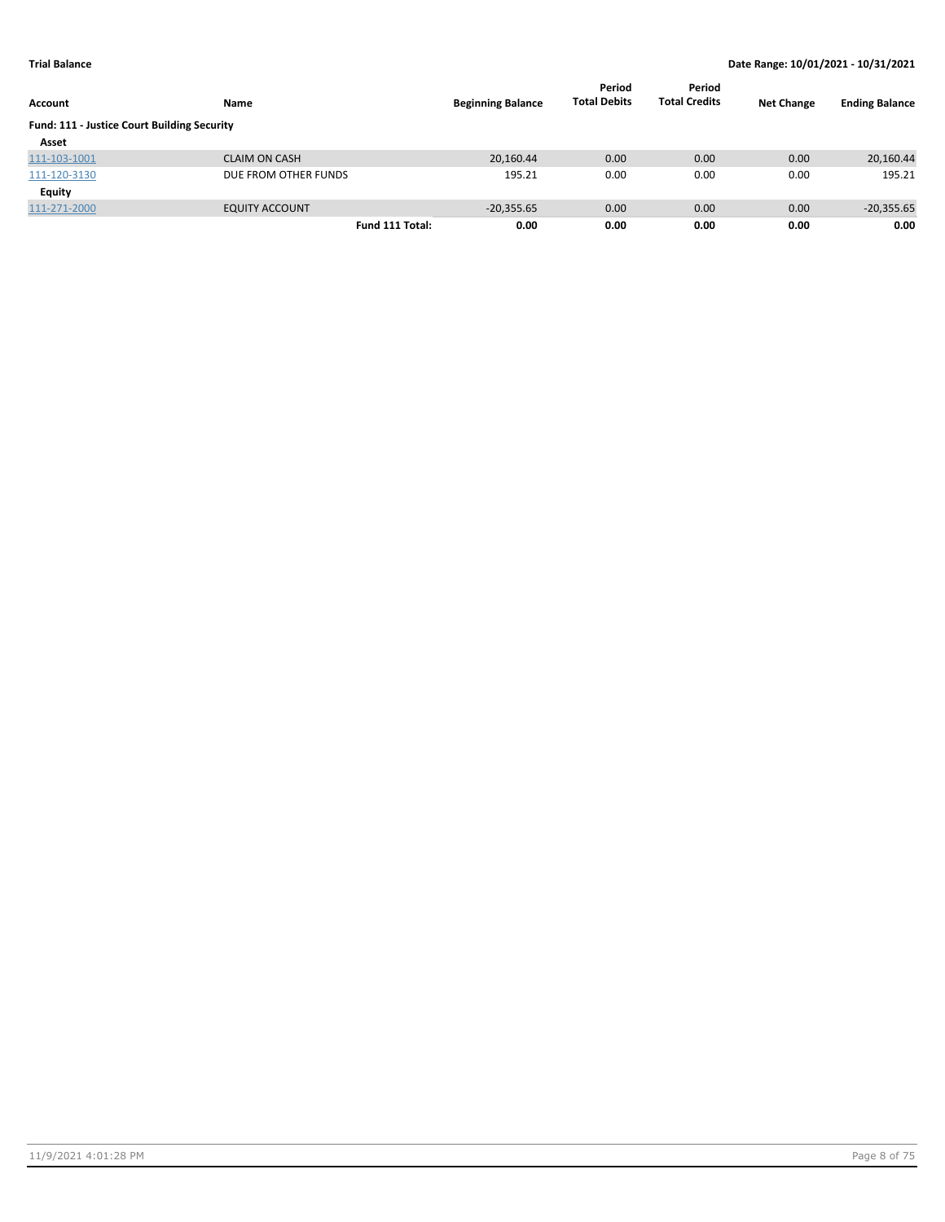**Trial Balance** | **Date Range: 10/01/2021 - 10/31/2021**

| Account | Name | | Beginning Balance | Period Total Debits | Period Total Credits | Net Change | Ending Balance |
|---|---|---|---|---|---|---|---|
| **Fund: 111 - Justice Court Building Security** | | | | | | | |
| **Asset** | | | | | | | |
| 111-103-1001 | CLAIM ON CASH | | 20,160.44 | 0.00 | 0.00 | 0.00 | 20,160.44 |
| 111-120-3130 | DUE FROM OTHER FUNDS | | 195.21 | 0.00 | 0.00 | 0.00 | 195.21 |
| **Equity** | | | | | | | |
| 111-271-2000 | EQUITY ACCOUNT | | -20,355.65 | 0.00 | 0.00 | 0.00 | -20,355.65 |
| | | **Fund 111 Total:** | **0.00** | **0.00** | **0.00** | **0.00** | **0.00** |

11/9/2021 4:01:28 PM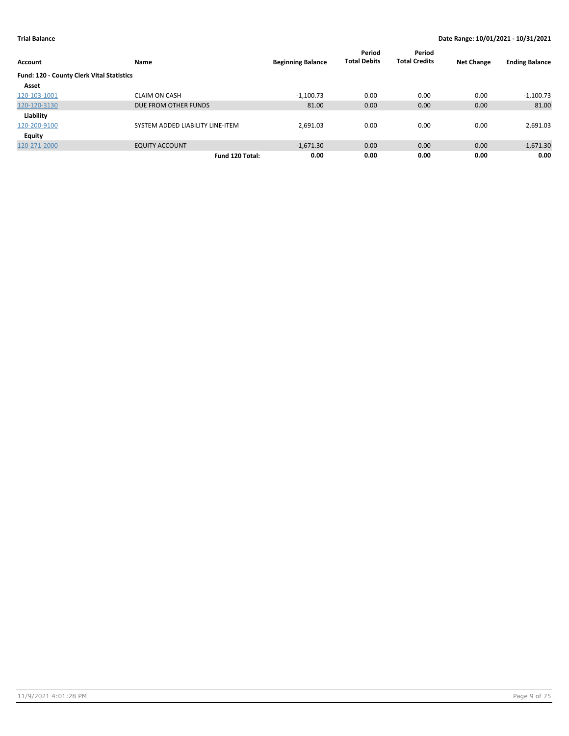**Trial Balance** **Date Range: 10/01/2021 - 10/31/2021**

| Account | Name | Beginning Balance | Period Total Debits | Period Total Credits | Net Change | Ending Balance |
|---|---|---|---|---|---|---|
| **Fund: 120 - County Clerk Vital Statistics** | | | | | | |
| **Asset** | | | | | | |
| 120-103-1001 | CLAIM ON CASH | -1,100.73 | 0.00 | 0.00 | 0.00 | -1,100.73 |
| 120-120-3130 | DUE FROM OTHER FUNDS | 81.00 | 0.00 | 0.00 | 0.00 | 81.00 |
| **Liability** | | | | | | |
| 120-200-9100 | SYSTEM ADDED LIABILITY LINE-ITEM | 2,691.03 | 0.00 | 0.00 | 0.00 | 2,691.03 |
| **Equity** | | | | | | |
| 120-271-2000 | EQUITY ACCOUNT | -1,671.30 | 0.00 | 0.00 | 0.00 | -1,671.30 |
| | **Fund 120 Total:** | **0.00** | **0.00** | **0.00** | **0.00** | **0.00** |

11/9/2021 4:01:28 PM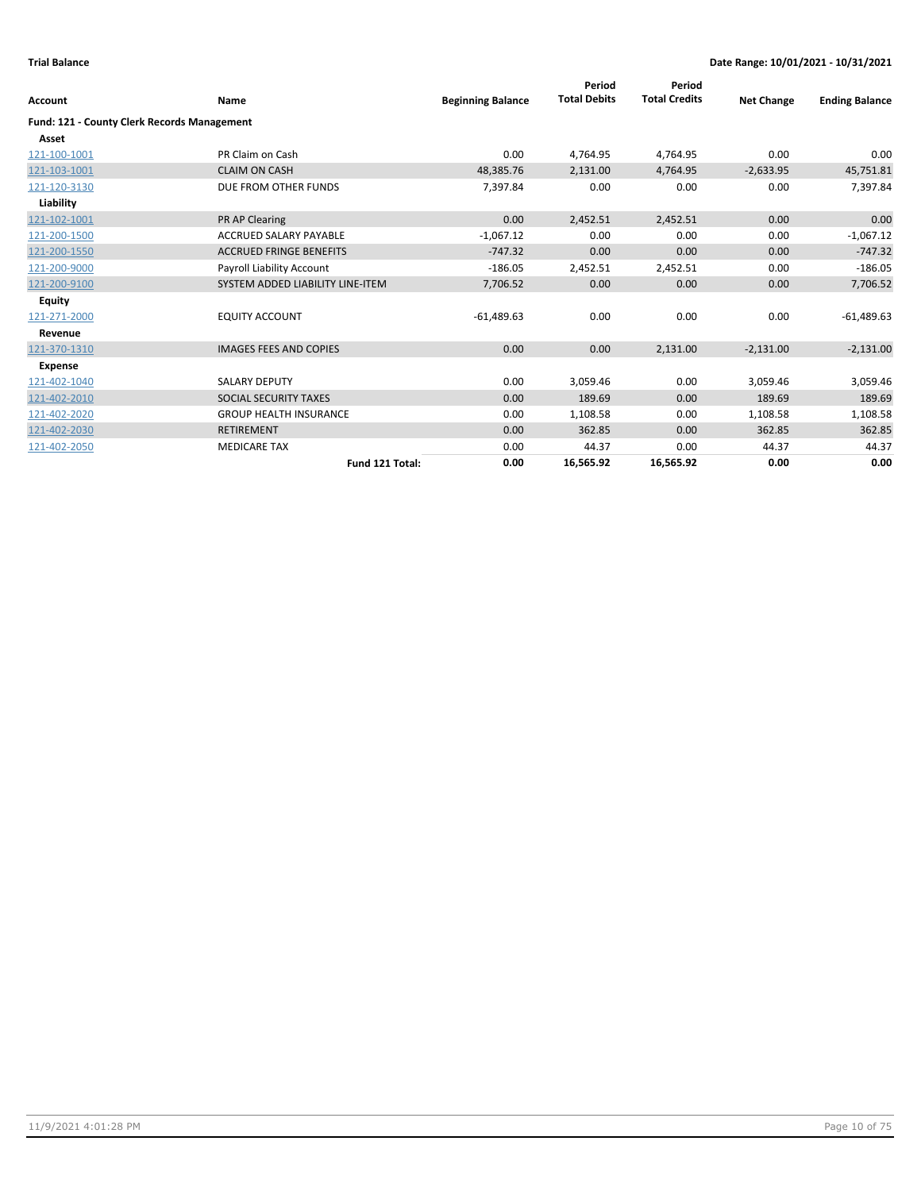**Trial Balance** — Date Range: 10/01/2021 - 10/31/2021

| Account | Name | Beginning Balance | Period Total Debits | Period Total Credits | Net Change | Ending Balance |
|---|---|---|---|---|---|---|
| **Fund: 121 - County Clerk Records Management** | | | | | | |
| **Asset** | | | | | | |
| 121-100-1001 | PR Claim on Cash | 0.00 | 4,764.95 | 4,764.95 | 0.00 | 0.00 |
| 121-103-1001 | CLAIM ON CASH | 48,385.76 | 2,131.00 | 4,764.95 | -2,633.95 | 45,751.81 |
| 121-120-3130 | DUE FROM OTHER FUNDS | 7,397.84 | 0.00 | 0.00 | 0.00 | 7,397.84 |
| **Liability** | | | | | | |
| 121-102-1001 | PR AP Clearing | 0.00 | 2,452.51 | 2,452.51 | 0.00 | 0.00 |
| 121-200-1500 | ACCRUED SALARY PAYABLE | -1,067.12 | 0.00 | 0.00 | 0.00 | -1,067.12 |
| 121-200-1550 | ACCRUED FRINGE BENEFITS | -747.32 | 0.00 | 0.00 | 0.00 | -747.32 |
| 121-200-9000 | Payroll Liability Account | -186.05 | 2,452.51 | 2,452.51 | 0.00 | -186.05 |
| 121-200-9100 | SYSTEM ADDED LIABILITY LINE-ITEM | 7,706.52 | 0.00 | 0.00 | 0.00 | 7,706.52 |
| **Equity** | | | | | | |
| 121-271-2000 | EQUITY ACCOUNT | -61,489.63 | 0.00 | 0.00 | 0.00 | -61,489.63 |
| **Revenue** | | | | | | |
| 121-370-1310 | IMAGES FEES AND COPIES | 0.00 | 0.00 | 2,131.00 | -2,131.00 | -2,131.00 |
| **Expense** | | | | | | |
| 121-402-1040 | SALARY DEPUTY | 0.00 | 3,059.46 | 0.00 | 3,059.46 | 3,059.46 |
| 121-402-2010 | SOCIAL SECURITY TAXES | 0.00 | 189.69 | 0.00 | 189.69 | 189.69 |
| 121-402-2020 | GROUP HEALTH INSURANCE | 0.00 | 1,108.58 | 0.00 | 1,108.58 | 1,108.58 |
| 121-402-2030 | RETIREMENT | 0.00 | 362.85 | 0.00 | 362.85 | 362.85 |
| 121-402-2050 | MEDICARE TAX | 0.00 | 44.37 | 0.00 | 44.37 | 44.37 |
| | **Fund 121 Total:** | **0.00** | **16,565.92** | **16,565.92** | **0.00** | **0.00** |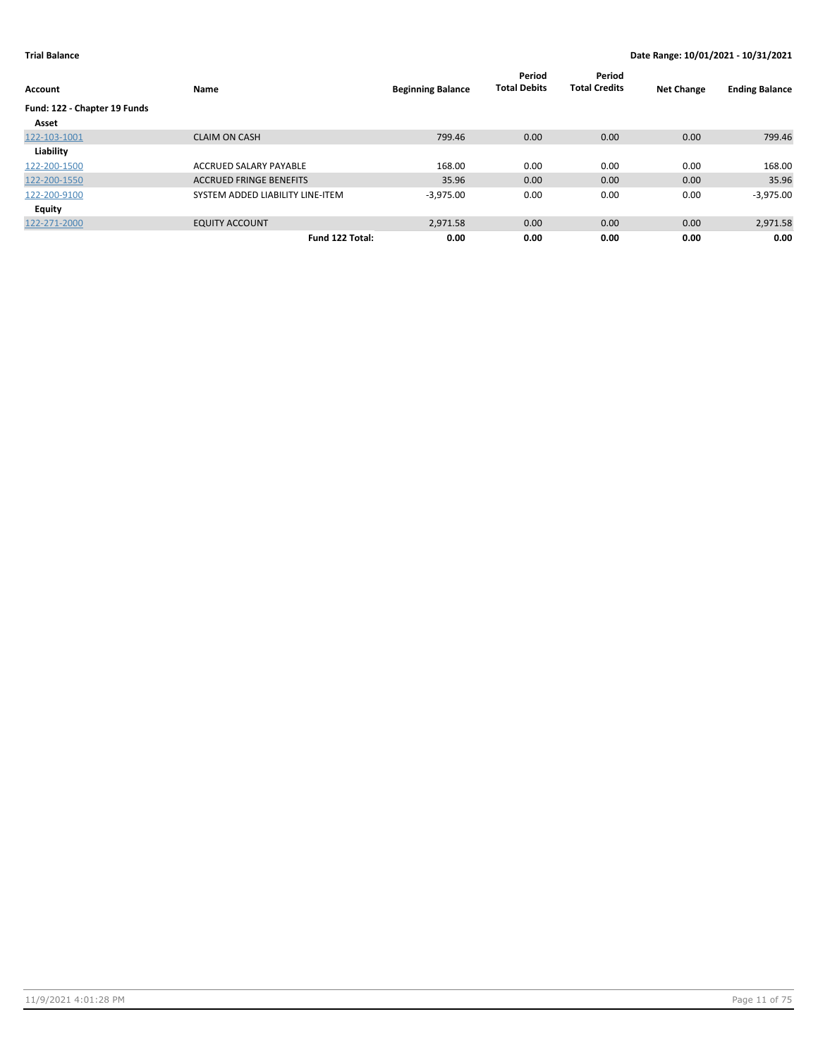**Trial Balance** **Date Range: 10/01/2021 - 10/31/2021**

| Account | Name | Beginning Balance | Period Total Debits | Period Total Credits | Net Change | Ending Balance |
|---|---|---|---|---|---|---|
| **Fund: 122 - Chapter 19 Funds** | | | | | | |
| **Asset** | | | | | | |
| 122-103-1001 | CLAIM ON CASH | 799.46 | 0.00 | 0.00 | 0.00 | 799.46 |
| **Liability** | | | | | | |
| 122-200-1500 | ACCRUED SALARY PAYABLE | 168.00 | 0.00 | 0.00 | 0.00 | 168.00 |
| 122-200-1550 | ACCRUED FRINGE BENEFITS | 35.96 | 0.00 | 0.00 | 0.00 | 35.96 |
| 122-200-9100 | SYSTEM ADDED LIABILITY LINE-ITEM | -3,975.00 | 0.00 | 0.00 | 0.00 | -3,975.00 |
| **Equity** | | | | | | |
| 122-271-2000 | EQUITY ACCOUNT | 2,971.58 | 0.00 | 0.00 | 0.00 | 2,971.58 |
| | **Fund 122 Total:** | **0.00** | **0.00** | **0.00** | **0.00** | **0.00** |

11/9/2021 4:01:28 PM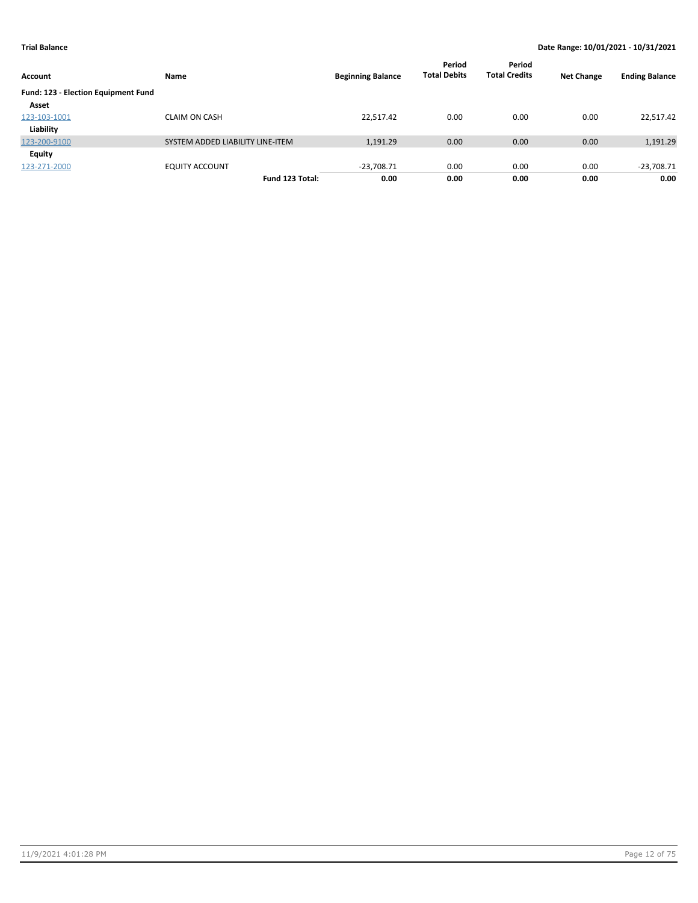**Trial Balance** **Date Range: 10/01/2021 - 10/31/2021**

| Account | Name | Beginning Balance | Period Total Debits | Period Total Credits | Net Change | Ending Balance |
|---|---|---|---|---|---|---|
| **Fund: 123 - Election Equipment Fund** | | | | | | |
| **Asset** | | | | | | |
| 123-103-1001 | CLAIM ON CASH | 22,517.42 | 0.00 | 0.00 | 0.00 | 22,517.42 |
| **Liability** | | | | | | |
| 123-200-9100 | SYSTEM ADDED LIABILITY LINE-ITEM | 1,191.29 | 0.00 | 0.00 | 0.00 | 1,191.29 |
| **Equity** | | | | | | |
| 123-271-2000 | EQUITY ACCOUNT | -23,708.71 | 0.00 | 0.00 | 0.00 | -23,708.71 |
| | **Fund 123 Total:** | **0.00** | **0.00** | **0.00** | **0.00** | **0.00** |

11/9/2021 4:01:28 PM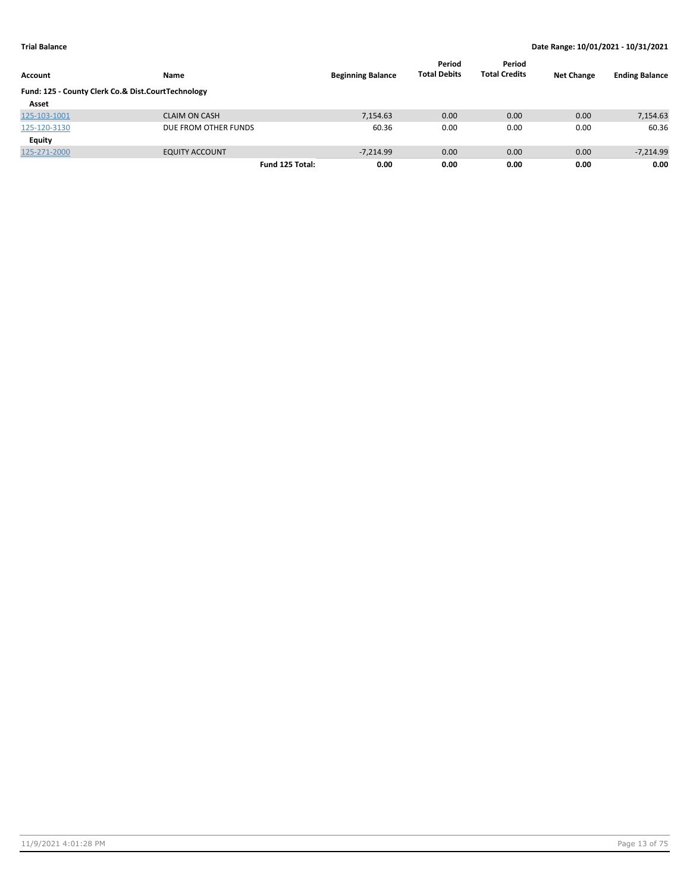| Account | Name | | Beginning Balance | Period Total Debits | Period Total Credits | Net Change | Ending Balance |
|---|---|---|---|---|---|---|---|
| **Fund: 125 - County Clerk Co.& Dist.CourtTechnology** | | | | | | | |
| **Asset** | | | | | | | |
| 125-103-1001 | CLAIM ON CASH | | 7,154.63 | 0.00 | 0.00 | 0.00 | 7,154.63 |
| 125-120-3130 | DUE FROM OTHER FUNDS | | 60.36 | 0.00 | 0.00 | 0.00 | 60.36 |
| **Equity** | | | | | | | |
| 125-271-2000 | EQUITY ACCOUNT | | -7,214.99 | 0.00 | 0.00 | 0.00 | -7,214.99 |
| | | **Fund 125 Total:** | **0.00** | **0.00** | **0.00** | **0.00** | **0.00** |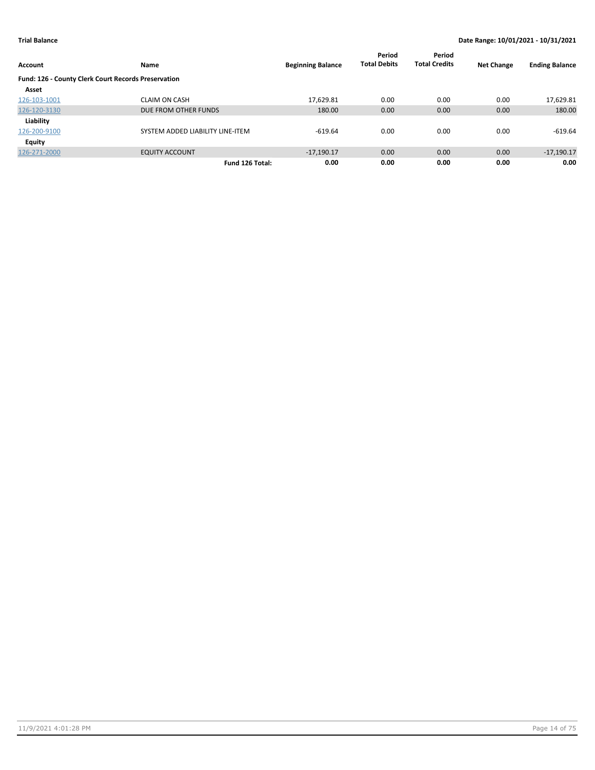**Trial Balance** | **Date Range: 10/01/2021 - 10/31/2021**

| Account | Name | Beginning Balance | Period Total Debits | Period Total Credits | Net Change | Ending Balance |
|---|---|---|---|---|---|---|
| **Fund: 126 - County Clerk Court Records Preservation** | | | | | | |
| **Asset** | | | | | | |
| 126-103-1001 | CLAIM ON CASH | 17,629.81 | 0.00 | 0.00 | 0.00 | 17,629.81 |
| 126-120-3130 | DUE FROM OTHER FUNDS | 180.00 | 0.00 | 0.00 | 0.00 | 180.00 |
| **Liability** | | | | | | |
| 126-200-9100 | SYSTEM ADDED LIABILITY LINE-ITEM | -619.64 | 0.00 | 0.00 | 0.00 | -619.64 |
| **Equity** | | | | | | |
| 126-271-2000 | EQUITY ACCOUNT | -17,190.17 | 0.00 | 0.00 | 0.00 | -17,190.17 |
| | **Fund 126 Total:** | **0.00** | **0.00** | **0.00** | **0.00** | **0.00** |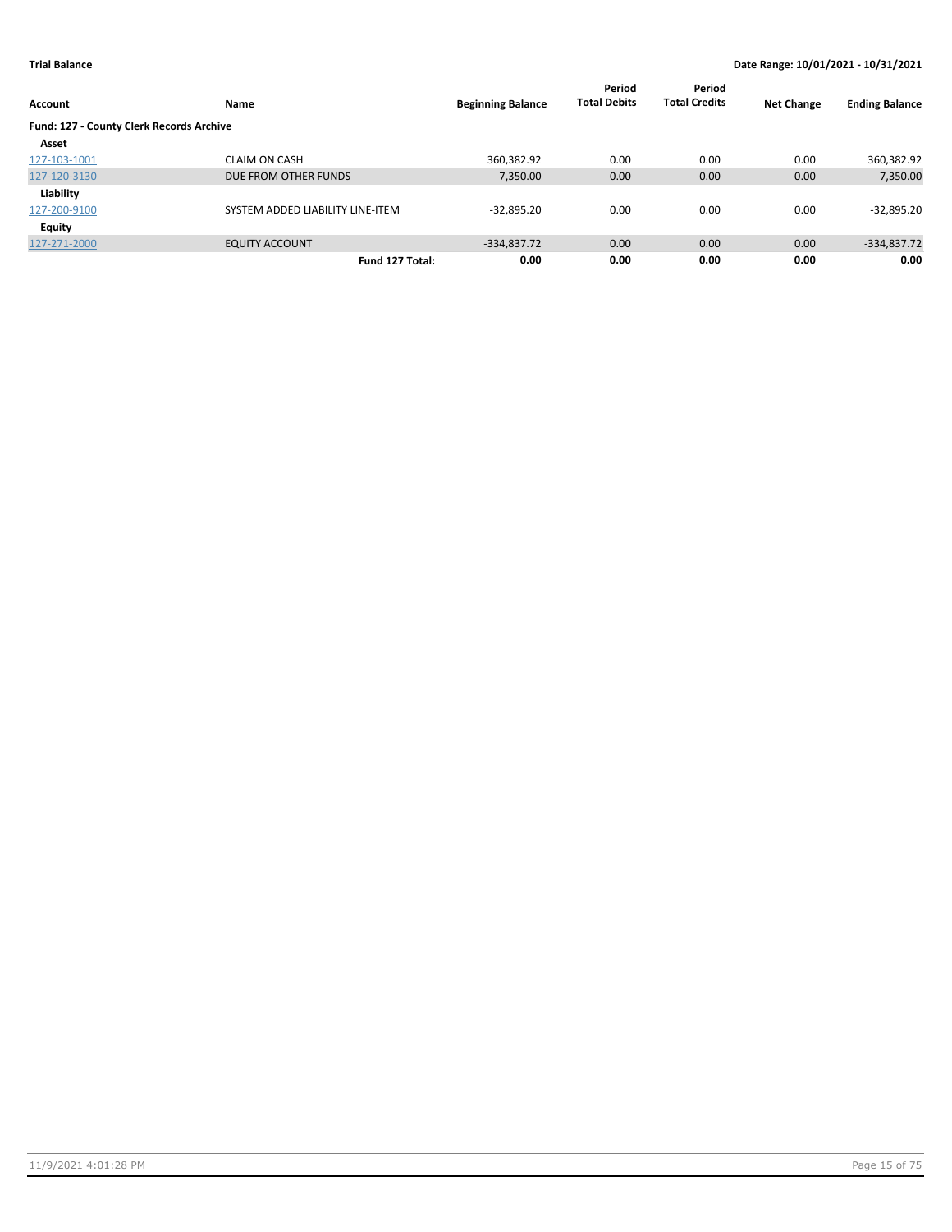**Trial Balance** — Date Range: 10/01/2021 - 10/31/2021

| Account | Name | Beginning Balance | Period Total Debits | Period Total Credits | Net Change | Ending Balance |
|---|---|---|---|---|---|---|
| **Fund: 127 - County Clerk Records Archive** | | | | | | |
| **Asset** | | | | | | |
| 127-103-1001 | CLAIM ON CASH | 360,382.92 | 0.00 | 0.00 | 0.00 | 360,382.92 |
| 127-120-3130 | DUE FROM OTHER FUNDS | 7,350.00 | 0.00 | 0.00 | 0.00 | 7,350.00 |
| **Liability** | | | | | | |
| 127-200-9100 | SYSTEM ADDED LIABILITY LINE-ITEM | -32,895.20 | 0.00 | 0.00 | 0.00 | -32,895.20 |
| **Equity** | | | | | | |
| 127-271-2000 | EQUITY ACCOUNT | -334,837.72 | 0.00 | 0.00 | 0.00 | -334,837.72 |
| | **Fund 127 Total:** | **0.00** | **0.00** | **0.00** | **0.00** | **0.00** |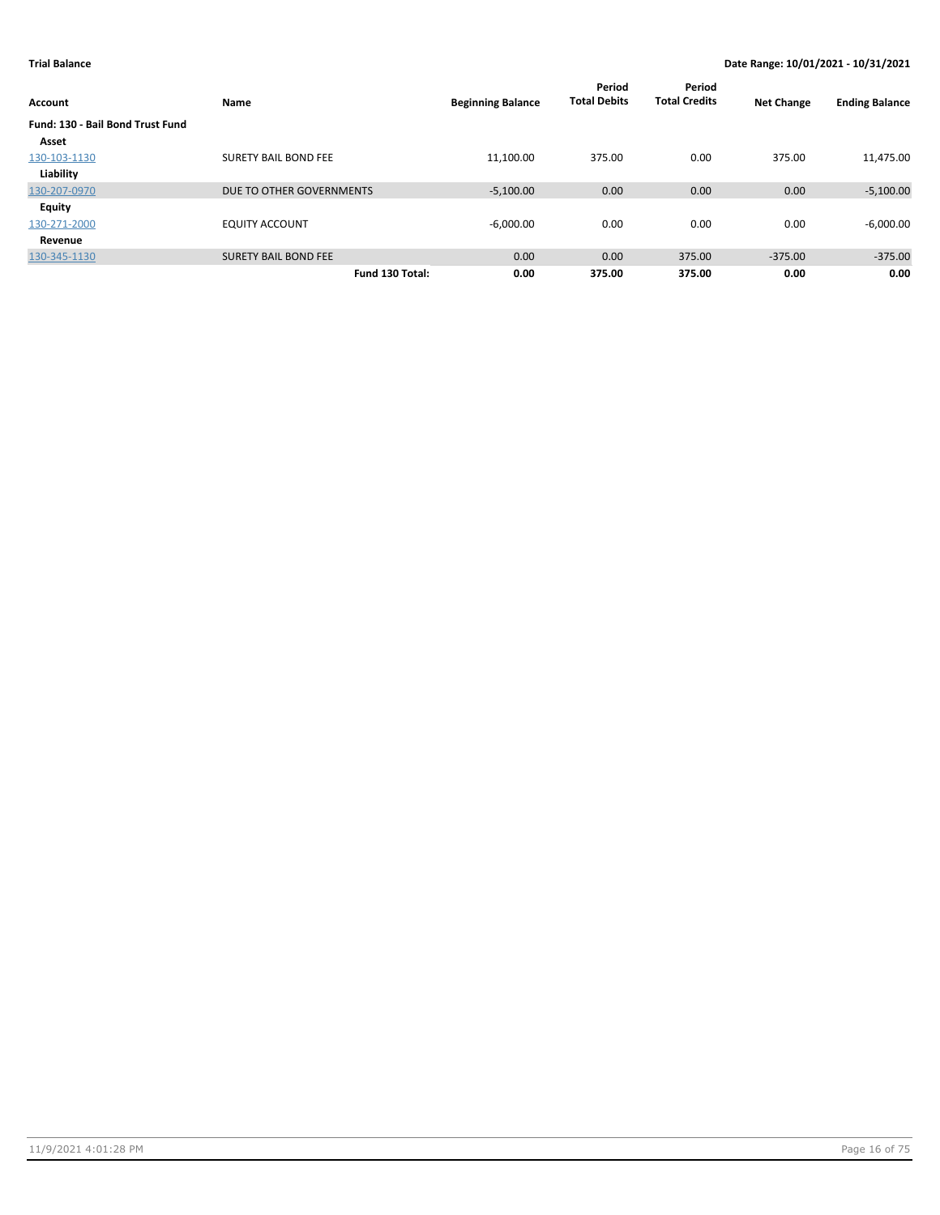**Trial Balance** | **Date Range: 10/01/2021 - 10/31/2021**

| Account | Name | Beginning Balance | Period Total Debits | Period Total Credits | Net Change | Ending Balance |
|---|---|---|---|---|---|---|
| **Fund: 130 - Bail Bond Trust Fund** | | | | | | |
| **Asset** | | | | | | |
| 130-103-1130 | SURETY BAIL BOND FEE | 11,100.00 | 375.00 | 0.00 | 375.00 | 11,475.00 |
| **Liability** | | | | | | |
| 130-207-0970 | DUE TO OTHER GOVERNMENTS | -5,100.00 | 0.00 | 0.00 | 0.00 | -5,100.00 |
| **Equity** | | | | | | |
| 130-271-2000 | EQUITY ACCOUNT | -6,000.00 | 0.00 | 0.00 | 0.00 | -6,000.00 |
| **Revenue** | | | | | | |
| 130-345-1130 | SURETY BAIL BOND FEE | 0.00 | 0.00 | 375.00 | -375.00 | -375.00 |
| | **Fund 130 Total:** | **0.00** | **375.00** | **375.00** | **0.00** | **0.00** |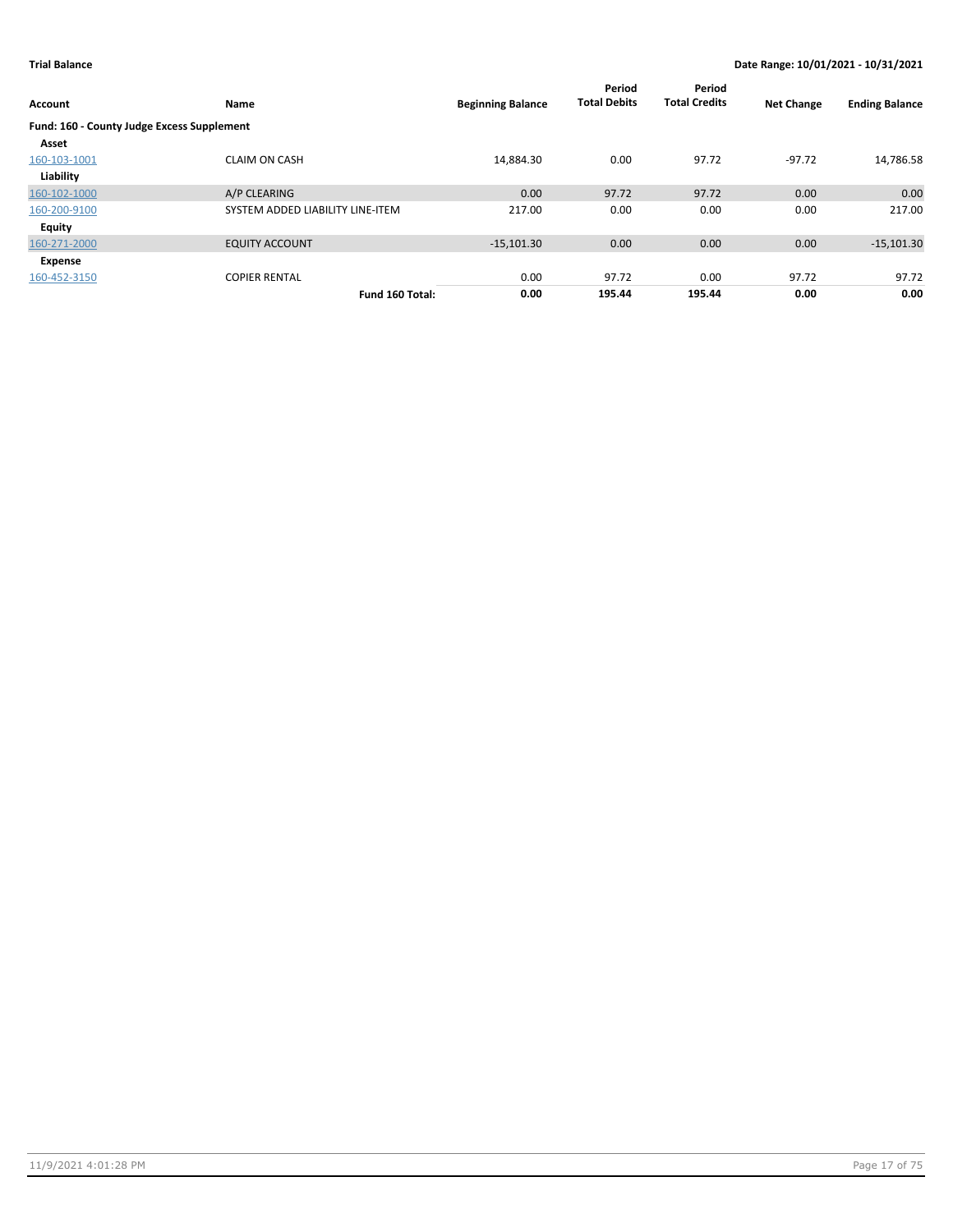**Trial Balance** **Date Range: 10/01/2021 - 10/31/2021**

| Account | Name | Beginning Balance | Period Total Debits | Period Total Credits | Net Change | Ending Balance |
|---|---|---|---|---|---|---|
| **Fund: 160 - County Judge Excess Supplement** | | | | | | |
| **Asset** | | | | | | |
| 160-103-1001 | CLAIM ON CASH | 14,884.30 | 0.00 | 97.72 | -97.72 | 14,786.58 |
| **Liability** | | | | | | |
| 160-102-1000 | A/P CLEARING | 0.00 | 97.72 | 97.72 | 0.00 | 0.00 |
| 160-200-9100 | SYSTEM ADDED LIABILITY LINE-ITEM | 217.00 | 0.00 | 0.00 | 0.00 | 217.00 |
| **Equity** | | | | | | |
| 160-271-2000 | EQUITY ACCOUNT | -15,101.30 | 0.00 | 0.00 | 0.00 | -15,101.30 |
| **Expense** | | | | | | |
| 160-452-3150 | COPIER RENTAL | 0.00 | 97.72 | 0.00 | 97.72 | 97.72 |
| | **Fund 160 Total:** | **0.00** | **195.44** | **195.44** | **0.00** | **0.00** |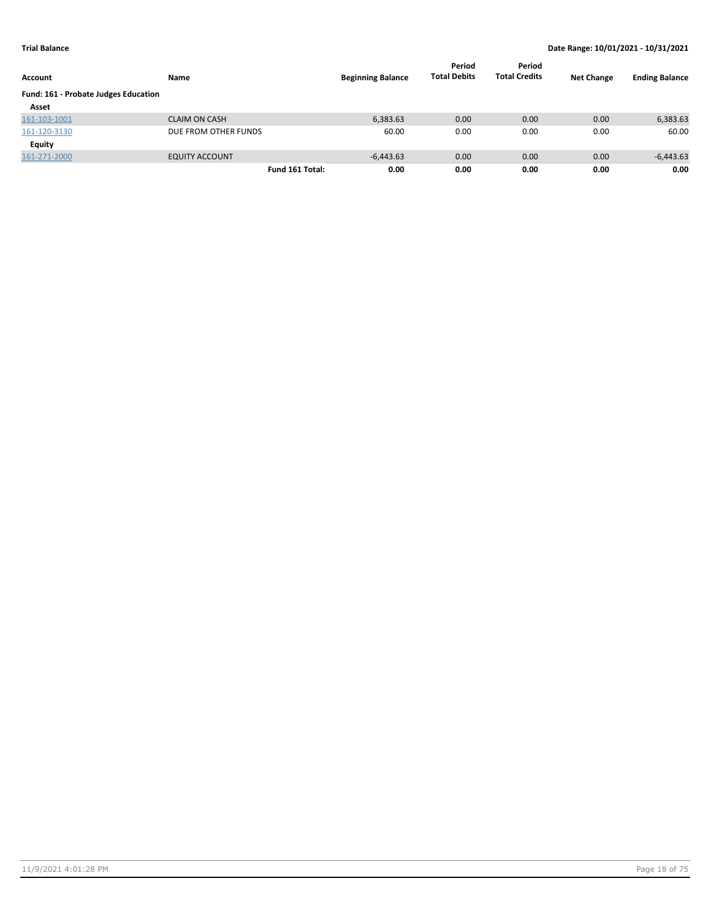**Trial Balance** | **Date Range: 10/01/2021 - 10/31/2021**

| Account | Name | Beginning Balance | Period Total Debits | Period Total Credits | Net Change | Ending Balance |
|---|---|---|---|---|---|---|
| **Fund: 161 - Probate Judges Education** | | | | | | |
| **Asset** | | | | | | |
| 161-103-1001 | CLAIM ON CASH | 6,383.63 | 0.00 | 0.00 | 0.00 | 6,383.63 |
| 161-120-3130 | DUE FROM OTHER FUNDS | 60.00 | 0.00 | 0.00 | 0.00 | 60.00 |
| **Equity** | | | | | | |
| 161-271-2000 | EQUITY ACCOUNT | -6,443.63 | 0.00 | 0.00 | 0.00 | -6,443.63 |
| | **Fund 161 Total:** | **0.00** | **0.00** | **0.00** | **0.00** | **0.00** |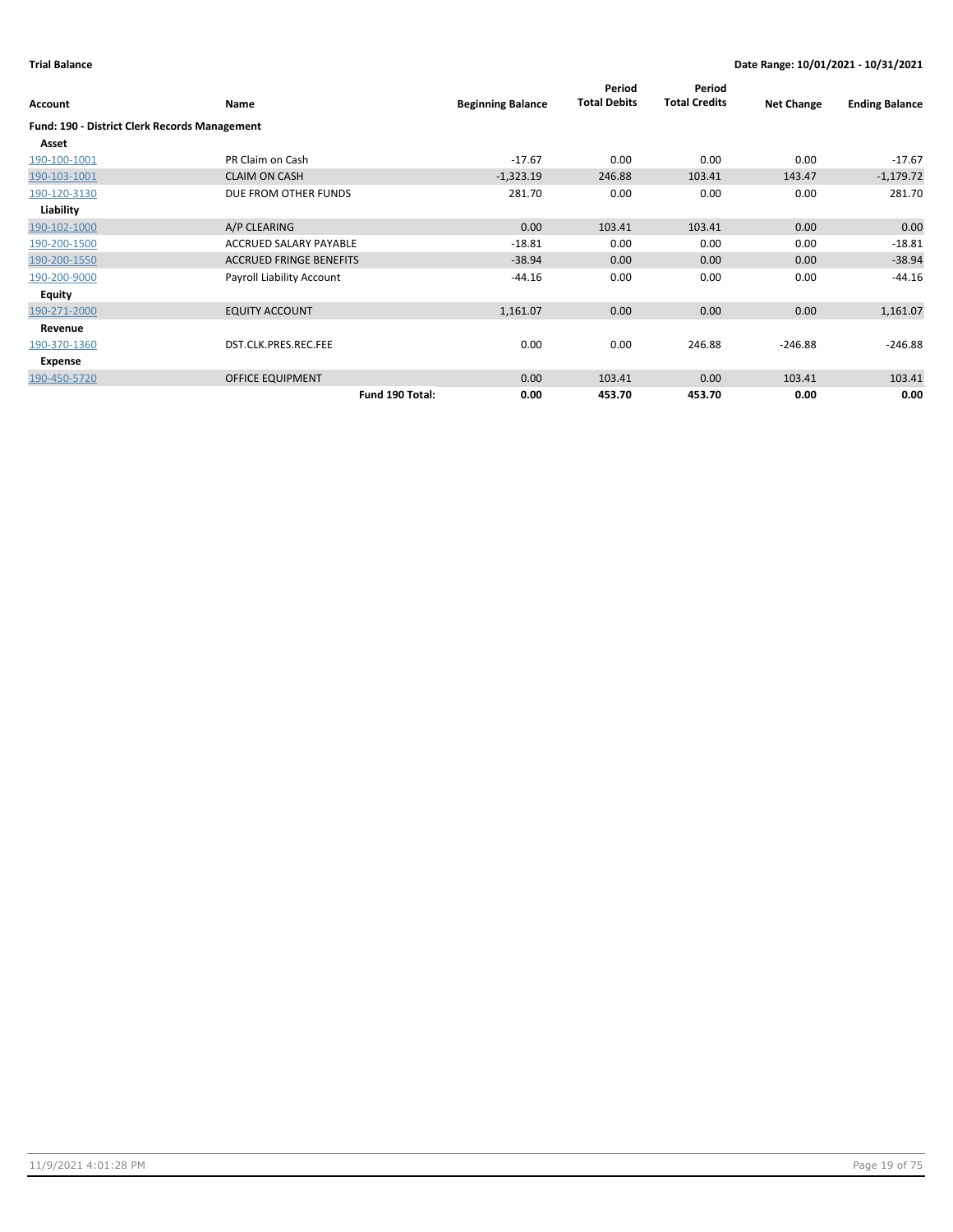**Trial Balance** — **Date Range: 10/01/2021 - 10/31/2021**

| Account | Name | Beginning Balance | Period Total Debits | Period Total Credits | Net Change | Ending Balance |
|---|---|---|---|---|---|---|
| **Fund: 190 - District Clerk Records Management** | | | | | | |
| **Asset** | | | | | | |
| 190-100-1001 | PR Claim on Cash | -17.67 | 0.00 | 0.00 | 0.00 | -17.67 |
| 190-103-1001 | CLAIM ON CASH | -1,323.19 | 246.88 | 103.41 | 143.47 | -1,179.72 |
| 190-120-3130 | DUE FROM OTHER FUNDS | 281.70 | 0.00 | 0.00 | 0.00 | 281.70 |
| **Liability** | | | | | | |
| 190-102-1000 | A/P CLEARING | 0.00 | 103.41 | 103.41 | 0.00 | 0.00 |
| 190-200-1500 | ACCRUED SALARY PAYABLE | -18.81 | 0.00 | 0.00 | 0.00 | -18.81 |
| 190-200-1550 | ACCRUED FRINGE BENEFITS | -38.94 | 0.00 | 0.00 | 0.00 | -38.94 |
| 190-200-9000 | Payroll Liability Account | -44.16 | 0.00 | 0.00 | 0.00 | -44.16 |
| **Equity** | | | | | | |
| 190-271-2000 | EQUITY ACCOUNT | 1,161.07 | 0.00 | 0.00 | 0.00 | 1,161.07 |
| **Revenue** | | | | | | |
| 190-370-1360 | DST.CLK.PRES.REC.FEE | 0.00 | 0.00 | 246.88 | -246.88 | -246.88 |
| **Expense** | | | | | | |
| 190-450-5720 | OFFICE EQUIPMENT | 0.00 | 103.41 | 0.00 | 103.41 | 103.41 |
| | **Fund 190 Total:** | **0.00** | **453.70** | **453.70** | **0.00** | **0.00** |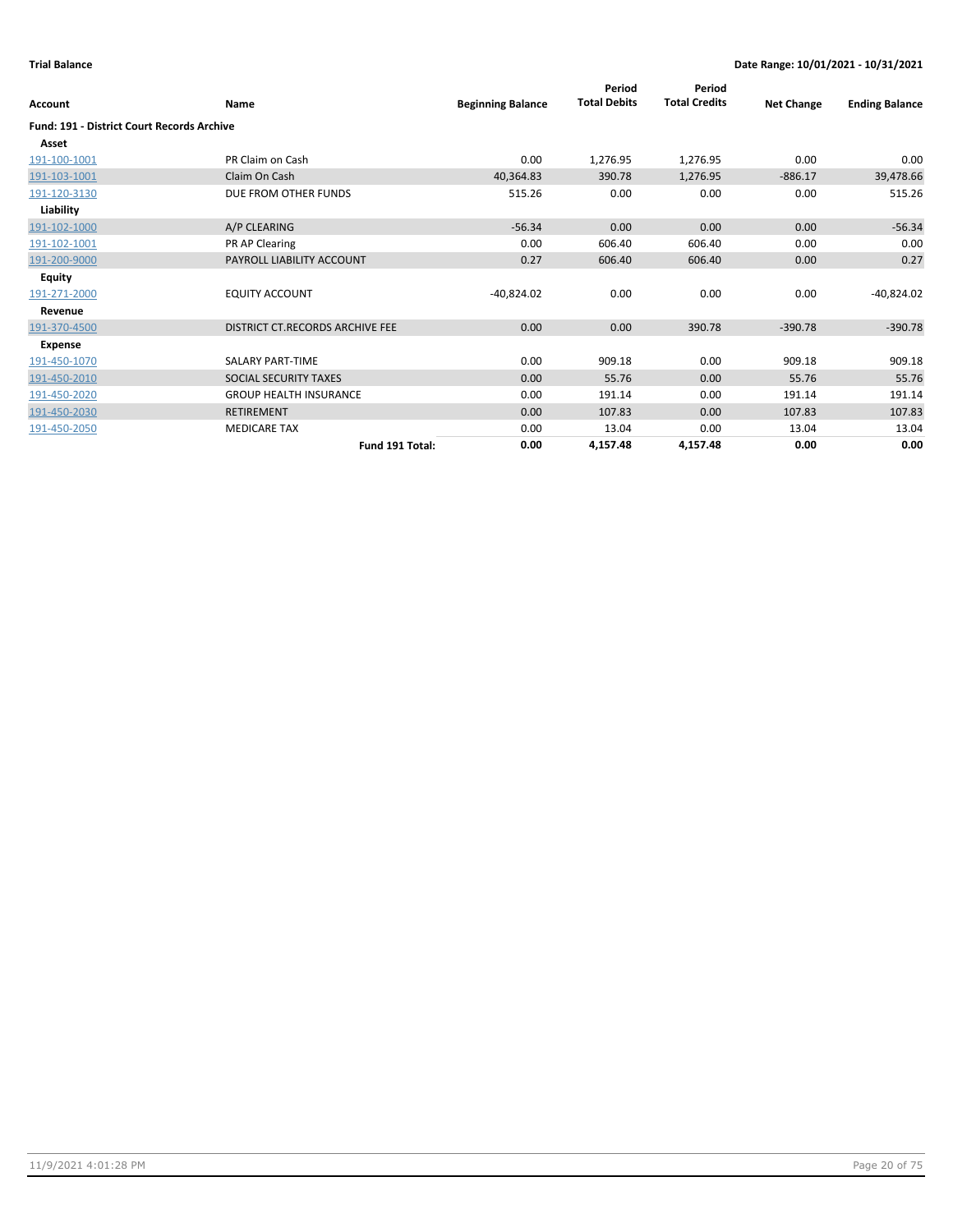**Trial Balance** — **Date Range: 10/01/2021 - 10/31/2021**

| Account | Name | Beginning Balance | Period Total Debits | Period Total Credits | Net Change | Ending Balance |
|---|---|---|---|---|---|---|
| **Fund: 191 - District Court Records Archive** | | | | | | |
| **Asset** | | | | | | |
| 191-100-1001 | PR Claim on Cash | 0.00 | 1,276.95 | 1,276.95 | 0.00 | 0.00 |
| 191-103-1001 | Claim On Cash | 40,364.83 | 390.78 | 1,276.95 | -886.17 | 39,478.66 |
| 191-120-3130 | DUE FROM OTHER FUNDS | 515.26 | 0.00 | 0.00 | 0.00 | 515.26 |
| **Liability** | | | | | | |
| 191-102-1000 | A/P CLEARING | -56.34 | 0.00 | 0.00 | 0.00 | -56.34 |
| 191-102-1001 | PR AP Clearing | 0.00 | 606.40 | 606.40 | 0.00 | 0.00 |
| 191-200-9000 | PAYROLL LIABILITY ACCOUNT | 0.27 | 606.40 | 606.40 | 0.00 | 0.27 |
| **Equity** | | | | | | |
| 191-271-2000 | EQUITY ACCOUNT | -40,824.02 | 0.00 | 0.00 | 0.00 | -40,824.02 |
| **Revenue** | | | | | | |
| 191-370-4500 | DISTRICT CT.RECORDS ARCHIVE FEE | 0.00 | 0.00 | 390.78 | -390.78 | -390.78 |
| **Expense** | | | | | | |
| 191-450-1070 | SALARY PART-TIME | 0.00 | 909.18 | 0.00 | 909.18 | 909.18 |
| 191-450-2010 | SOCIAL SECURITY TAXES | 0.00 | 55.76 | 0.00 | 55.76 | 55.76 |
| 191-450-2020 | GROUP HEALTH INSURANCE | 0.00 | 191.14 | 0.00 | 191.14 | 191.14 |
| 191-450-2030 | RETIREMENT | 0.00 | 107.83 | 0.00 | 107.83 | 107.83 |
| 191-450-2050 | MEDICARE TAX | 0.00 | 13.04 | 0.00 | 13.04 | 13.04 |
| | **Fund 191 Total:** | **0.00** | **4,157.48** | **4,157.48** | **0.00** | **0.00** |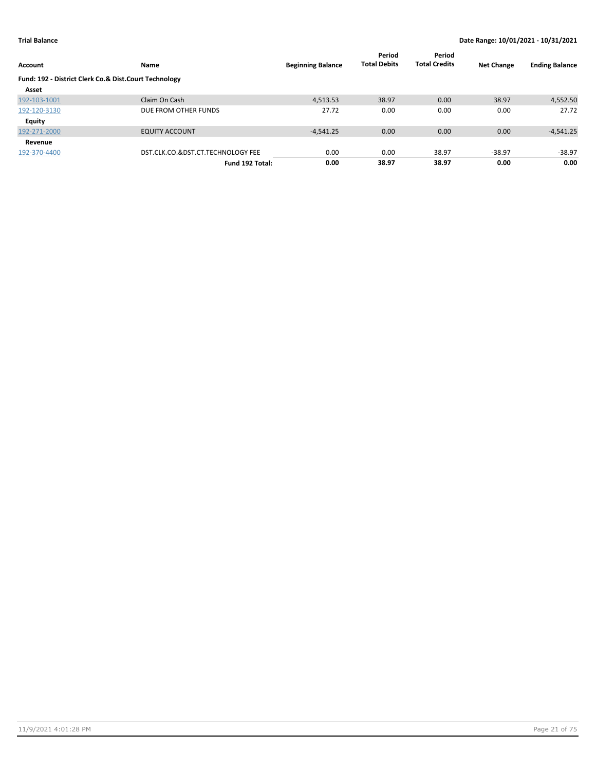**Trial Balance** **Date Range: 10/01/2021 - 10/31/2021**

| Account | Name | Beginning Balance | Period Total Debits | Period Total Credits | Net Change | Ending Balance |
|---|---|---|---|---|---|---|
| **Fund: 192 - District Clerk Co.& Dist.Court Technology** | | | | | | |
| **Asset** | | | | | | |
| 192-103-1001 | Claim On Cash | 4,513.53 | 38.97 | 0.00 | 38.97 | 4,552.50 |
| 192-120-3130 | DUE FROM OTHER FUNDS | 27.72 | 0.00 | 0.00 | 0.00 | 27.72 |
| **Equity** | | | | | | |
| 192-271-2000 | EQUITY ACCOUNT | -4,541.25 | 0.00 | 0.00 | 0.00 | -4,541.25 |
| **Revenue** | | | | | | |
| 192-370-4400 | DST.CLK.CO.&DST.CT.TECHNOLOGY FEE | 0.00 | 0.00 | 38.97 | -38.97 | -38.97 |
| | **Fund 192 Total:** | **0.00** | **38.97** | **38.97** | **0.00** | **0.00** |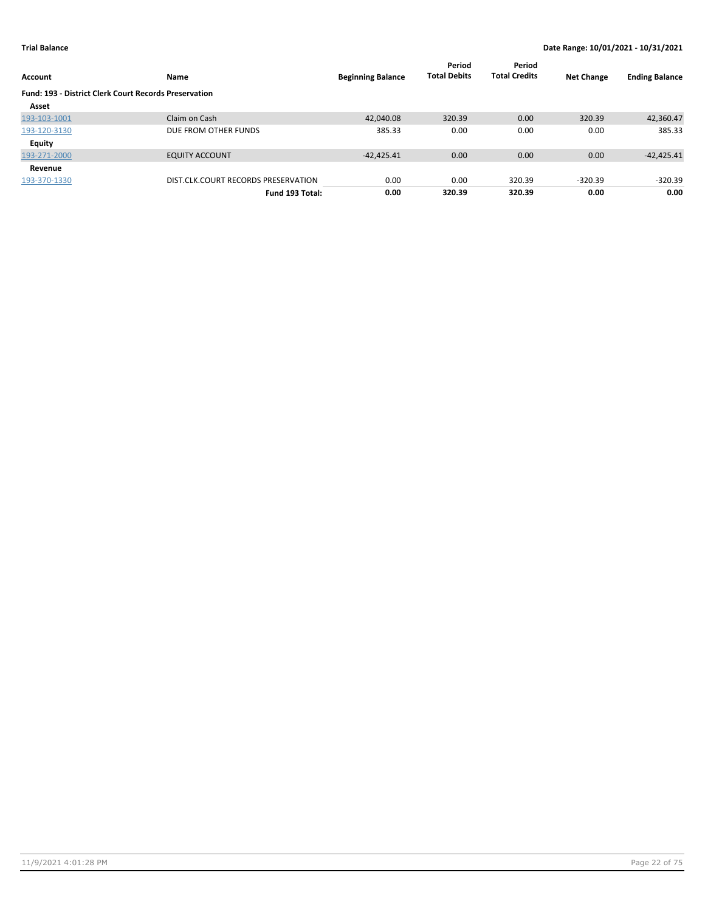**Trial Balance** | **Date Range: 10/01/2021 - 10/31/2021**

| Account | Name | Beginning Balance | Period Total Debits | Period Total Credits | Net Change | Ending Balance |
|---|---|---|---|---|---|---|
| **Fund: 193 - District Clerk Court Records Preservation** | | | | | | |
| **Asset** | | | | | | |
| 193-103-1001 | Claim on Cash | 42,040.08 | 320.39 | 0.00 | 320.39 | 42,360.47 |
| 193-120-3130 | DUE FROM OTHER FUNDS | 385.33 | 0.00 | 0.00 | 0.00 | 385.33 |
| **Equity** | | | | | | |
| 193-271-2000 | EQUITY ACCOUNT | -42,425.41 | 0.00 | 0.00 | 0.00 | -42,425.41 |
| **Revenue** | | | | | | |
| 193-370-1330 | DIST.CLK.COURT RECORDS PRESERVATION | 0.00 | 0.00 | 320.39 | -320.39 | -320.39 |
| | **Fund 193 Total:** | **0.00** | **320.39** | **320.39** | **0.00** | **0.00** |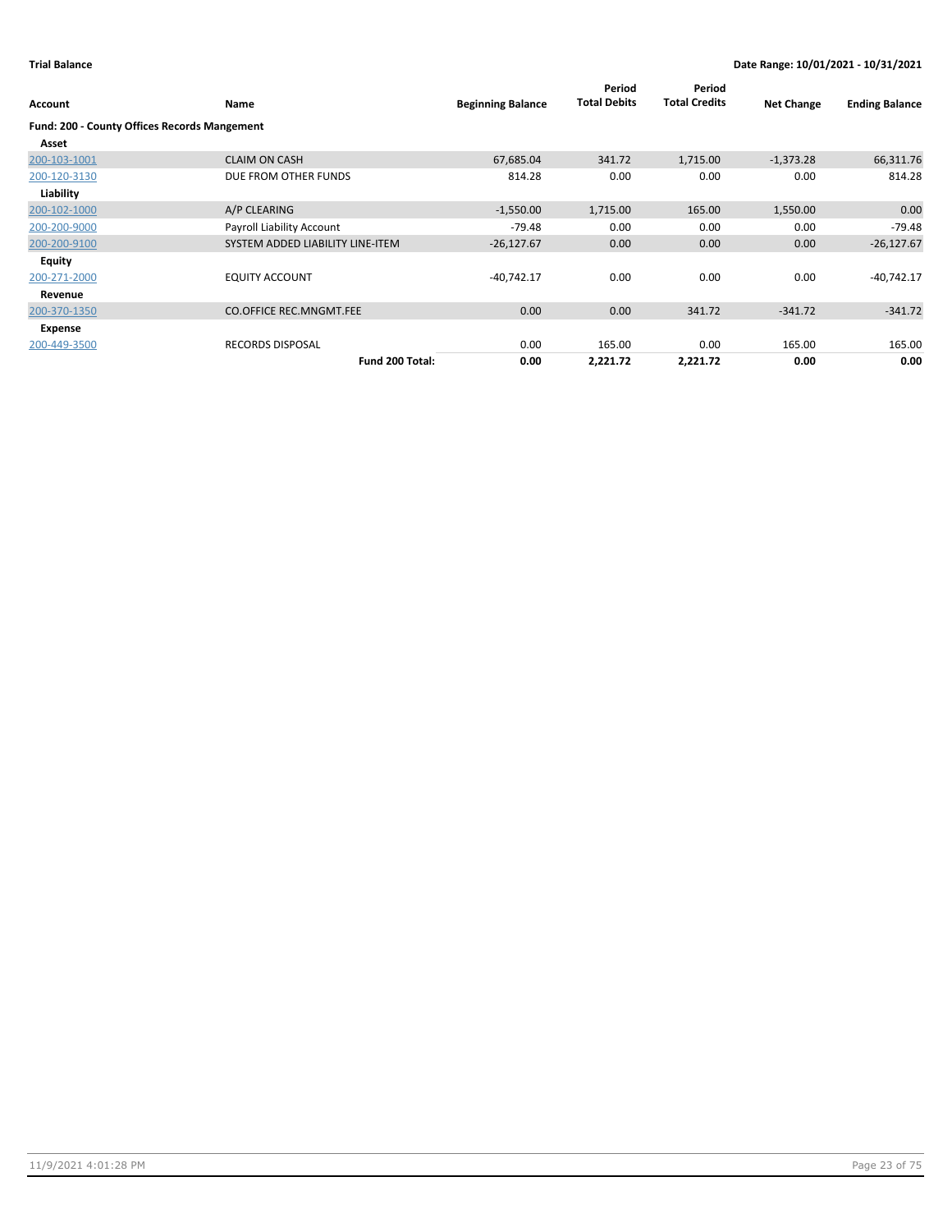**Trial Balance** | **Date Range: 10/01/2021 - 10/31/2021**

| Account | Name | Beginning Balance | Period Total Debits | Period Total Credits | Net Change | Ending Balance |
|---|---|---|---|---|---|---|
| **Fund: 200 - County Offices Records Mangement** | | | | | | |
| **Asset** | | | | | | |
| 200-103-1001 | CLAIM ON CASH | 67,685.04 | 341.72 | 1,715.00 | -1,373.28 | 66,311.76 |
| 200-120-3130 | DUE FROM OTHER FUNDS | 814.28 | 0.00 | 0.00 | 0.00 | 814.28 |
| **Liability** | | | | | | |
| 200-102-1000 | A/P CLEARING | -1,550.00 | 1,715.00 | 165.00 | 1,550.00 | 0.00 |
| 200-200-9000 | Payroll Liability Account | -79.48 | 0.00 | 0.00 | 0.00 | -79.48 |
| 200-200-9100 | SYSTEM ADDED LIABILITY LINE-ITEM | -26,127.67 | 0.00 | 0.00 | 0.00 | -26,127.67 |
| **Equity** | | | | | | |
| 200-271-2000 | EQUITY ACCOUNT | -40,742.17 | 0.00 | 0.00 | 0.00 | -40,742.17 |
| **Revenue** | | | | | | |
| 200-370-1350 | CO.OFFICE REC.MNGMT.FEE | 0.00 | 0.00 | 341.72 | -341.72 | -341.72 |
| **Expense** | | | | | | |
| 200-449-3500 | RECORDS DISPOSAL | 0.00 | 165.00 | 0.00 | 165.00 | 165.00 |
| | **Fund 200 Total:** | **0.00** | **2,221.72** | **2,221.72** | **0.00** | **0.00** |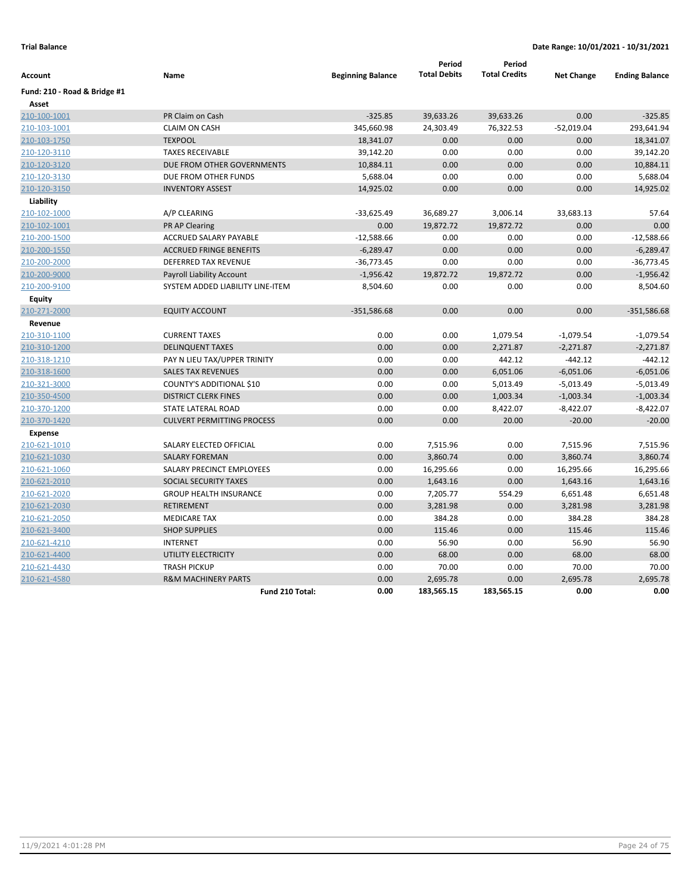**Trial Balance** | **Date Range: 10/01/2021 - 10/31/2021**

| Account | Name | Beginning Balance | Period Total Debits | Period Total Credits | Net Change | Ending Balance |
|---|---|---|---|---|---|---|
| **Fund: 210 - Road & Bridge #1** | | | | | | |
| **Asset** | | | | | | |
| 210-100-1001 | PR Claim on Cash | -325.85 | 39,633.26 | 39,633.26 | 0.00 | -325.85 |
| 210-103-1001 | CLAIM ON CASH | 345,660.98 | 24,303.49 | 76,322.53 | -52,019.04 | 293,641.94 |
| 210-103-1750 | TEXPOOL | 18,341.07 | 0.00 | 0.00 | 0.00 | 18,341.07 |
| 210-120-3110 | TAXES RECEIVABLE | 39,142.20 | 0.00 | 0.00 | 0.00 | 39,142.20 |
| 210-120-3120 | DUE FROM OTHER GOVERNMENTS | 10,884.11 | 0.00 | 0.00 | 0.00 | 10,884.11 |
| 210-120-3130 | DUE FROM OTHER FUNDS | 5,688.04 | 0.00 | 0.00 | 0.00 | 5,688.04 |
| 210-120-3150 | INVENTORY ASSEST | 14,925.02 | 0.00 | 0.00 | 0.00 | 14,925.02 |
| **Liability** | | | | | | |
| 210-102-1000 | A/P CLEARING | -33,625.49 | 36,689.27 | 3,006.14 | 33,683.13 | 57.64 |
| 210-102-1001 | PR AP Clearing | 0.00 | 19,872.72 | 19,872.72 | 0.00 | 0.00 |
| 210-200-1500 | ACCRUED SALARY PAYABLE | -12,588.66 | 0.00 | 0.00 | 0.00 | -12,588.66 |
| 210-200-1550 | ACCRUED FRINGE BENEFITS | -6,289.47 | 0.00 | 0.00 | 0.00 | -6,289.47 |
| 210-200-2000 | DEFERRED TAX REVENUE | -36,773.45 | 0.00 | 0.00 | 0.00 | -36,773.45 |
| 210-200-9000 | Payroll Liability Account | -1,956.42 | 19,872.72 | 19,872.72 | 0.00 | -1,956.42 |
| 210-200-9100 | SYSTEM ADDED LIABILITY LINE-ITEM | 8,504.60 | 0.00 | 0.00 | 0.00 | 8,504.60 |
| **Equity** | | | | | | |
| 210-271-2000 | EQUITY ACCOUNT | -351,586.68 | 0.00 | 0.00 | 0.00 | -351,586.68 |
| **Revenue** | | | | | | |
| 210-310-1100 | CURRENT TAXES | 0.00 | 0.00 | 1,079.54 | -1,079.54 | -1,079.54 |
| 210-310-1200 | DELINQUENT TAXES | 0.00 | 0.00 | 2,271.87 | -2,271.87 | -2,271.87 |
| 210-318-1210 | PAY N LIEU TAX/UPPER TRINITY | 0.00 | 0.00 | 442.12 | -442.12 | -442.12 |
| 210-318-1600 | SALES TAX REVENUES | 0.00 | 0.00 | 6,051.06 | -6,051.06 | -6,051.06 |
| 210-321-3000 | COUNTY'S ADDITIONAL $10 | 0.00 | 0.00 | 5,013.49 | -5,013.49 | -5,013.49 |
| 210-350-4500 | DISTRICT CLERK FINES | 0.00 | 0.00 | 1,003.34 | -1,003.34 | -1,003.34 |
| 210-370-1200 | STATE LATERAL ROAD | 0.00 | 0.00 | 8,422.07 | -8,422.07 | -8,422.07 |
| 210-370-1420 | CULVERT PERMITTING PROCESS | 0.00 | 0.00 | 20.00 | -20.00 | -20.00 |
| **Expense** | | | | | | |
| 210-621-1010 | SALARY ELECTED OFFICIAL | 0.00 | 7,515.96 | 0.00 | 7,515.96 | 7,515.96 |
| 210-621-1030 | SALARY FOREMAN | 0.00 | 3,860.74 | 0.00 | 3,860.74 | 3,860.74 |
| 210-621-1060 | SALARY PRECINCT EMPLOYEES | 0.00 | 16,295.66 | 0.00 | 16,295.66 | 16,295.66 |
| 210-621-2010 | SOCIAL SECURITY TAXES | 0.00 | 1,643.16 | 0.00 | 1,643.16 | 1,643.16 |
| 210-621-2020 | GROUP HEALTH INSURANCE | 0.00 | 7,205.77 | 554.29 | 6,651.48 | 6,651.48 |
| 210-621-2030 | RETIREMENT | 0.00 | 3,281.98 | 0.00 | 3,281.98 | 3,281.98 |
| 210-621-2050 | MEDICARE TAX | 0.00 | 384.28 | 0.00 | 384.28 | 384.28 |
| 210-621-3400 | SHOP SUPPLIES | 0.00 | 115.46 | 0.00 | 115.46 | 115.46 |
| 210-621-4210 | INTERNET | 0.00 | 56.90 | 0.00 | 56.90 | 56.90 |
| 210-621-4400 | UTILITY ELECTRICITY | 0.00 | 68.00 | 0.00 | 68.00 | 68.00 |
| 210-621-4430 | TRASH PICKUP | 0.00 | 70.00 | 0.00 | 70.00 | 70.00 |
| 210-621-4580 | R&M MACHINERY PARTS | 0.00 | 2,695.78 | 0.00 | 2,695.78 | 2,695.78 |
| | **Fund 210 Total:** | **0.00** | **183,565.15** | **183,565.15** | **0.00** | **0.00** |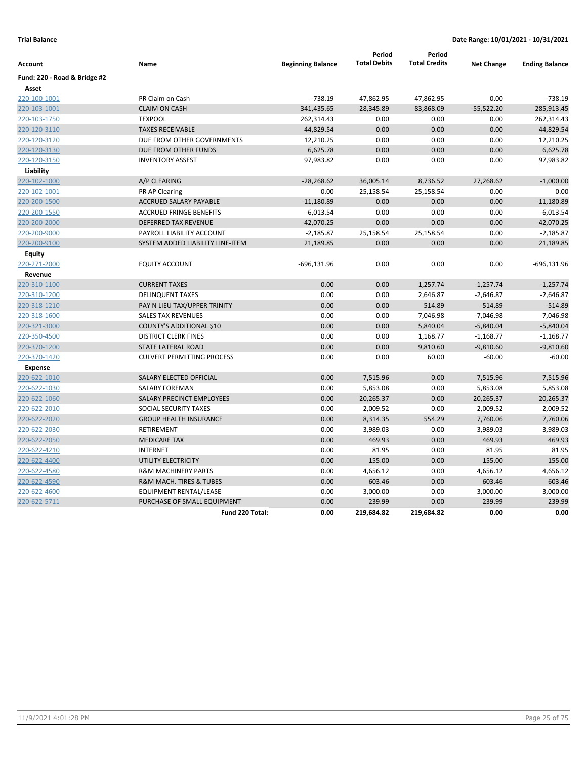**Trial Balance** | **Date Range: 10/01/2021 - 10/31/2021**

| Account | Name | Beginning Balance | Period Total Debits | Period Total Credits | Net Change | Ending Balance |
|---|---|---|---|---|---|---|
| **Fund: 220 - Road & Bridge #2** | | | | | | |
| **Asset** | | | | | | |
| 220-100-1001 | PR Claim on Cash | -738.19 | 47,862.95 | 47,862.95 | 0.00 | -738.19 |
| 220-103-1001 | CLAIM ON CASH | 341,435.65 | 28,345.89 | 83,868.09 | -55,522.20 | 285,913.45 |
| 220-103-1750 | TEXPOOL | 262,314.43 | 0.00 | 0.00 | 0.00 | 262,314.43 |
| 220-120-3110 | TAXES RECEIVABLE | 44,829.54 | 0.00 | 0.00 | 0.00 | 44,829.54 |
| 220-120-3120 | DUE FROM OTHER GOVERNMENTS | 12,210.25 | 0.00 | 0.00 | 0.00 | 12,210.25 |
| 220-120-3130 | DUE FROM OTHER FUNDS | 6,625.78 | 0.00 | 0.00 | 0.00 | 6,625.78 |
| 220-120-3150 | INVENTORY ASSEST | 97,983.82 | 0.00 | 0.00 | 0.00 | 97,983.82 |
| **Liability** | | | | | | |
| 220-102-1000 | A/P CLEARING | -28,268.62 | 36,005.14 | 8,736.52 | 27,268.62 | -1,000.00 |
| 220-102-1001 | PR AP Clearing | 0.00 | 25,158.54 | 25,158.54 | 0.00 | 0.00 |
| 220-200-1500 | ACCRUED SALARY PAYABLE | -11,180.89 | 0.00 | 0.00 | 0.00 | -11,180.89 |
| 220-200-1550 | ACCRUED FRINGE BENEFITS | -6,013.54 | 0.00 | 0.00 | 0.00 | -6,013.54 |
| 220-200-2000 | DEFERRED TAX REVENUE | -42,070.25 | 0.00 | 0.00 | 0.00 | -42,070.25 |
| 220-200-9000 | PAYROLL LIABILITY ACCOUNT | -2,185.87 | 25,158.54 | 25,158.54 | 0.00 | -2,185.87 |
| 220-200-9100 | SYSTEM ADDED LIABILITY LINE-ITEM | 21,189.85 | 0.00 | 0.00 | 0.00 | 21,189.85 |
| **Equity** | | | | | | |
| 220-271-2000 | EQUITY ACCOUNT | -696,131.96 | 0.00 | 0.00 | 0.00 | -696,131.96 |
| **Revenue** | | | | | | |
| 220-310-1100 | CURRENT TAXES | 0.00 | 0.00 | 1,257.74 | -1,257.74 | -1,257.74 |
| 220-310-1200 | DELINQUENT TAXES | 0.00 | 0.00 | 2,646.87 | -2,646.87 | -2,646.87 |
| 220-318-1210 | PAY N LIEU TAX/UPPER TRINITY | 0.00 | 0.00 | 514.89 | -514.89 | -514.89 |
| 220-318-1600 | SALES TAX REVENUES | 0.00 | 0.00 | 7,046.98 | -7,046.98 | -7,046.98 |
| 220-321-3000 | COUNTY'S ADDITIONAL $10 | 0.00 | 0.00 | 5,840.04 | -5,840.04 | -5,840.04 |
| 220-350-4500 | DISTRICT CLERK FINES | 0.00 | 0.00 | 1,168.77 | -1,168.77 | -1,168.77 |
| 220-370-1200 | STATE LATERAL ROAD | 0.00 | 0.00 | 9,810.60 | -9,810.60 | -9,810.60 |
| 220-370-1420 | CULVERT PERMITTING PROCESS | 0.00 | 0.00 | 60.00 | -60.00 | -60.00 |
| **Expense** | | | | | | |
| 220-622-1010 | SALARY ELECTED OFFICIAL | 0.00 | 7,515.96 | 0.00 | 7,515.96 | 7,515.96 |
| 220-622-1030 | SALARY FOREMAN | 0.00 | 5,853.08 | 0.00 | 5,853.08 | 5,853.08 |
| 220-622-1060 | SALARY PRECINCT EMPLOYEES | 0.00 | 20,265.37 | 0.00 | 20,265.37 | 20,265.37 |
| 220-622-2010 | SOCIAL SECURITY TAXES | 0.00 | 2,009.52 | 0.00 | 2,009.52 | 2,009.52 |
| 220-622-2020 | GROUP HEALTH INSURANCE | 0.00 | 8,314.35 | 554.29 | 7,760.06 | 7,760.06 |
| 220-622-2030 | RETIREMENT | 0.00 | 3,989.03 | 0.00 | 3,989.03 | 3,989.03 |
| 220-622-2050 | MEDICARE TAX | 0.00 | 469.93 | 0.00 | 469.93 | 469.93 |
| 220-622-4210 | INTERNET | 0.00 | 81.95 | 0.00 | 81.95 | 81.95 |
| 220-622-4400 | UTILITY ELECTRICITY | 0.00 | 155.00 | 0.00 | 155.00 | 155.00 |
| 220-622-4580 | R&M MACHINERY PARTS | 0.00 | 4,656.12 | 0.00 | 4,656.12 | 4,656.12 |
| 220-622-4590 | R&M MACH. TIRES & TUBES | 0.00 | 603.46 | 0.00 | 603.46 | 603.46 |
| 220-622-4600 | EQUIPMENT RENTAL/LEASE | 0.00 | 3,000.00 | 0.00 | 3,000.00 | 3,000.00 |
| 220-622-5711 | PURCHASE OF SMALL EQUIPMENT | 0.00 | 239.99 | 0.00 | 239.99 | 239.99 |
| | **Fund 220 Total:** | **0.00** | **219,684.82** | **219,684.82** | **0.00** | **0.00** |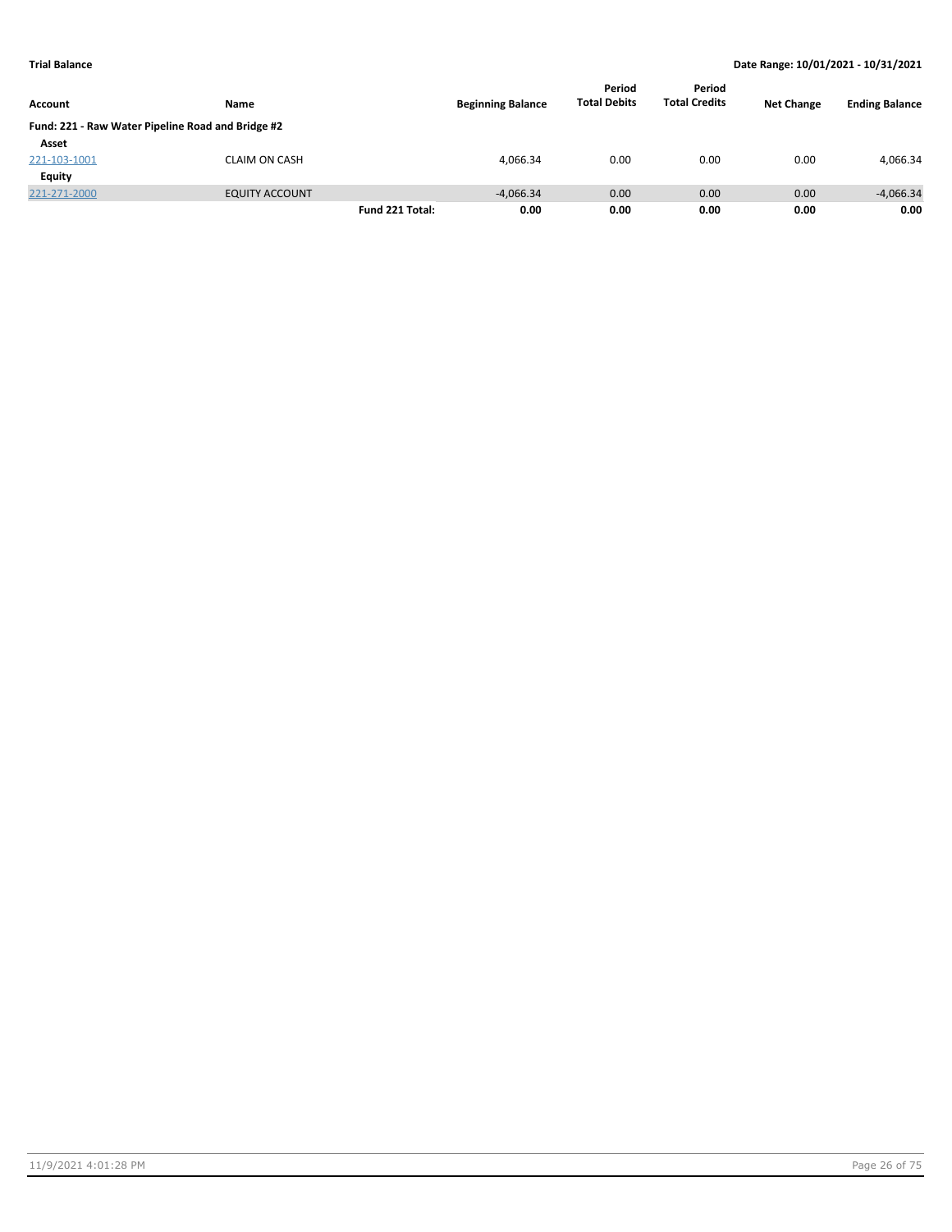**Trial Balance** **Date Range: 10/01/2021 - 10/31/2021**

| Account | Name | | Beginning Balance | Period Total Debits | Period Total Credits | Net Change | Ending Balance |
|---|---|---|---|---|---|---|---|
| **Fund: 221 - Raw Water Pipeline Road and Bridge #2** | | | | | | | |
| **Asset** | | | | | | | |
| 221-103-1001 | CLAIM ON CASH | | 4,066.34 | 0.00 | 0.00 | 0.00 | 4,066.34 |
| **Equity** | | | | | | | |
| 221-271-2000 | EQUITY ACCOUNT | | -4,066.34 | 0.00 | 0.00 | 0.00 | -4,066.34 |
| | | **Fund 221 Total:** | **0.00** | **0.00** | **0.00** | **0.00** | **0.00** |

11/9/2021 4:01:28 PM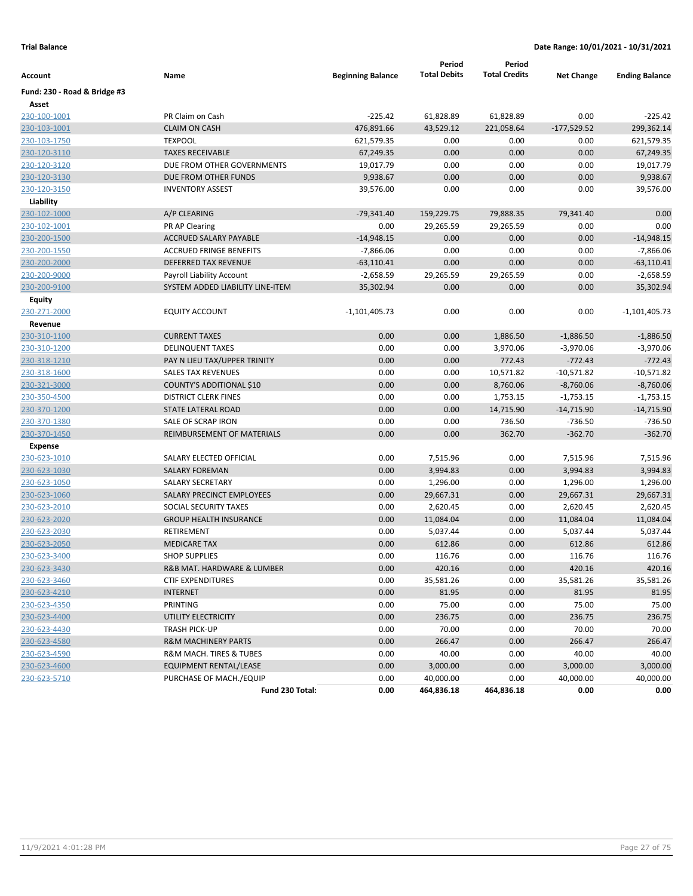**Trial Balance** **Date Range: 10/01/2021 - 10/31/2021**

| Account | Name | Beginning Balance | Period Total Debits | Period Total Credits | Net Change | Ending Balance |
|---|---|---|---|---|---|---|
| **Fund: 230 - Road & Bridge #3** | | | | | | |
| **Asset** | | | | | | |
| 230-100-1001 | PR Claim on Cash | -225.42 | 61,828.89 | 61,828.89 | 0.00 | -225.42 |
| 230-103-1001 | CLAIM ON CASH | 476,891.66 | 43,529.12 | 221,058.64 | -177,529.52 | 299,362.14 |
| 230-103-1750 | TEXPOOL | 621,579.35 | 0.00 | 0.00 | 0.00 | 621,579.35 |
| 230-120-3110 | TAXES RECEIVABLE | 67,249.35 | 0.00 | 0.00 | 0.00 | 67,249.35 |
| 230-120-3120 | DUE FROM OTHER GOVERNMENTS | 19,017.79 | 0.00 | 0.00 | 0.00 | 19,017.79 |
| 230-120-3130 | DUE FROM OTHER FUNDS | 9,938.67 | 0.00 | 0.00 | 0.00 | 9,938.67 |
| 230-120-3150 | INVENTORY ASSEST | 39,576.00 | 0.00 | 0.00 | 0.00 | 39,576.00 |
| **Liability** | | | | | | |
| 230-102-1000 | A/P CLEARING | -79,341.40 | 159,229.75 | 79,888.35 | 79,341.40 | 0.00 |
| 230-102-1001 | PR AP Clearing | 0.00 | 29,265.59 | 29,265.59 | 0.00 | 0.00 |
| 230-200-1500 | ACCRUED SALARY PAYABLE | -14,948.15 | 0.00 | 0.00 | 0.00 | -14,948.15 |
| 230-200-1550 | ACCRUED FRINGE BENEFITS | -7,866.06 | 0.00 | 0.00 | 0.00 | -7,866.06 |
| 230-200-2000 | DEFERRED TAX REVENUE | -63,110.41 | 0.00 | 0.00 | 0.00 | -63,110.41 |
| 230-200-9000 | Payroll Liability Account | -2,658.59 | 29,265.59 | 29,265.59 | 0.00 | -2,658.59 |
| 230-200-9100 | SYSTEM ADDED LIABILITY LINE-ITEM | 35,302.94 | 0.00 | 0.00 | 0.00 | 35,302.94 |
| **Equity** | | | | | | |
| 230-271-2000 | EQUITY ACCOUNT | -1,101,405.73 | 0.00 | 0.00 | 0.00 | -1,101,405.73 |
| **Revenue** | | | | | | |
| 230-310-1100 | CURRENT TAXES | 0.00 | 0.00 | 1,886.50 | -1,886.50 | -1,886.50 |
| 230-310-1200 | DELINQUENT TAXES | 0.00 | 0.00 | 3,970.06 | -3,970.06 | -3,970.06 |
| 230-318-1210 | PAY N LIEU TAX/UPPER TRINITY | 0.00 | 0.00 | 772.43 | -772.43 | -772.43 |
| 230-318-1600 | SALES TAX REVENUES | 0.00 | 0.00 | 10,571.82 | -10,571.82 | -10,571.82 |
| 230-321-3000 | COUNTY'S ADDITIONAL $10 | 0.00 | 0.00 | 8,760.06 | -8,760.06 | -8,760.06 |
| 230-350-4500 | DISTRICT CLERK FINES | 0.00 | 0.00 | 1,753.15 | -1,753.15 | -1,753.15 |
| 230-370-1200 | STATE LATERAL ROAD | 0.00 | 0.00 | 14,715.90 | -14,715.90 | -14,715.90 |
| 230-370-1380 | SALE OF SCRAP IRON | 0.00 | 0.00 | 736.50 | -736.50 | -736.50 |
| 230-370-1450 | REIMBURSEMENT OF MATERIALS | 0.00 | 0.00 | 362.70 | -362.70 | -362.70 |
| **Expense** | | | | | | |
| 230-623-1010 | SALARY ELECTED OFFICIAL | 0.00 | 7,515.96 | 0.00 | 7,515.96 | 7,515.96 |
| 230-623-1030 | SALARY FOREMAN | 0.00 | 3,994.83 | 0.00 | 3,994.83 | 3,994.83 |
| 230-623-1050 | SALARY SECRETARY | 0.00 | 1,296.00 | 0.00 | 1,296.00 | 1,296.00 |
| 230-623-1060 | SALARY PRECINCT EMPLOYEES | 0.00 | 29,667.31 | 0.00 | 29,667.31 | 29,667.31 |
| 230-623-2010 | SOCIAL SECURITY TAXES | 0.00 | 2,620.45 | 0.00 | 2,620.45 | 2,620.45 |
| 230-623-2020 | GROUP HEALTH INSURANCE | 0.00 | 11,084.04 | 0.00 | 11,084.04 | 11,084.04 |
| 230-623-2030 | RETIREMENT | 0.00 | 5,037.44 | 0.00 | 5,037.44 | 5,037.44 |
| 230-623-2050 | MEDICARE TAX | 0.00 | 612.86 | 0.00 | 612.86 | 612.86 |
| 230-623-3400 | SHOP SUPPLIES | 0.00 | 116.76 | 0.00 | 116.76 | 116.76 |
| 230-623-3430 | R&B MAT. HARDWARE & LUMBER | 0.00 | 420.16 | 0.00 | 420.16 | 420.16 |
| 230-623-3460 | CTIF EXPENDITURES | 0.00 | 35,581.26 | 0.00 | 35,581.26 | 35,581.26 |
| 230-623-4210 | INTERNET | 0.00 | 81.95 | 0.00 | 81.95 | 81.95 |
| 230-623-4350 | PRINTING | 0.00 | 75.00 | 0.00 | 75.00 | 75.00 |
| 230-623-4400 | UTILITY ELECTRICITY | 0.00 | 236.75 | 0.00 | 236.75 | 236.75 |
| 230-623-4430 | TRASH PICK-UP | 0.00 | 70.00 | 0.00 | 70.00 | 70.00 |
| 230-623-4580 | R&M MACHINERY PARTS | 0.00 | 266.47 | 0.00 | 266.47 | 266.47 |
| 230-623-4590 | R&M MACH. TIRES & TUBES | 0.00 | 40.00 | 0.00 | 40.00 | 40.00 |
| 230-623-4600 | EQUIPMENT RENTAL/LEASE | 0.00 | 3,000.00 | 0.00 | 3,000.00 | 3,000.00 |
| 230-623-5710 | PURCHASE OF MACH./EQUIP | 0.00 | 40,000.00 | 0.00 | 40,000.00 | 40,000.00 |
| | **Fund 230 Total:** | **0.00** | **464,836.18** | **464,836.18** | **0.00** | **0.00** |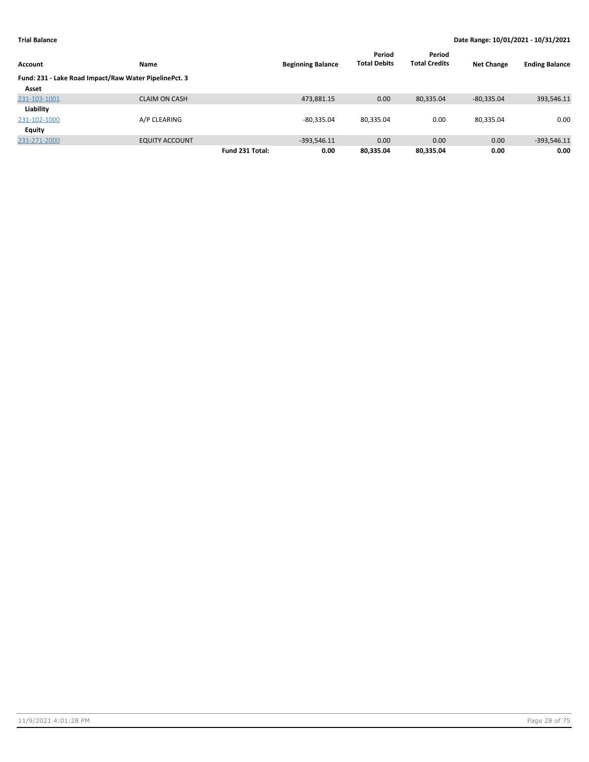**Trial Balance** | **Date Range: 10/01/2021 - 10/31/2021**

| Account | Name | | Beginning Balance | Period Total Debits | Period Total Credits | Net Change | Ending Balance |
|---|---|---|---|---|---|---|---|
| **Fund: 231 - Lake Road Impact/Raw Water PipelinePct. 3** | | | | | | | |
| **Asset** | | | | | | | |
| 231-103-1001 | CLAIM ON CASH | | 473,881.15 | 0.00 | 80,335.04 | -80,335.04 | 393,546.11 |
| **Liability** | | | | | | | |
| 231-102-1000 | A/P CLEARING | | -80,335.04 | 80,335.04 | 0.00 | 80,335.04 | 0.00 |
| **Equity** | | | | | | | |
| 231-271-2000 | EQUITY ACCOUNT | | -393,546.11 | 0.00 | 0.00 | 0.00 | -393,546.11 |
| | | **Fund 231 Total:** | **0.00** | **80,335.04** | **80,335.04** | **0.00** | **0.00** |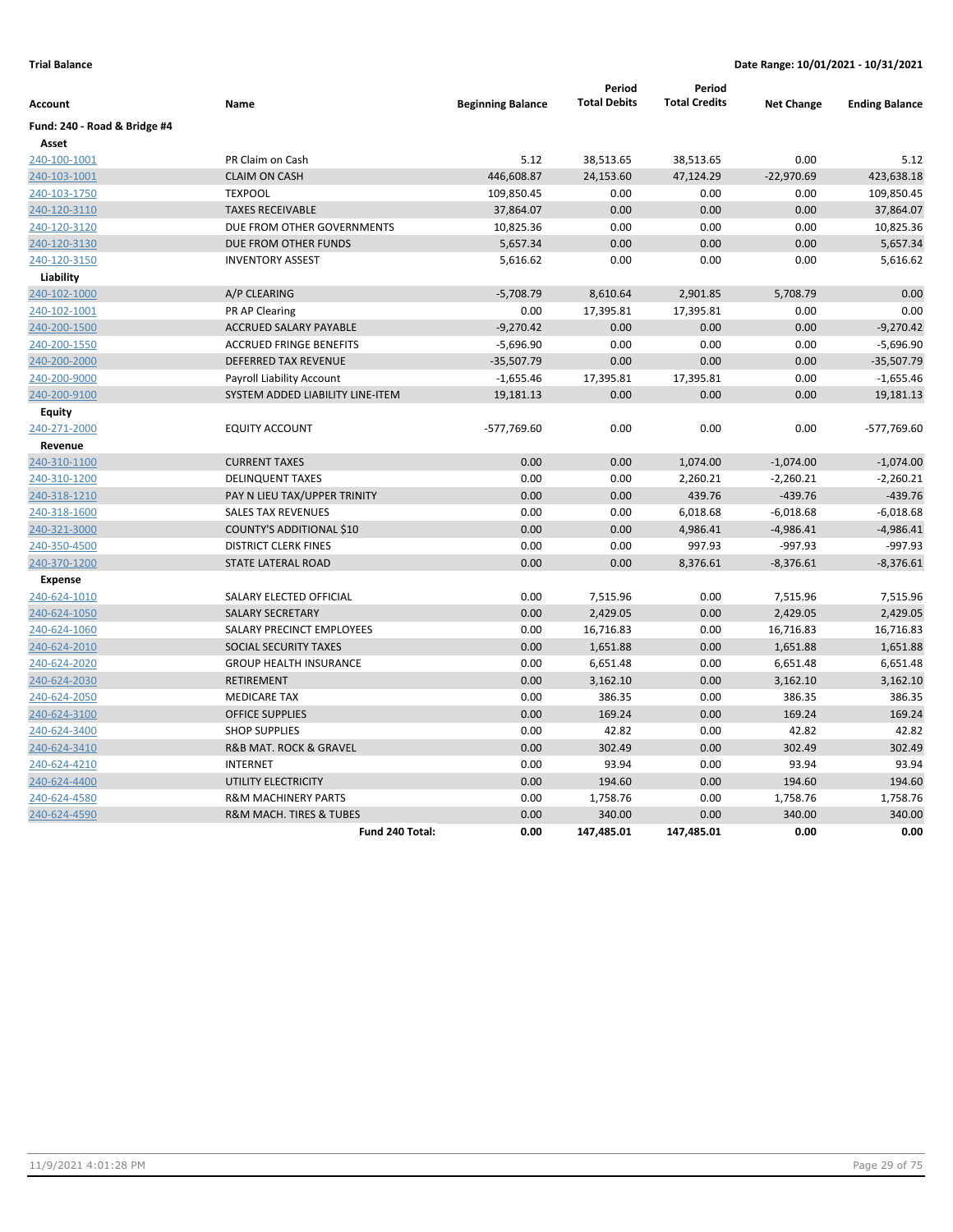**Trial Balance** | **Date Range: 10/01/2021 - 10/31/2021**

| Account | Name | Beginning Balance | Period Total Debits | Period Total Credits | Net Change | Ending Balance |
|---|---|---|---|---|---|---|
| **Fund: 240 - Road & Bridge #4** | | | | | | |
| **Asset** | | | | | | |
| 240-100-1001 | PR Claim on Cash | 5.12 | 38,513.65 | 38,513.65 | 0.00 | 5.12 |
| 240-103-1001 | CLAIM ON CASH | 446,608.87 | 24,153.60 | 47,124.29 | -22,970.69 | 423,638.18 |
| 240-103-1750 | TEXPOOL | 109,850.45 | 0.00 | 0.00 | 0.00 | 109,850.45 |
| 240-120-3110 | TAXES RECEIVABLE | 37,864.07 | 0.00 | 0.00 | 0.00 | 37,864.07 |
| 240-120-3120 | DUE FROM OTHER GOVERNMENTS | 10,825.36 | 0.00 | 0.00 | 0.00 | 10,825.36 |
| 240-120-3130 | DUE FROM OTHER FUNDS | 5,657.34 | 0.00 | 0.00 | 0.00 | 5,657.34 |
| 240-120-3150 | INVENTORY ASSEST | 5,616.62 | 0.00 | 0.00 | 0.00 | 5,616.62 |
| **Liability** | | | | | | |
| 240-102-1000 | A/P CLEARING | -5,708.79 | 8,610.64 | 2,901.85 | 5,708.79 | 0.00 |
| 240-102-1001 | PR AP Clearing | 0.00 | 17,395.81 | 17,395.81 | 0.00 | 0.00 |
| 240-200-1500 | ACCRUED SALARY PAYABLE | -9,270.42 | 0.00 | 0.00 | 0.00 | -9,270.42 |
| 240-200-1550 | ACCRUED FRINGE BENEFITS | -5,696.90 | 0.00 | 0.00 | 0.00 | -5,696.90 |
| 240-200-2000 | DEFERRED TAX REVENUE | -35,507.79 | 0.00 | 0.00 | 0.00 | -35,507.79 |
| 240-200-9000 | Payroll Liability Account | -1,655.46 | 17,395.81 | 17,395.81 | 0.00 | -1,655.46 |
| 240-200-9100 | SYSTEM ADDED LIABILITY LINE-ITEM | 19,181.13 | 0.00 | 0.00 | 0.00 | 19,181.13 |
| **Equity** | | | | | | |
| 240-271-2000 | EQUITY ACCOUNT | -577,769.60 | 0.00 | 0.00 | 0.00 | -577,769.60 |
| **Revenue** | | | | | | |
| 240-310-1100 | CURRENT TAXES | 0.00 | 0.00 | 1,074.00 | -1,074.00 | -1,074.00 |
| 240-310-1200 | DELINQUENT TAXES | 0.00 | 0.00 | 2,260.21 | -2,260.21 | -2,260.21 |
| 240-318-1210 | PAY N LIEU TAX/UPPER TRINITY | 0.00 | 0.00 | 439.76 | -439.76 | -439.76 |
| 240-318-1600 | SALES TAX REVENUES | 0.00 | 0.00 | 6,018.68 | -6,018.68 | -6,018.68 |
| 240-321-3000 | COUNTY'S ADDITIONAL $10 | 0.00 | 0.00 | 4,986.41 | -4,986.41 | -4,986.41 |
| 240-350-4500 | DISTRICT CLERK FINES | 0.00 | 0.00 | 997.93 | -997.93 | -997.93 |
| 240-370-1200 | STATE LATERAL ROAD | 0.00 | 0.00 | 8,376.61 | -8,376.61 | -8,376.61 |
| **Expense** | | | | | | |
| 240-624-1010 | SALARY ELECTED OFFICIAL | 0.00 | 7,515.96 | 0.00 | 7,515.96 | 7,515.96 |
| 240-624-1050 | SALARY SECRETARY | 0.00 | 2,429.05 | 0.00 | 2,429.05 | 2,429.05 |
| 240-624-1060 | SALARY PRECINCT EMPLOYEES | 0.00 | 16,716.83 | 0.00 | 16,716.83 | 16,716.83 |
| 240-624-2010 | SOCIAL SECURITY TAXES | 0.00 | 1,651.88 | 0.00 | 1,651.88 | 1,651.88 |
| 240-624-2020 | GROUP HEALTH INSURANCE | 0.00 | 6,651.48 | 0.00 | 6,651.48 | 6,651.48 |
| 240-624-2030 | RETIREMENT | 0.00 | 3,162.10 | 0.00 | 3,162.10 | 3,162.10 |
| 240-624-2050 | MEDICARE TAX | 0.00 | 386.35 | 0.00 | 386.35 | 386.35 |
| 240-624-3100 | OFFICE SUPPLIES | 0.00 | 169.24 | 0.00 | 169.24 | 169.24 |
| 240-624-3400 | SHOP SUPPLIES | 0.00 | 42.82 | 0.00 | 42.82 | 42.82 |
| 240-624-3410 | R&B MAT. ROCK & GRAVEL | 0.00 | 302.49 | 0.00 | 302.49 | 302.49 |
| 240-624-4210 | INTERNET | 0.00 | 93.94 | 0.00 | 93.94 | 93.94 |
| 240-624-4400 | UTILITY ELECTRICITY | 0.00 | 194.60 | 0.00 | 194.60 | 194.60 |
| 240-624-4580 | R&M MACHINERY PARTS | 0.00 | 1,758.76 | 0.00 | 1,758.76 | 1,758.76 |
| 240-624-4590 | R&M MACH. TIRES & TUBES | 0.00 | 340.00 | 0.00 | 340.00 | 340.00 |
| | **Fund 240 Total:** | **0.00** | **147,485.01** | **147,485.01** | **0.00** | **0.00** |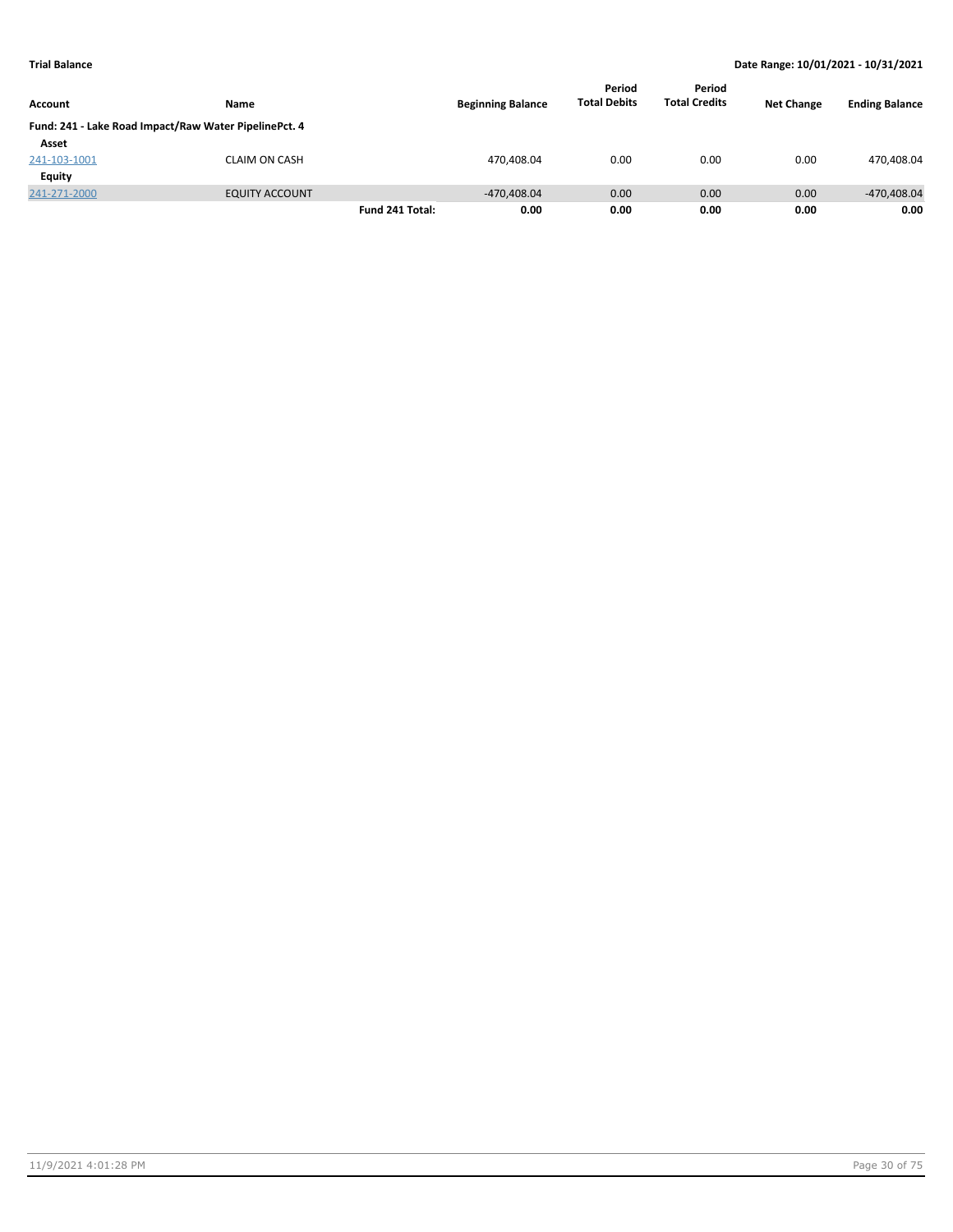**Trial Balance** | **Date Range: 10/01/2021 - 10/31/2021**

| Account | Name | | Beginning Balance | Period Total Debits | Period Total Credits | Net Change | Ending Balance |
|---|---|---|---|---|---|---|---|
| **Fund: 241 - Lake Road Impact/Raw Water PipelinePct. 4** | | | | | | | |
| **Asset** | | | | | | | |
| 241-103-1001 | CLAIM ON CASH | | 470,408.04 | 0.00 | 0.00 | 0.00 | 470,408.04 |
| **Equity** | | | | | | | |
| 241-271-2000 | EQUITY ACCOUNT | | -470,408.04 | 0.00 | 0.00 | 0.00 | -470,408.04 |
| | | **Fund 241 Total:** | **0.00** | **0.00** | **0.00** | **0.00** | **0.00** |

11/9/2021 4:01:28 PM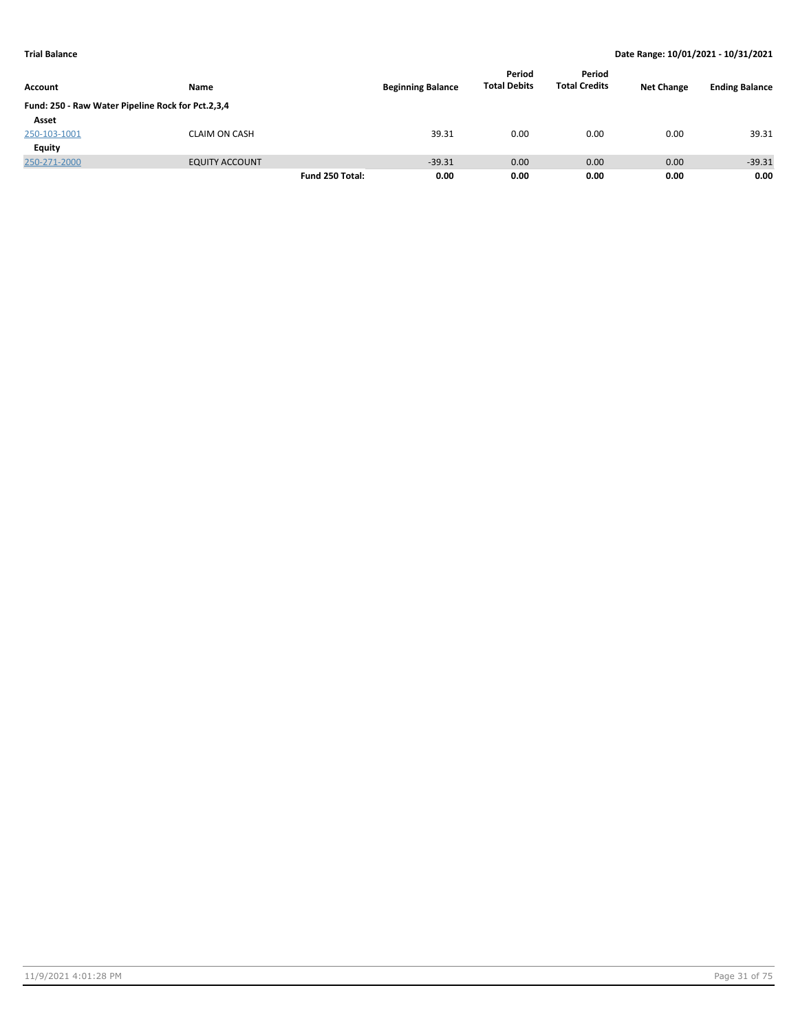**Trial Balance** **Date Range: 10/01/2021 - 10/31/2021**

| Account | Name | | Beginning Balance | Period Total Debits | Period Total Credits | Net Change | Ending Balance |
|---|---|---|---|---|---|---|---|
| **Fund: 250 - Raw Water Pipeline Rock for Pct.2,3,4** | | | | | | | |
| **Asset** | | | | | | | |
| 250-103-1001 | CLAIM ON CASH | | 39.31 | 0.00 | 0.00 | 0.00 | 39.31 |
| **Equity** | | | | | | | |
| 250-271-2000 | EQUITY ACCOUNT | | -39.31 | 0.00 | 0.00 | 0.00 | -39.31 |
| | | **Fund 250 Total:** | **0.00** | **0.00** | **0.00** | **0.00** | **0.00** |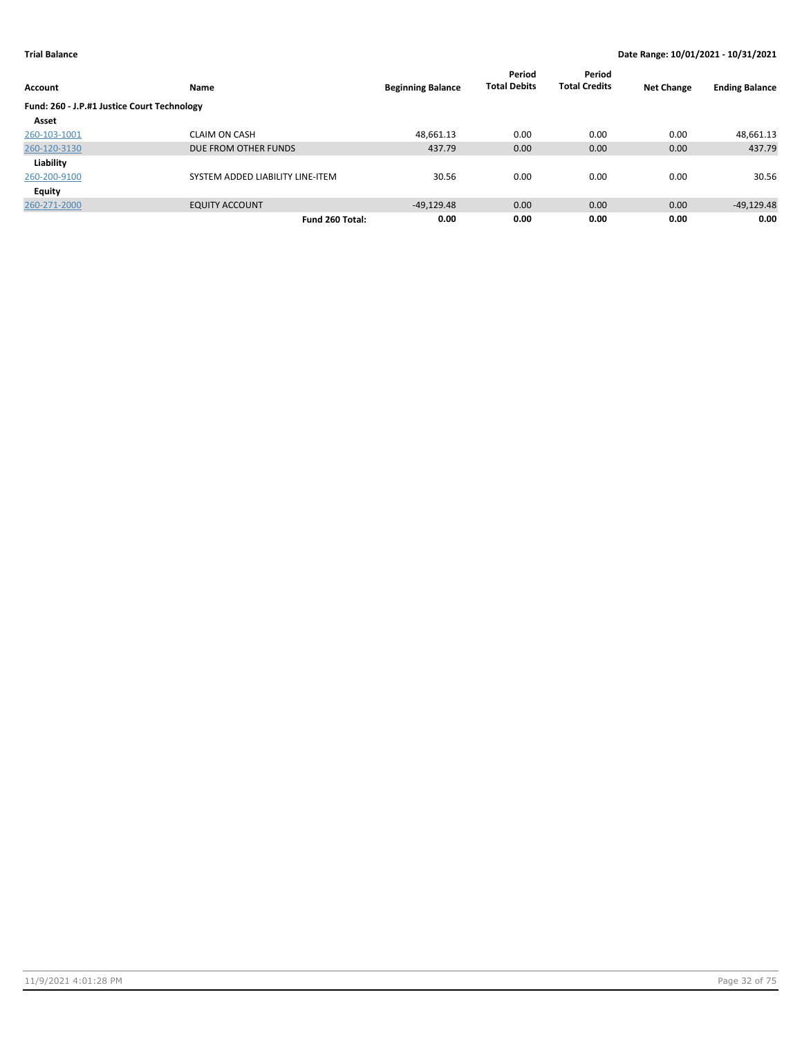**Trial Balance** — Date Range: 10/01/2021 - 10/31/2021

| Account | Name | Beginning Balance | Period Total Debits | Period Total Credits | Net Change | Ending Balance |
|---|---|---|---|---|---|---|
| **Fund: 260 - J.P.#1 Justice Court Technology** | | | | | | |
| **Asset** | | | | | | |
| 260-103-1001 | CLAIM ON CASH | 48,661.13 | 0.00 | 0.00 | 0.00 | 48,661.13 |
| 260-120-3130 | DUE FROM OTHER FUNDS | 437.79 | 0.00 | 0.00 | 0.00 | 437.79 |
| **Liability** | | | | | | |
| 260-200-9100 | SYSTEM ADDED LIABILITY LINE-ITEM | 30.56 | 0.00 | 0.00 | 0.00 | 30.56 |
| **Equity** | | | | | | |
| 260-271-2000 | EQUITY ACCOUNT | -49,129.48 | 0.00 | 0.00 | 0.00 | -49,129.48 |
| | **Fund 260 Total:** | **0.00** | **0.00** | **0.00** | **0.00** | **0.00** |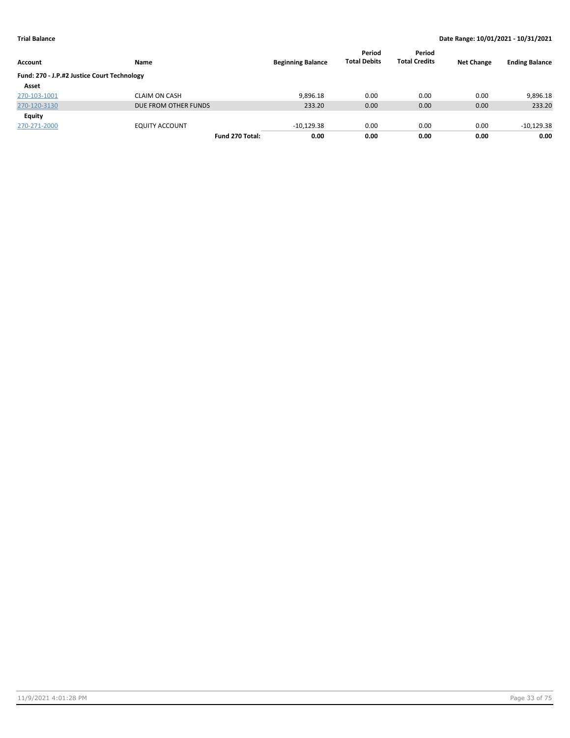**Trial Balance** **Date Range: 10/01/2021 - 10/31/2021**

| Account | Name | | Beginning Balance | Period Total Debits | Period Total Credits | Net Change | Ending Balance |
|---|---|---|---|---|---|---|---|
| **Fund: 270 - J.P.#2 Justice Court Technology** | | | | | | | |
| **Asset** | | | | | | | |
| 270-103-1001 | CLAIM ON CASH | | 9,896.18 | 0.00 | 0.00 | 0.00 | 9,896.18 |
| 270-120-3130 | DUE FROM OTHER FUNDS | | 233.20 | 0.00 | 0.00 | 0.00 | 233.20 |
| **Equity** | | | | | | | |
| 270-271-2000 | EQUITY ACCOUNT | | -10,129.38 | 0.00 | 0.00 | 0.00 | -10,129.38 |
| | | **Fund 270 Total:** | **0.00** | **0.00** | **0.00** | **0.00** | **0.00** |

11/9/2021 4:01:28 PM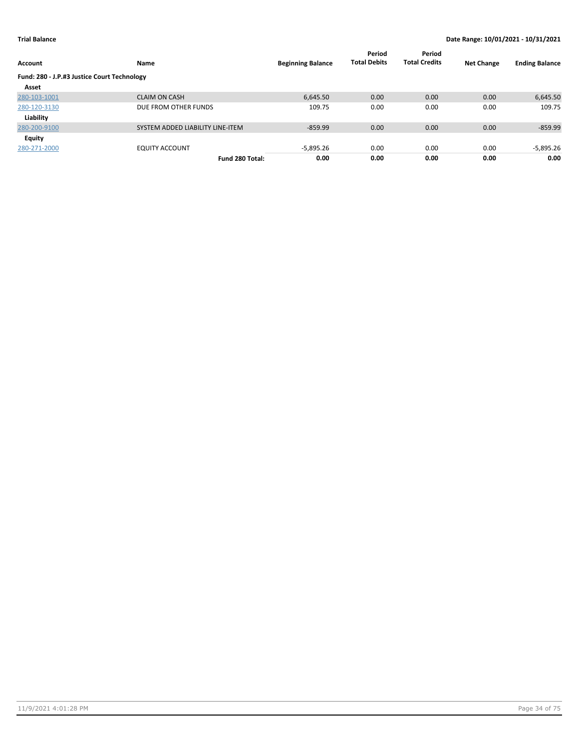**Trial Balance** | **Date Range: 10/01/2021 - 10/31/2021**

| Account | Name | Beginning Balance | Period Total Debits | Period Total Credits | Net Change | Ending Balance |
|---|---|---|---|---|---|---|
| **Fund: 280 - J.P.#3 Justice Court Technology** | | | | | | |
| **Asset** | | | | | | |
| 280-103-1001 | CLAIM ON CASH | 6,645.50 | 0.00 | 0.00 | 0.00 | 6,645.50 |
| 280-120-3130 | DUE FROM OTHER FUNDS | 109.75 | 0.00 | 0.00 | 0.00 | 109.75 |
| **Liability** | | | | | | |
| 280-200-9100 | SYSTEM ADDED LIABILITY LINE-ITEM | -859.99 | 0.00 | 0.00 | 0.00 | -859.99 |
| **Equity** | | | | | | |
| 280-271-2000 | EQUITY ACCOUNT | -5,895.26 | 0.00 | 0.00 | 0.00 | -5,895.26 |
| | **Fund 280 Total:** | **0.00** | **0.00** | **0.00** | **0.00** | **0.00** |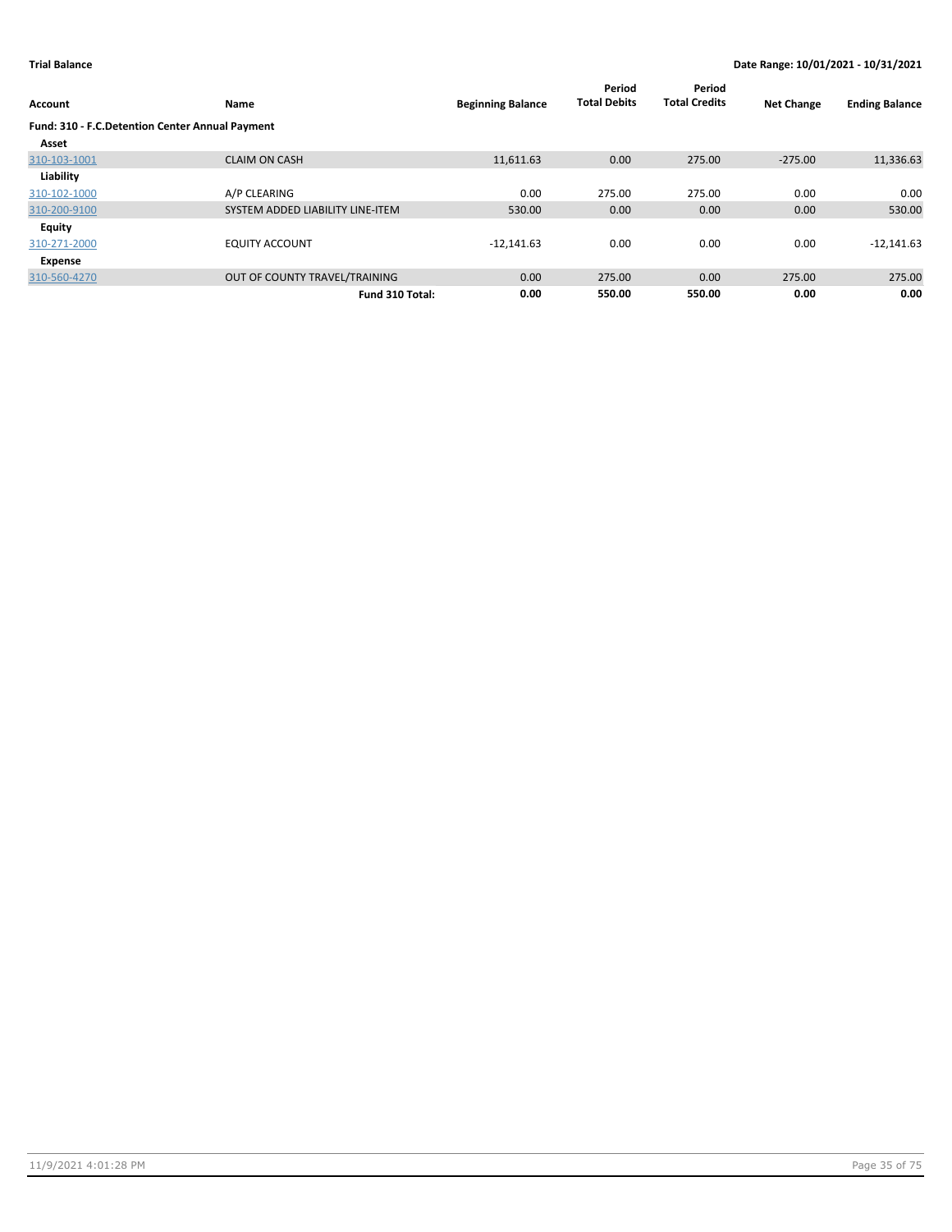**Trial Balance** — Date Range: 10/01/2021 - 10/31/2021

| Account | Name | Beginning Balance | Period Total Debits | Period Total Credits | Net Change | Ending Balance |
|---|---|---|---|---|---|---|
| **Fund: 310 - F.C.Detention Center Annual Payment** | | | | | | |
| **Asset** | | | | | | |
| 310-103-1001 | CLAIM ON CASH | 11,611.63 | 0.00 | 275.00 | -275.00 | 11,336.63 |
| **Liability** | | | | | | |
| 310-102-1000 | A/P CLEARING | 0.00 | 275.00 | 275.00 | 0.00 | 0.00 |
| 310-200-9100 | SYSTEM ADDED LIABILITY LINE-ITEM | 530.00 | 0.00 | 0.00 | 0.00 | 530.00 |
| **Equity** | | | | | | |
| 310-271-2000 | EQUITY ACCOUNT | -12,141.63 | 0.00 | 0.00 | 0.00 | -12,141.63 |
| **Expense** | | | | | | |
| 310-560-4270 | OUT OF COUNTY TRAVEL/TRAINING | 0.00 | 275.00 | 0.00 | 275.00 | 275.00 |
| | **Fund 310 Total:** | **0.00** | **550.00** | **550.00** | **0.00** | **0.00** |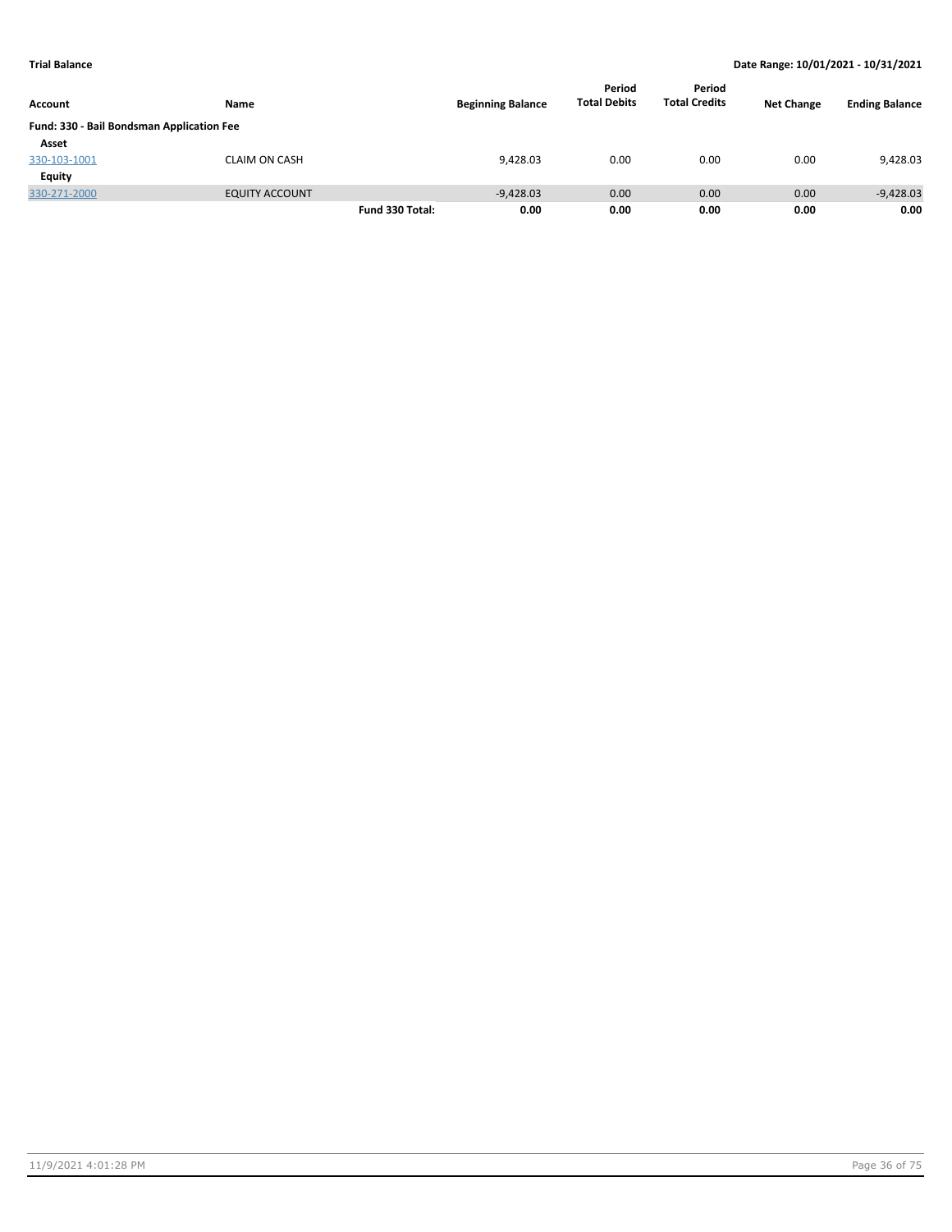**Trial Balance** — **Date Range: 10/01/2021 - 10/31/2021**

| Account | Name | | Beginning Balance | Period Total Debits | Period Total Credits | Net Change | Ending Balance |
|---|---|---|---|---|---|---|---|
| **Fund: 330 - Bail Bondsman Application Fee** | | | | | | | |
| **Asset** | | | | | | | |
| 330-103-1001 | CLAIM ON CASH | | 9,428.03 | 0.00 | 0.00 | 0.00 | 9,428.03 |
| **Equity** | | | | | | | |
| 330-271-2000 | EQUITY ACCOUNT | | -9,428.03 | 0.00 | 0.00 | 0.00 | -9,428.03 |
| | | **Fund 330 Total:** | **0.00** | **0.00** | **0.00** | **0.00** | **0.00** |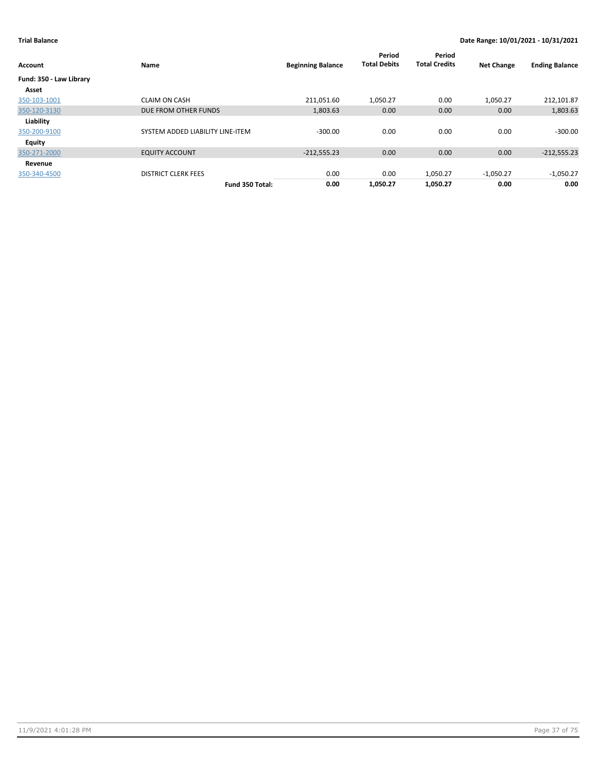**Trial Balance** **Date Range: 10/01/2021 - 10/31/2021**

| Account | Name | Beginning Balance | Period Total Debits | Period Total Credits | Net Change | Ending Balance |
|---|---|---|---|---|---|---|
| **Fund: 350 - Law Library** | | | | | | |
| **Asset** | | | | | | |
| 350-103-1001 | CLAIM ON CASH | 211,051.60 | 1,050.27 | 0.00 | 1,050.27 | 212,101.87 |
| 350-120-3130 | DUE FROM OTHER FUNDS | 1,803.63 | 0.00 | 0.00 | 0.00 | 1,803.63 |
| **Liability** | | | | | | |
| 350-200-9100 | SYSTEM ADDED LIABILITY LINE-ITEM | -300.00 | 0.00 | 0.00 | 0.00 | -300.00 |
| **Equity** | | | | | | |
| 350-271-2000 | EQUITY ACCOUNT | -212,555.23 | 0.00 | 0.00 | 0.00 | -212,555.23 |
| **Revenue** | | | | | | |
| 350-340-4500 | DISTRICT CLERK FEES | 0.00 | 0.00 | 1,050.27 | -1,050.27 | -1,050.27 |
| | **Fund 350 Total:** | **0.00** | **1,050.27** | **1,050.27** | **0.00** | **0.00** |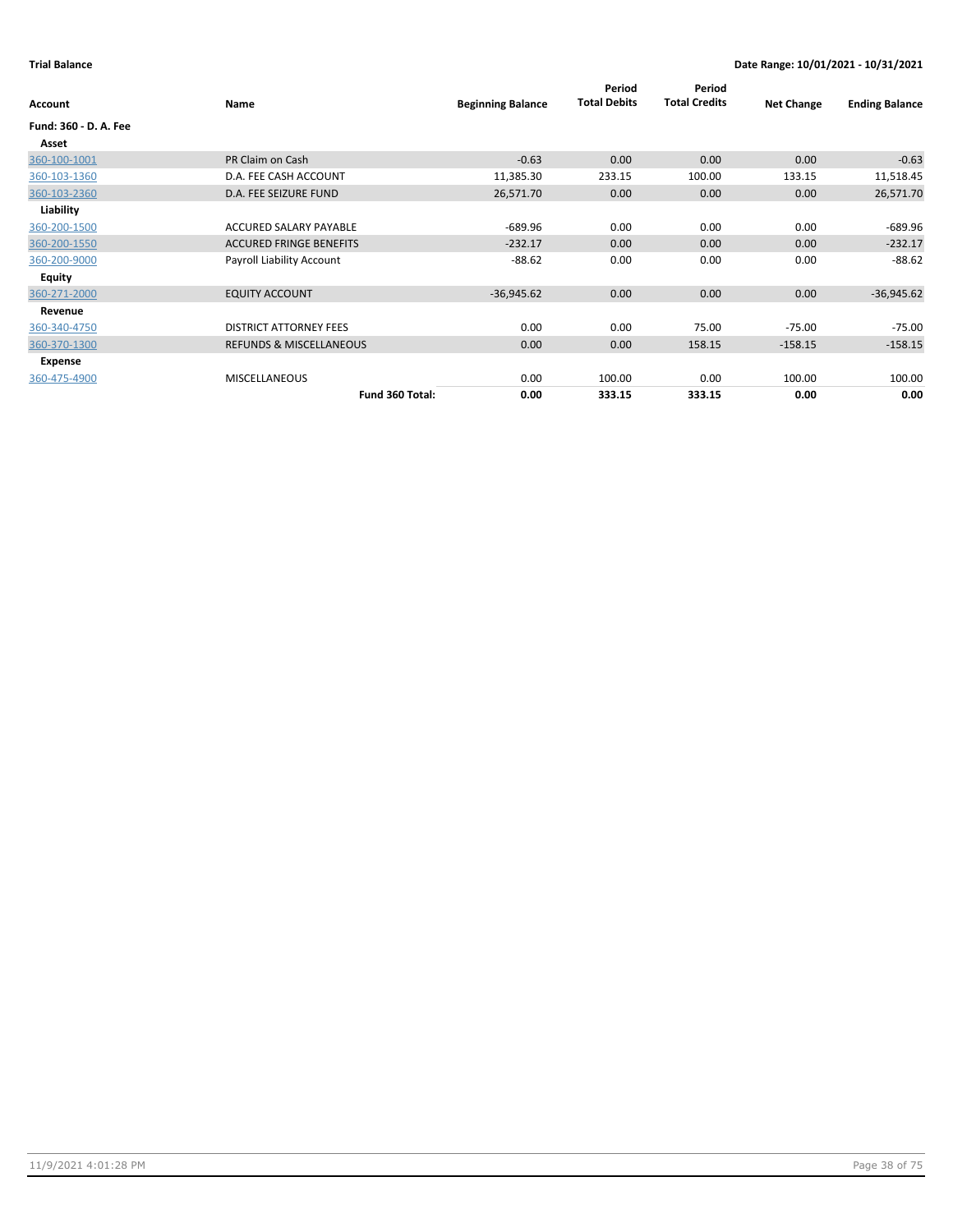**Trial Balance** **Date Range: 10/01/2021 - 10/31/2021**

| Account | Name | Beginning Balance | Period Total Debits | Period Total Credits | Net Change | Ending Balance |
|---|---|---|---|---|---|---|
| **Fund: 360 - D. A. Fee** | | | | | | |
| **Asset** | | | | | | |
| 360-100-1001 | PR Claim on Cash | -0.63 | 0.00 | 0.00 | 0.00 | -0.63 |
| 360-103-1360 | D.A. FEE CASH ACCOUNT | 11,385.30 | 233.15 | 100.00 | 133.15 | 11,518.45 |
| 360-103-2360 | D.A. FEE SEIZURE FUND | 26,571.70 | 0.00 | 0.00 | 0.00 | 26,571.70 |
| **Liability** | | | | | | |
| 360-200-1500 | ACCURED SALARY PAYABLE | -689.96 | 0.00 | 0.00 | 0.00 | -689.96 |
| 360-200-1550 | ACCURED FRINGE BENEFITS | -232.17 | 0.00 | 0.00 | 0.00 | -232.17 |
| 360-200-9000 | Payroll Liability Account | -88.62 | 0.00 | 0.00 | 0.00 | -88.62 |
| **Equity** | | | | | | |
| 360-271-2000 | EQUITY ACCOUNT | -36,945.62 | 0.00 | 0.00 | 0.00 | -36,945.62 |
| **Revenue** | | | | | | |
| 360-340-4750 | DISTRICT ATTORNEY FEES | 0.00 | 0.00 | 75.00 | -75.00 | -75.00 |
| 360-370-1300 | REFUNDS & MISCELLANEOUS | 0.00 | 0.00 | 158.15 | -158.15 | -158.15 |
| **Expense** | | | | | | |
| 360-475-4900 | MISCELLANEOUS | 0.00 | 100.00 | 0.00 | 100.00 | 100.00 |
| | **Fund 360 Total:** | **0.00** | **333.15** | **333.15** | **0.00** | **0.00** |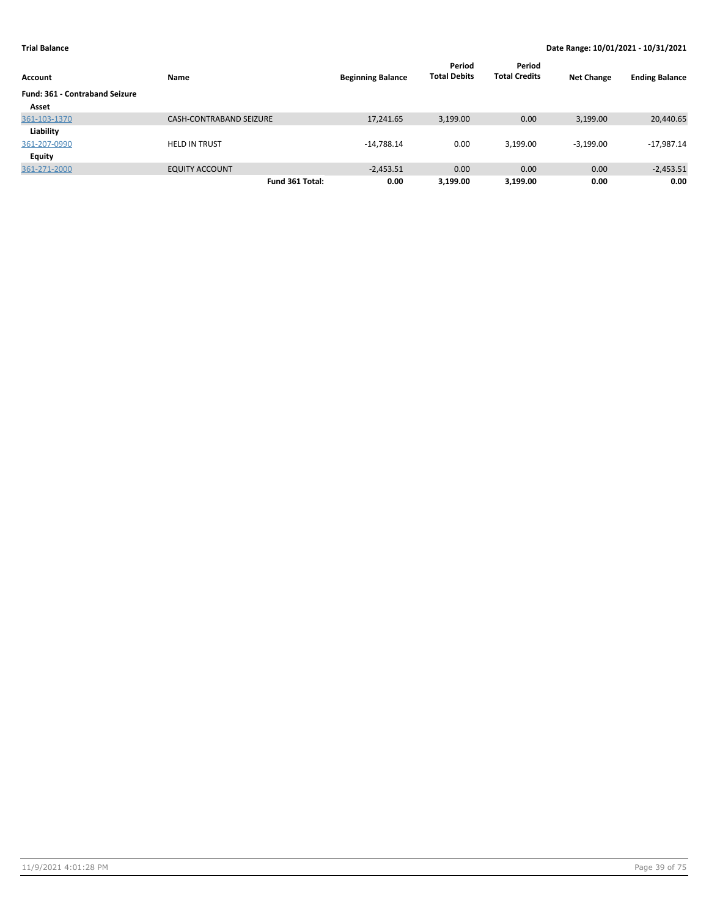**Trial Balance** | **Date Range: 10/01/2021 - 10/31/2021**

| Account | Name | Beginning Balance | Period Total Debits | Period Total Credits | Net Change | Ending Balance |
|---|---|---|---|---|---|---|
| **Fund: 361 - Contraband Seizure** | | | | | | |
| **Asset** | | | | | | |
| 361-103-1370 | CASH-CONTRABAND SEIZURE | 17,241.65 | 3,199.00 | 0.00 | 3,199.00 | 20,440.65 |
| **Liability** | | | | | | |
| 361-207-0990 | HELD IN TRUST | -14,788.14 | 0.00 | 3,199.00 | -3,199.00 | -17,987.14 |
| **Equity** | | | | | | |
| 361-271-2000 | EQUITY ACCOUNT | -2,453.51 | 0.00 | 0.00 | 0.00 | -2,453.51 |
| | **Fund 361 Total:** | **0.00** | **3,199.00** | **3,199.00** | **0.00** | **0.00** |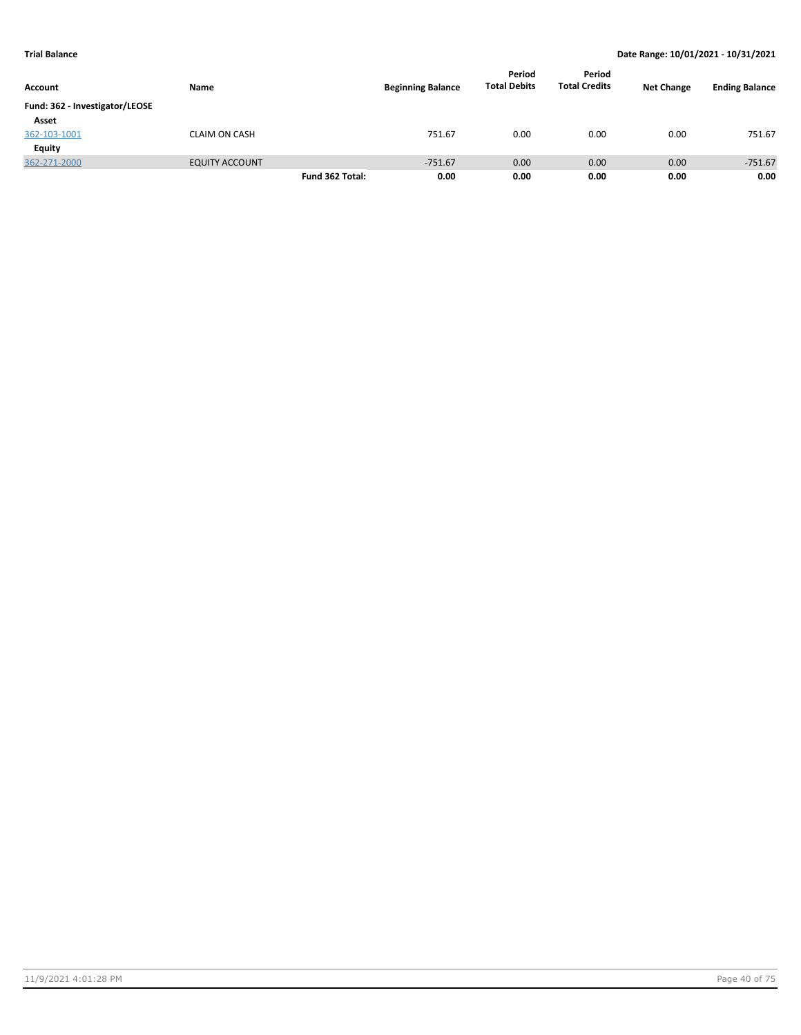**Trial Balance** **Date Range: 10/01/2021 - 10/31/2021**

| Account | Name | | Beginning Balance | Period Total Debits | Period Total Credits | Net Change | Ending Balance |
|---|---|---|---|---|---|---|---|
| **Fund: 362 - Investigator/LEOSE** | | | | | | | |
| **Asset** | | | | | | | |
| 362-103-1001 | CLAIM ON CASH | | 751.67 | 0.00 | 0.00 | 0.00 | 751.67 |
| **Equity** | | | | | | | |
| 362-271-2000 | EQUITY ACCOUNT | | -751.67 | 0.00 | 0.00 | 0.00 | -751.67 |
| | | **Fund 362 Total:** | **0.00** | **0.00** | **0.00** | **0.00** | **0.00** |

11/9/2021 4:01:28 PM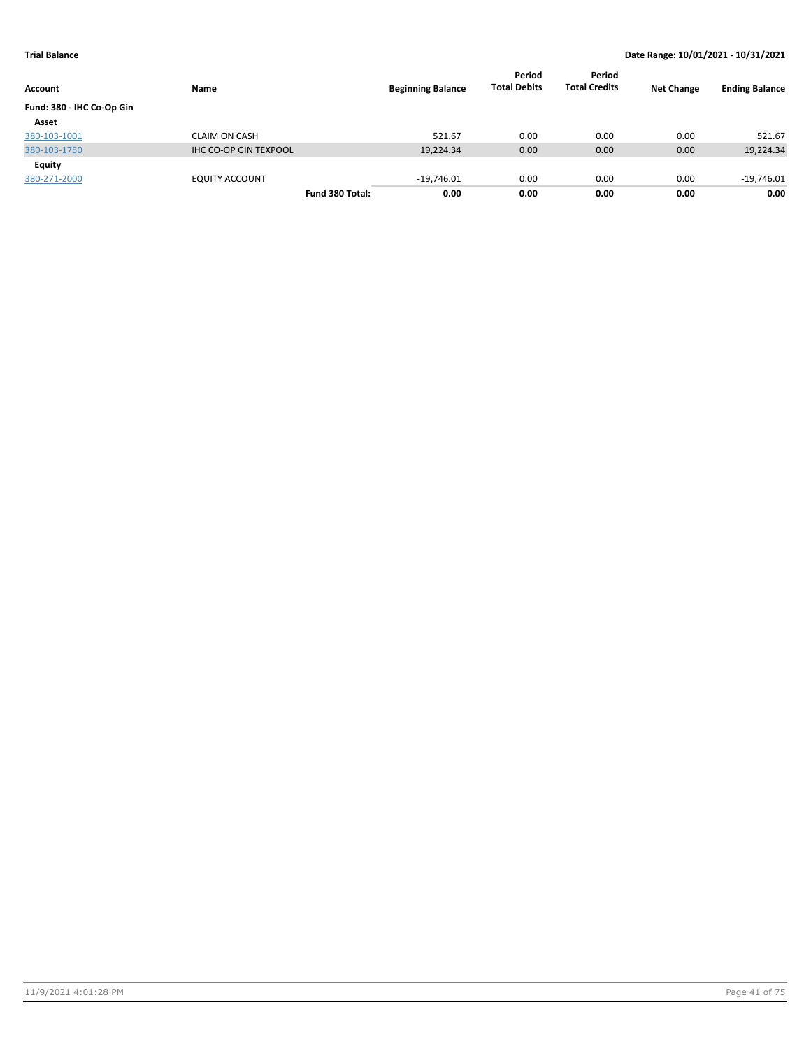**Trial Balance** — **Date Range: 10/01/2021 - 10/31/2021**

| Account | Name | Beginning Balance | Period Total Debits | Period Total Credits | Net Change | Ending Balance |
|---|---|---|---|---|---|---|
| **Fund: 380 - IHC Co-Op Gin** | | | | | | |
| **Asset** | | | | | | |
| 380-103-1001 | CLAIM ON CASH | 521.67 | 0.00 | 0.00 | 0.00 | 521.67 |
| 380-103-1750 | IHC CO-OP GIN TEXPOOL | 19,224.34 | 0.00 | 0.00 | 0.00 | 19,224.34 |
| **Equity** | | | | | | |
| 380-271-2000 | EQUITY ACCOUNT | -19,746.01 | 0.00 | 0.00 | 0.00 | -19,746.01 |
| | **Fund 380 Total:** | **0.00** | **0.00** | **0.00** | **0.00** | **0.00** |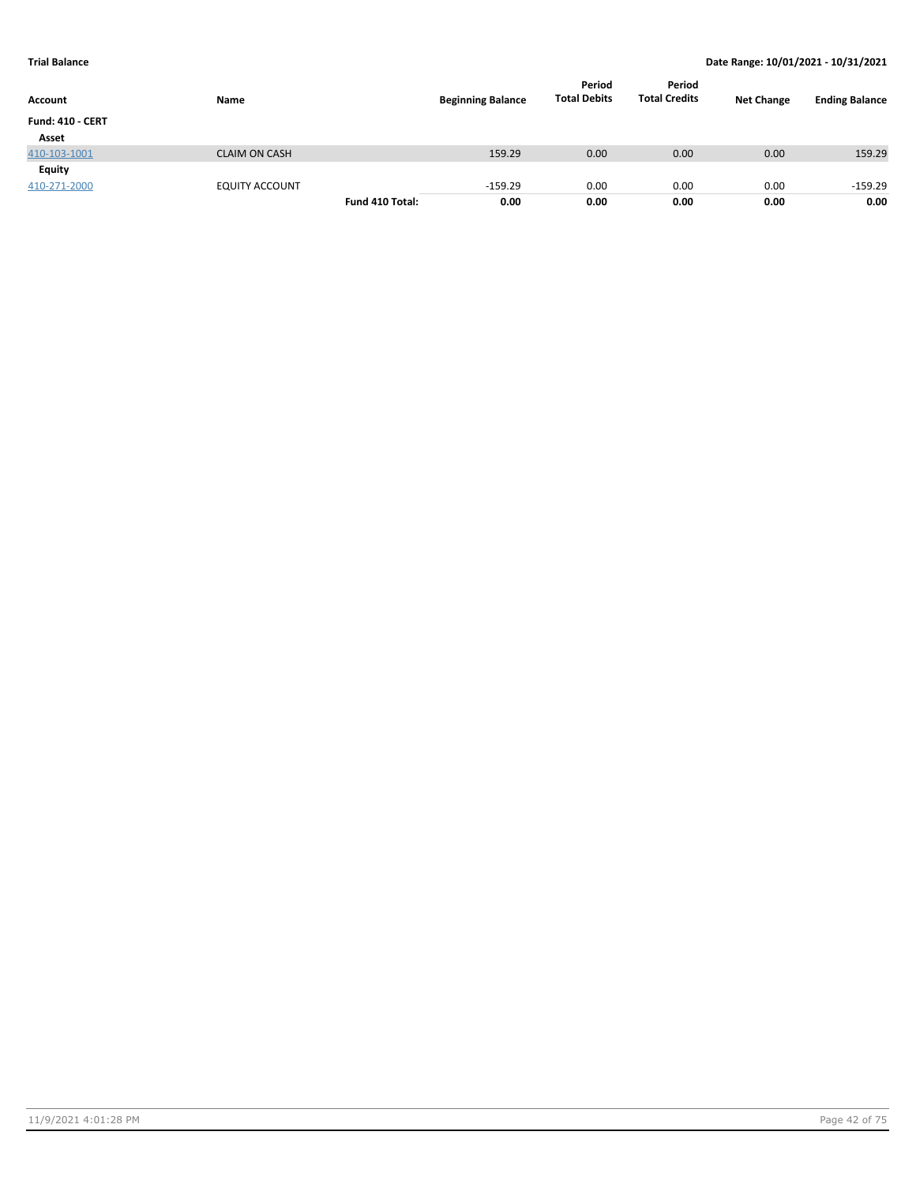**Trial Balance** | **Date Range: 10/01/2021 - 10/31/2021**

| Account | Name | | Beginning Balance | Period Total Debits | Period Total Credits | Net Change | Ending Balance |
|---|---|---|---|---|---|---|---|
| **Fund: 410 - CERT** | | | | | | | |
| **Asset** | | | | | | | |
| 410-103-1001 | CLAIM ON CASH | | 159.29 | 0.00 | 0.00 | 0.00 | 159.29 |
| **Equity** | | | | | | | |
| 410-271-2000 | EQUITY ACCOUNT | | -159.29 | 0.00 | 0.00 | 0.00 | -159.29 |
| | | **Fund 410 Total:** | **0.00** | **0.00** | **0.00** | **0.00** | **0.00** |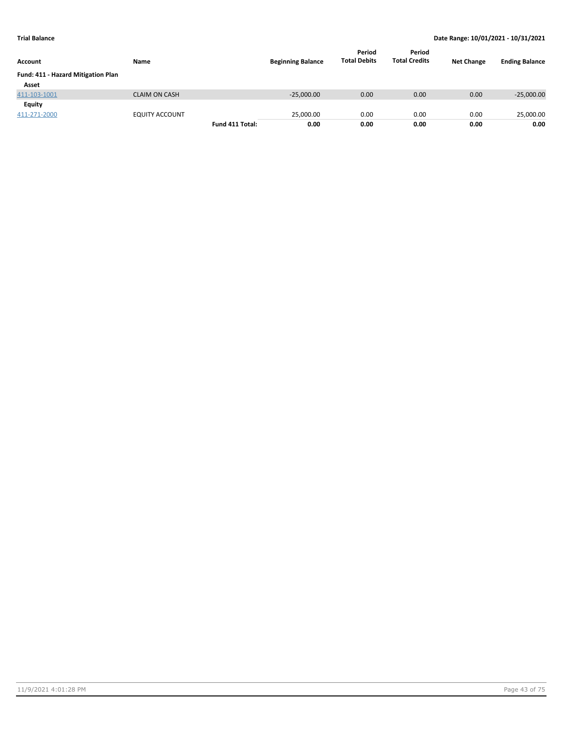**Trial Balance** | **Date Range: 10/01/2021 - 10/31/2021**

| Account | Name | | Beginning Balance | Period Total Debits | Period Total Credits | Net Change | Ending Balance |
|---|---|---|---|---|---|---|---|
| **Fund: 411 - Hazard Mitigation Plan** | | | | | | | |
| **Asset** | | | | | | | |
| 411-103-1001 | CLAIM ON CASH | | -25,000.00 | 0.00 | 0.00 | 0.00 | -25,000.00 |
| **Equity** | | | | | | | |
| 411-271-2000 | EQUITY ACCOUNT | | 25,000.00 | 0.00 | 0.00 | 0.00 | 25,000.00 |
| | | **Fund 411 Total:** | **0.00** | **0.00** | **0.00** | **0.00** | **0.00** |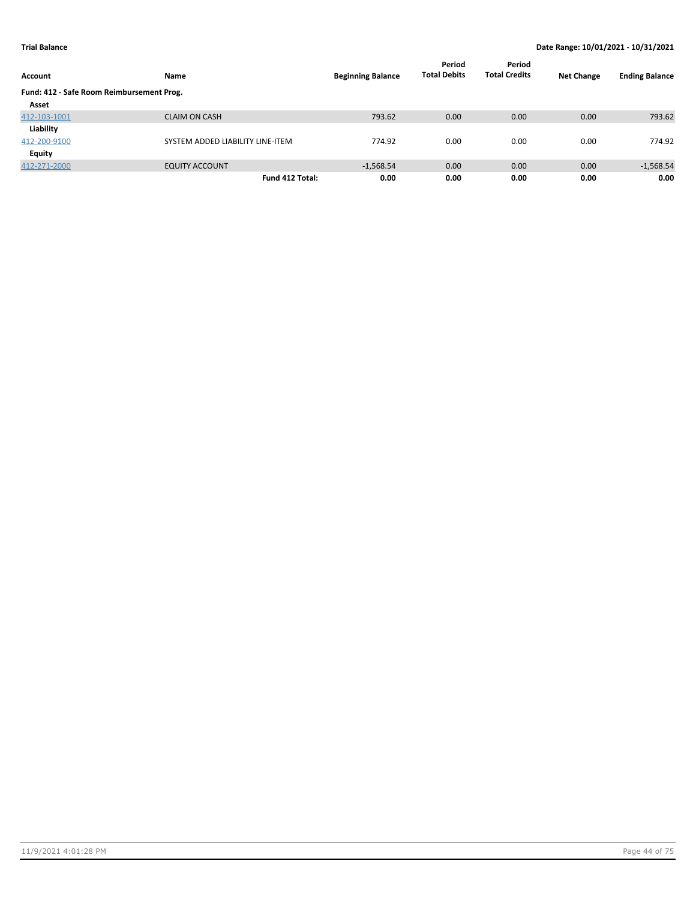**Trial Balance** **Date Range: 10/01/2021 - 10/31/2021**

| Account | Name | Beginning Balance | Period Total Debits | Period Total Credits | Net Change | Ending Balance |
|---|---|---|---|---|---|---|
| **Fund: 412 - Safe Room Reimbursement Prog.** | | | | | | |
| **Asset** | | | | | | |
| 412-103-1001 | CLAIM ON CASH | 793.62 | 0.00 | 0.00 | 0.00 | 793.62 |
| **Liability** | | | | | | |
| 412-200-9100 | SYSTEM ADDED LIABILITY LINE-ITEM | 774.92 | 0.00 | 0.00 | 0.00 | 774.92 |
| **Equity** | | | | | | |
| 412-271-2000 | EQUITY ACCOUNT | -1,568.54 | 0.00 | 0.00 | 0.00 | -1,568.54 |
| | **Fund 412 Total:** | **0.00** | **0.00** | **0.00** | **0.00** | **0.00** |

11/9/2021 4:01:28 PM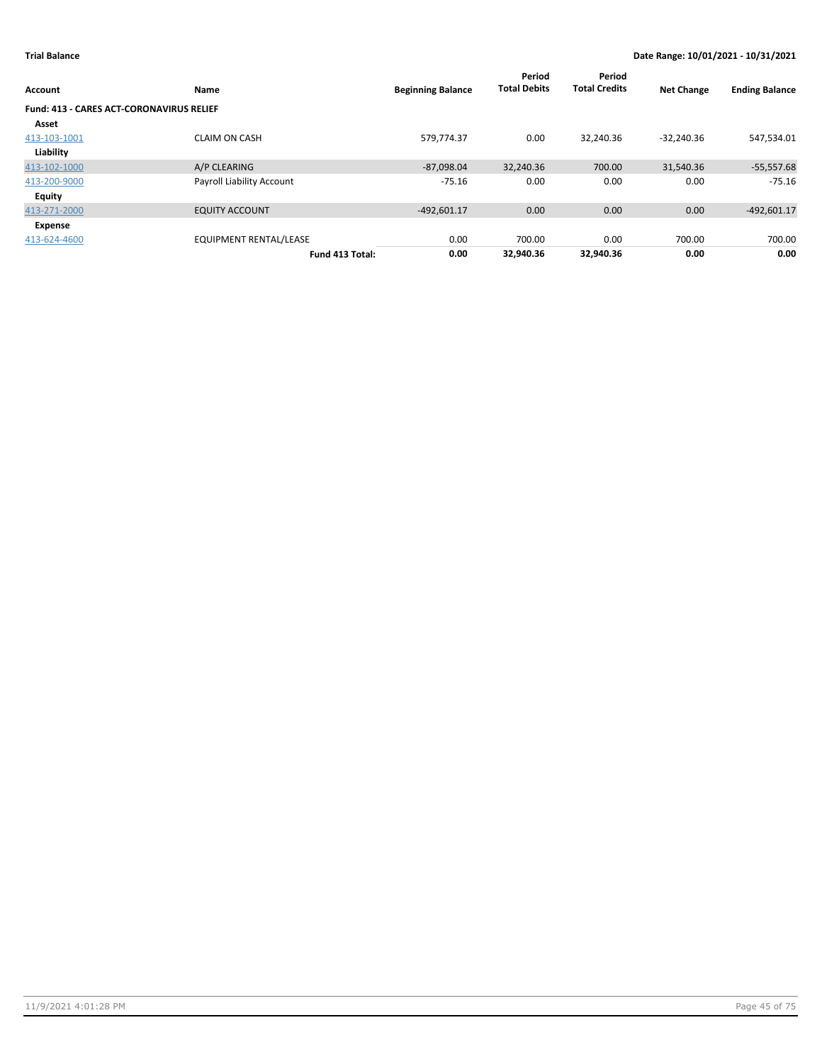**Trial Balance** | **Date Range: 10/01/2021 - 10/31/2021**

| Account | Name | Beginning Balance | Period Total Debits | Period Total Credits | Net Change | Ending Balance |
|---|---|---|---|---|---|---|
| **Fund: 413 - CARES ACT-CORONAVIRUS RELIEF** | | | | | | |
| **Asset** | | | | | | |
| 413-103-1001 | CLAIM ON CASH | 579,774.37 | 0.00 | 32,240.36 | -32,240.36 | 547,534.01 |
| **Liability** | | | | | | |
| 413-102-1000 | A/P CLEARING | -87,098.04 | 32,240.36 | 700.00 | 31,540.36 | -55,557.68 |
| 413-200-9000 | Payroll Liability Account | -75.16 | 0.00 | 0.00 | 0.00 | -75.16 |
| **Equity** | | | | | | |
| 413-271-2000 | EQUITY ACCOUNT | -492,601.17 | 0.00 | 0.00 | 0.00 | -492,601.17 |
| **Expense** | | | | | | |
| 413-624-4600 | EQUIPMENT RENTAL/LEASE | 0.00 | 700.00 | 0.00 | 700.00 | 700.00 |
| | **Fund 413 Total:** | **0.00** | **32,940.36** | **32,940.36** | **0.00** | **0.00** |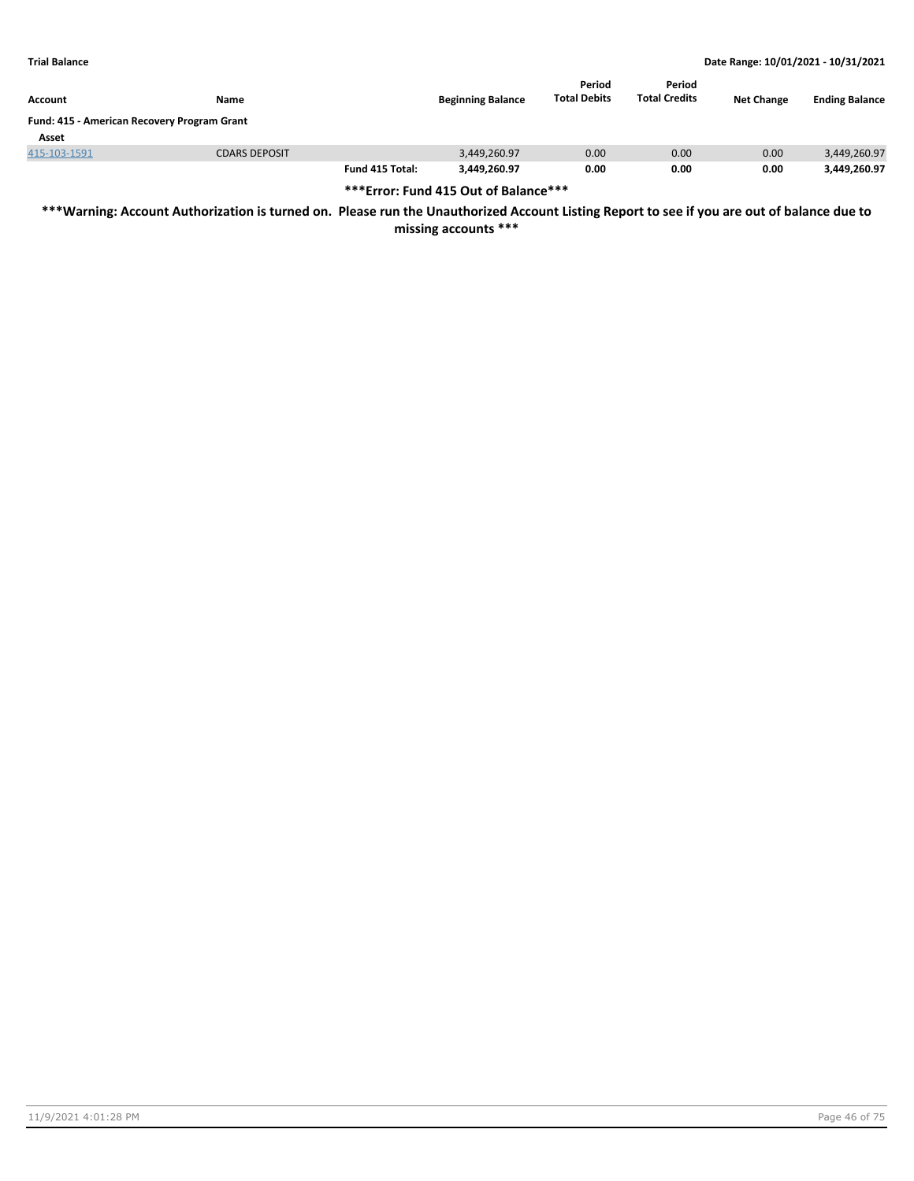| Account | Name | | Beginning Balance | Period Total Debits | Period Total Credits | Net Change | Ending Balance |
|---|---|---|---|---|---|---|---|
| **Fund: 415 - American Recovery Program Grant** | | | | | | | |
| **Asset** | | | | | | | |
| 415-103-1591 | CDARS DEPOSIT | | 3,449,260.97 | 0.00 | 0.00 | 0.00 | 3,449,260.97 |
| | | **Fund 415 Total:** | **3,449,260.97** | **0.00** | **0.00** | **0.00** | **3,449,260.97** |

**\*\*\*Error: Fund 415 Out of Balance\*\*\***

**\*\*\*Warning: Account Authorization is turned on. Please run the Unauthorized Account Listing Report to see if you are out of balance due to missing accounts \*\*\***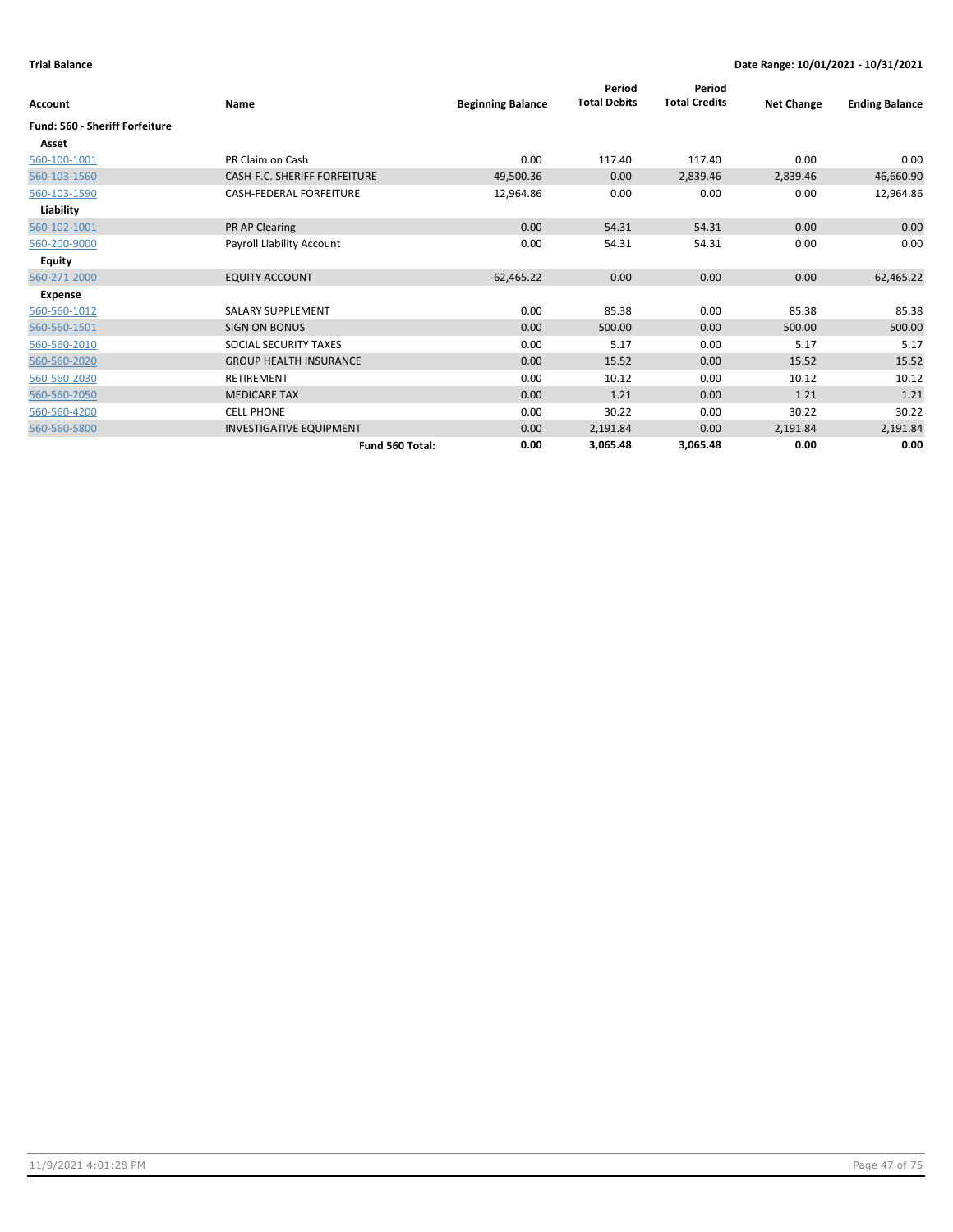**Trial Balance** — **Date Range: 10/01/2021 - 10/31/2021**

| Account | Name | Beginning Balance | Period Total Debits | Period Total Credits | Net Change | Ending Balance |
|---|---|---|---|---|---|---|
| **Fund: 560 - Sheriff Forfeiture** | | | | | | |
| **Asset** | | | | | | |
| 560-100-1001 | PR Claim on Cash | 0.00 | 117.40 | 117.40 | 0.00 | 0.00 |
| 560-103-1560 | CASH-F.C. SHERIFF FORFEITURE | 49,500.36 | 0.00 | 2,839.46 | -2,839.46 | 46,660.90 |
| 560-103-1590 | CASH-FEDERAL FORFEITURE | 12,964.86 | 0.00 | 0.00 | 0.00 | 12,964.86 |
| **Liability** | | | | | | |
| 560-102-1001 | PR AP Clearing | 0.00 | 54.31 | 54.31 | 0.00 | 0.00 |
| 560-200-9000 | Payroll Liability Account | 0.00 | 54.31 | 54.31 | 0.00 | 0.00 |
| **Equity** | | | | | | |
| 560-271-2000 | EQUITY ACCOUNT | -62,465.22 | 0.00 | 0.00 | 0.00 | -62,465.22 |
| **Expense** | | | | | | |
| 560-560-1012 | SALARY SUPPLEMENT | 0.00 | 85.38 | 0.00 | 85.38 | 85.38 |
| 560-560-1501 | SIGN ON BONUS | 0.00 | 500.00 | 0.00 | 500.00 | 500.00 |
| 560-560-2010 | SOCIAL SECURITY TAXES | 0.00 | 5.17 | 0.00 | 5.17 | 5.17 |
| 560-560-2020 | GROUP HEALTH INSURANCE | 0.00 | 15.52 | 0.00 | 15.52 | 15.52 |
| 560-560-2030 | RETIREMENT | 0.00 | 10.12 | 0.00 | 10.12 | 10.12 |
| 560-560-2050 | MEDICARE TAX | 0.00 | 1.21 | 0.00 | 1.21 | 1.21 |
| 560-560-4200 | CELL PHONE | 0.00 | 30.22 | 0.00 | 30.22 | 30.22 |
| 560-560-5800 | INVESTIGATIVE EQUIPMENT | 0.00 | 2,191.84 | 0.00 | 2,191.84 | 2,191.84 |
| | **Fund 560 Total:** | **0.00** | **3,065.48** | **3,065.48** | **0.00** | **0.00** |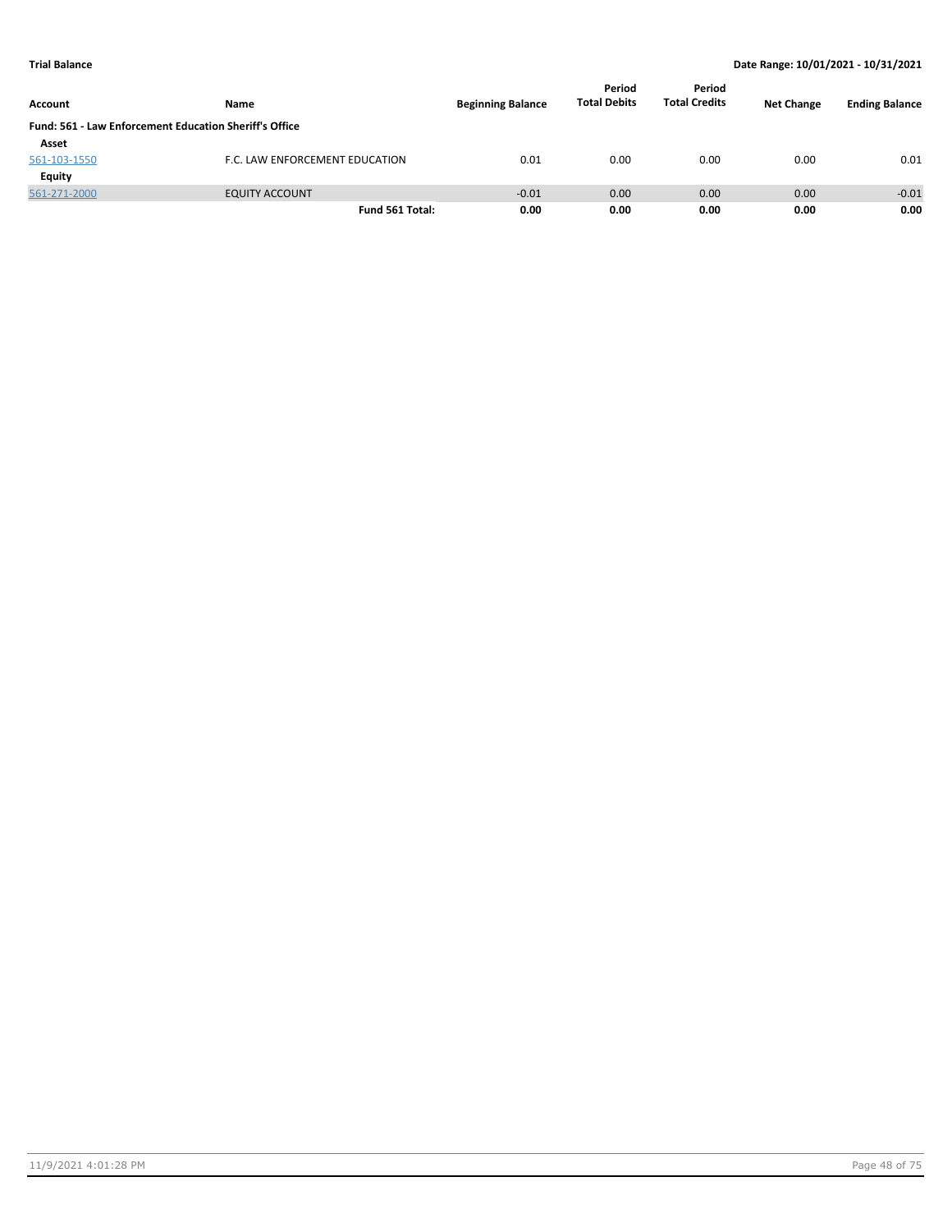**Trial Balance** | **Date Range: 10/01/2021 - 10/31/2021**

| Account | Name | Beginning Balance | Period Total Debits | Period Total Credits | Net Change | Ending Balance |
|---|---|---|---|---|---|---|
| **Fund: 561 - Law Enforcement Education Sheriff's Office** | | | | | | |
| **Asset** | | | | | | |
| 561-103-1550 | F.C. LAW ENFORCEMENT EDUCATION | 0.01 | 0.00 | 0.00 | 0.00 | 0.01 |
| **Equity** | | | | | | |
| 561-271-2000 | EQUITY ACCOUNT | -0.01 | 0.00 | 0.00 | 0.00 | -0.01 |
| | **Fund 561 Total:** | **0.00** | **0.00** | **0.00** | **0.00** | **0.00** |

11/9/2021 4:01:28 PM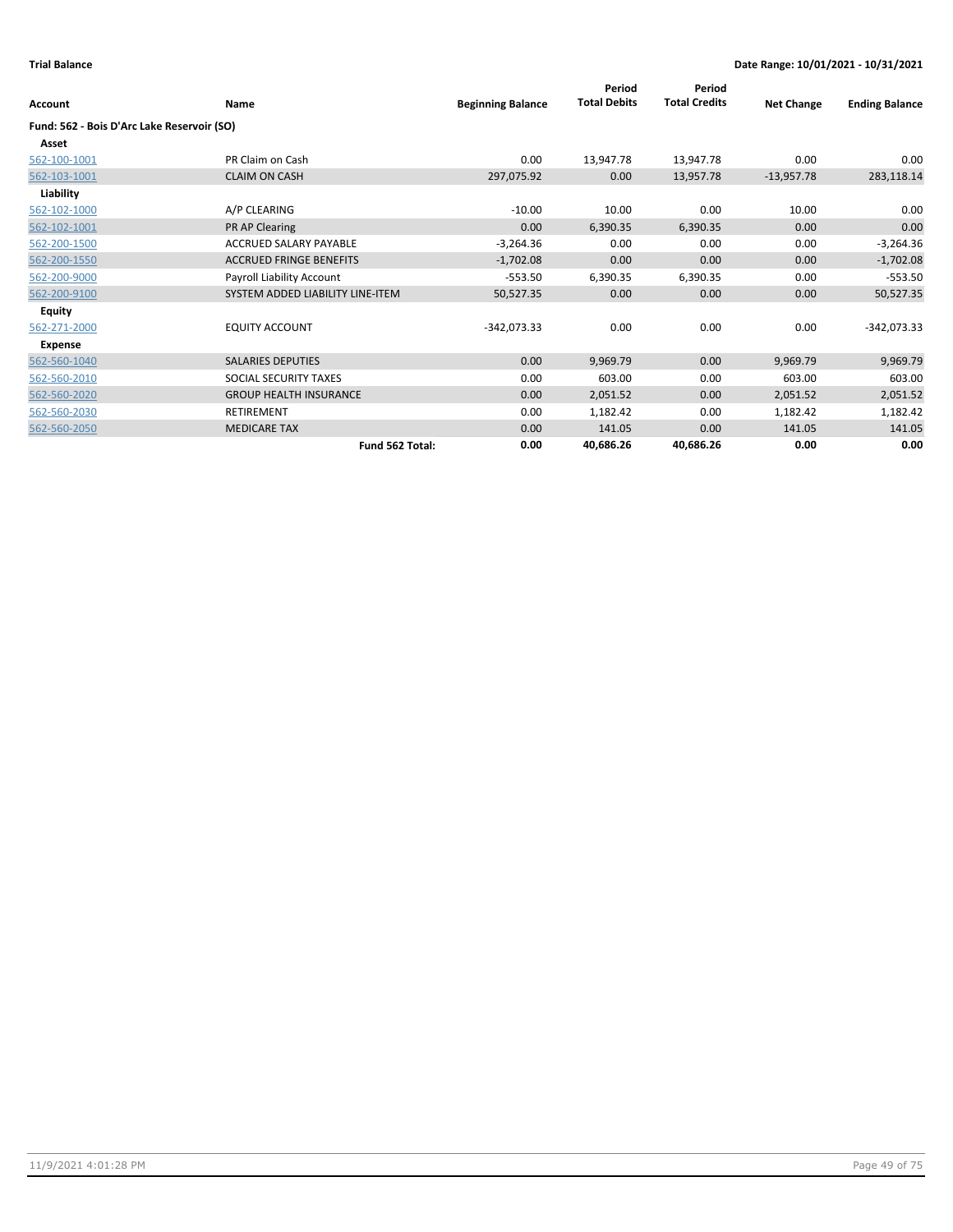**Trial Balance** | **Date Range: 10/01/2021 - 10/31/2021**

| Account | Name | Beginning Balance | Period Total Debits | Period Total Credits | Net Change | Ending Balance |
|---|---|---|---|---|---|---|
| **Fund: 562 - Bois D'Arc Lake Reservoir (SO)** | | | | | | |
| **Asset** | | | | | | |
| 562-100-1001 | PR Claim on Cash | 0.00 | 13,947.78 | 13,947.78 | 0.00 | 0.00 |
| 562-103-1001 | CLAIM ON CASH | 297,075.92 | 0.00 | 13,957.78 | -13,957.78 | 283,118.14 |
| **Liability** | | | | | | |
| 562-102-1000 | A/P CLEARING | -10.00 | 10.00 | 0.00 | 10.00 | 0.00 |
| 562-102-1001 | PR AP Clearing | 0.00 | 6,390.35 | 6,390.35 | 0.00 | 0.00 |
| 562-200-1500 | ACCRUED SALARY PAYABLE | -3,264.36 | 0.00 | 0.00 | 0.00 | -3,264.36 |
| 562-200-1550 | ACCRUED FRINGE BENEFITS | -1,702.08 | 0.00 | 0.00 | 0.00 | -1,702.08 |
| 562-200-9000 | Payroll Liability Account | -553.50 | 6,390.35 | 6,390.35 | 0.00 | -553.50 |
| 562-200-9100 | SYSTEM ADDED LIABILITY LINE-ITEM | 50,527.35 | 0.00 | 0.00 | 0.00 | 50,527.35 |
| **Equity** | | | | | | |
| 562-271-2000 | EQUITY ACCOUNT | -342,073.33 | 0.00 | 0.00 | 0.00 | -342,073.33 |
| **Expense** | | | | | | |
| 562-560-1040 | SALARIES DEPUTIES | 0.00 | 9,969.79 | 0.00 | 9,969.79 | 9,969.79 |
| 562-560-2010 | SOCIAL SECURITY TAXES | 0.00 | 603.00 | 0.00 | 603.00 | 603.00 |
| 562-560-2020 | GROUP HEALTH INSURANCE | 0.00 | 2,051.52 | 0.00 | 2,051.52 | 2,051.52 |
| 562-560-2030 | RETIREMENT | 0.00 | 1,182.42 | 0.00 | 1,182.42 | 1,182.42 |
| 562-560-2050 | MEDICARE TAX | 0.00 | 141.05 | 0.00 | 141.05 | 141.05 |
| | **Fund 562 Total:** | **0.00** | **40,686.26** | **40,686.26** | **0.00** | **0.00** |

11/9/2021 4:01:28 PM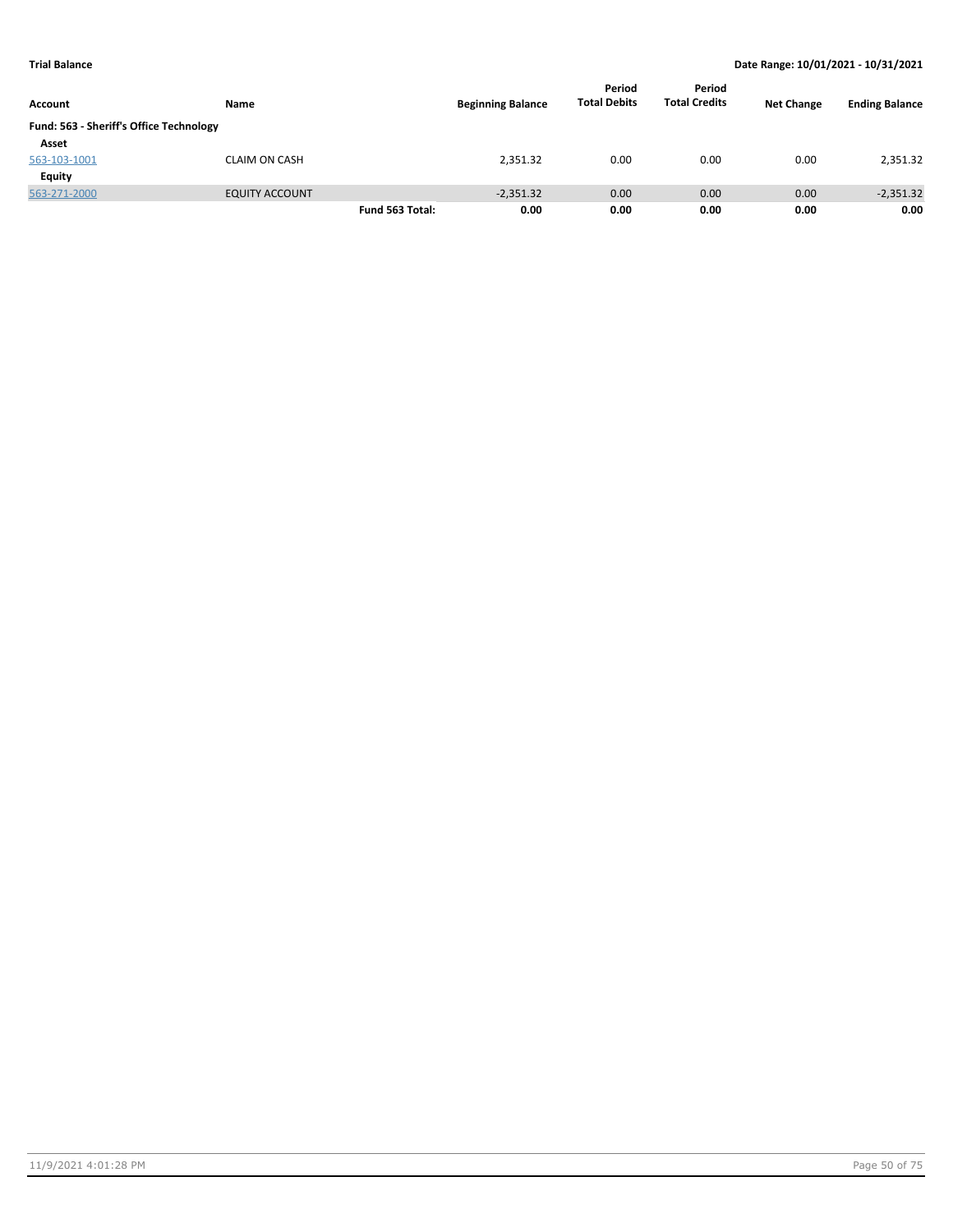| Account | Name | | Beginning Balance | Period Total Debits | Period Total Credits | Net Change | Ending Balance |
|---|---|---|---|---|---|---|---|
| **Fund: 563 - Sheriff's Office Technology** | | | | | | | |
| **Asset** | | | | | | | |
| 563-103-1001 | CLAIM ON CASH | | 2,351.32 | 0.00 | 0.00 | 0.00 | 2,351.32 |
| **Equity** | | | | | | | |
| 563-271-2000 | EQUITY ACCOUNT | | -2,351.32 | 0.00 | 0.00 | 0.00 | -2,351.32 |
| | | **Fund 563 Total:** | **0.00** | **0.00** | **0.00** | **0.00** | **0.00** |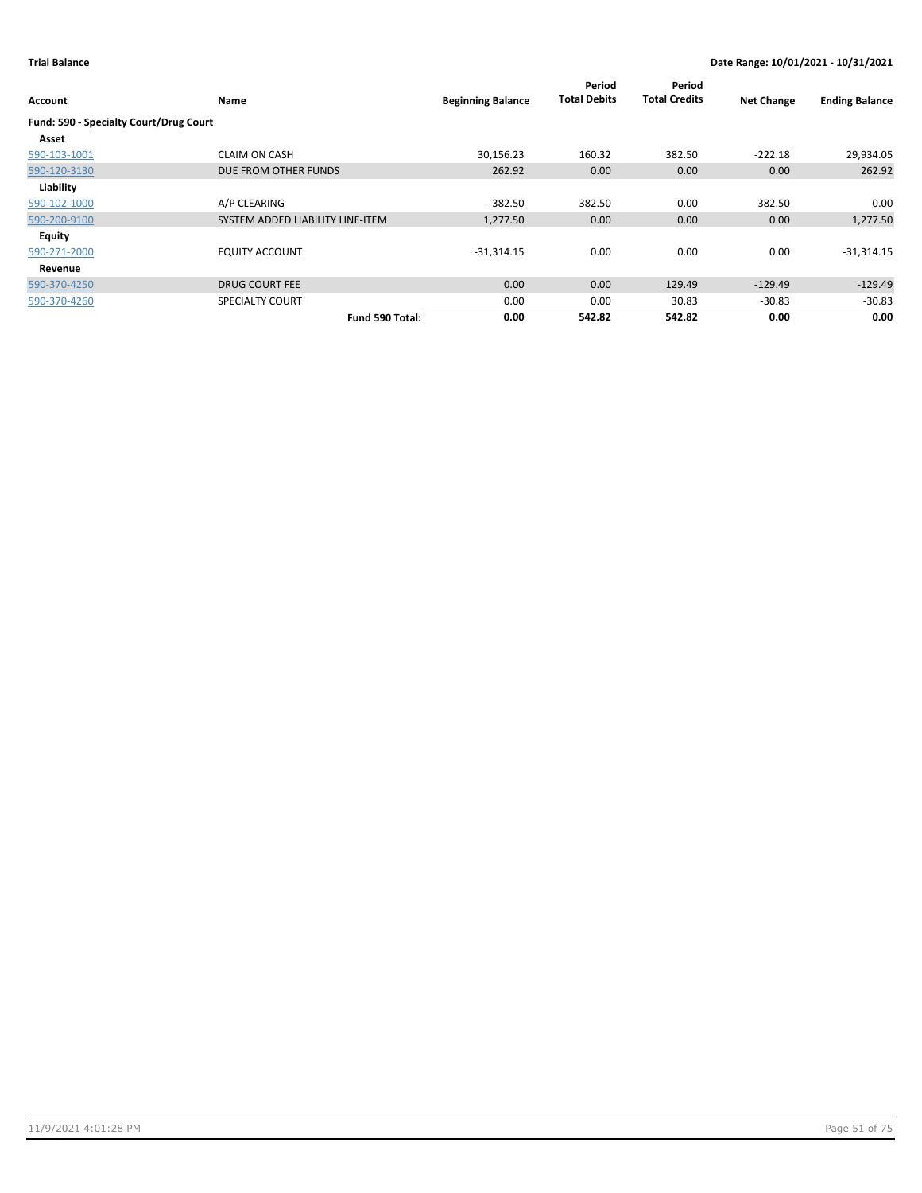**Trial Balance** — Date Range: 10/01/2021 - 10/31/2021

| Account | Name | Beginning Balance | Period Total Debits | Period Total Credits | Net Change | Ending Balance |
|---|---|---|---|---|---|---|
| **Fund: 590 - Specialty Court/Drug Court** | | | | | | |
| **Asset** | | | | | | |
| 590-103-1001 | CLAIM ON CASH | 30,156.23 | 160.32 | 382.50 | -222.18 | 29,934.05 |
| 590-120-3130 | DUE FROM OTHER FUNDS | 262.92 | 0.00 | 0.00 | 0.00 | 262.92 |
| **Liability** | | | | | | |
| 590-102-1000 | A/P CLEARING | -382.50 | 382.50 | 0.00 | 382.50 | 0.00 |
| 590-200-9100 | SYSTEM ADDED LIABILITY LINE-ITEM | 1,277.50 | 0.00 | 0.00 | 0.00 | 1,277.50 |
| **Equity** | | | | | | |
| 590-271-2000 | EQUITY ACCOUNT | -31,314.15 | 0.00 | 0.00 | 0.00 | -31,314.15 |
| **Revenue** | | | | | | |
| 590-370-4250 | DRUG COURT FEE | 0.00 | 0.00 | 129.49 | -129.49 | -129.49 |
| 590-370-4260 | SPECIALTY COURT | 0.00 | 0.00 | 30.83 | -30.83 | -30.83 |
| | **Fund 590 Total:** | **0.00** | **542.82** | **542.82** | **0.00** | **0.00** |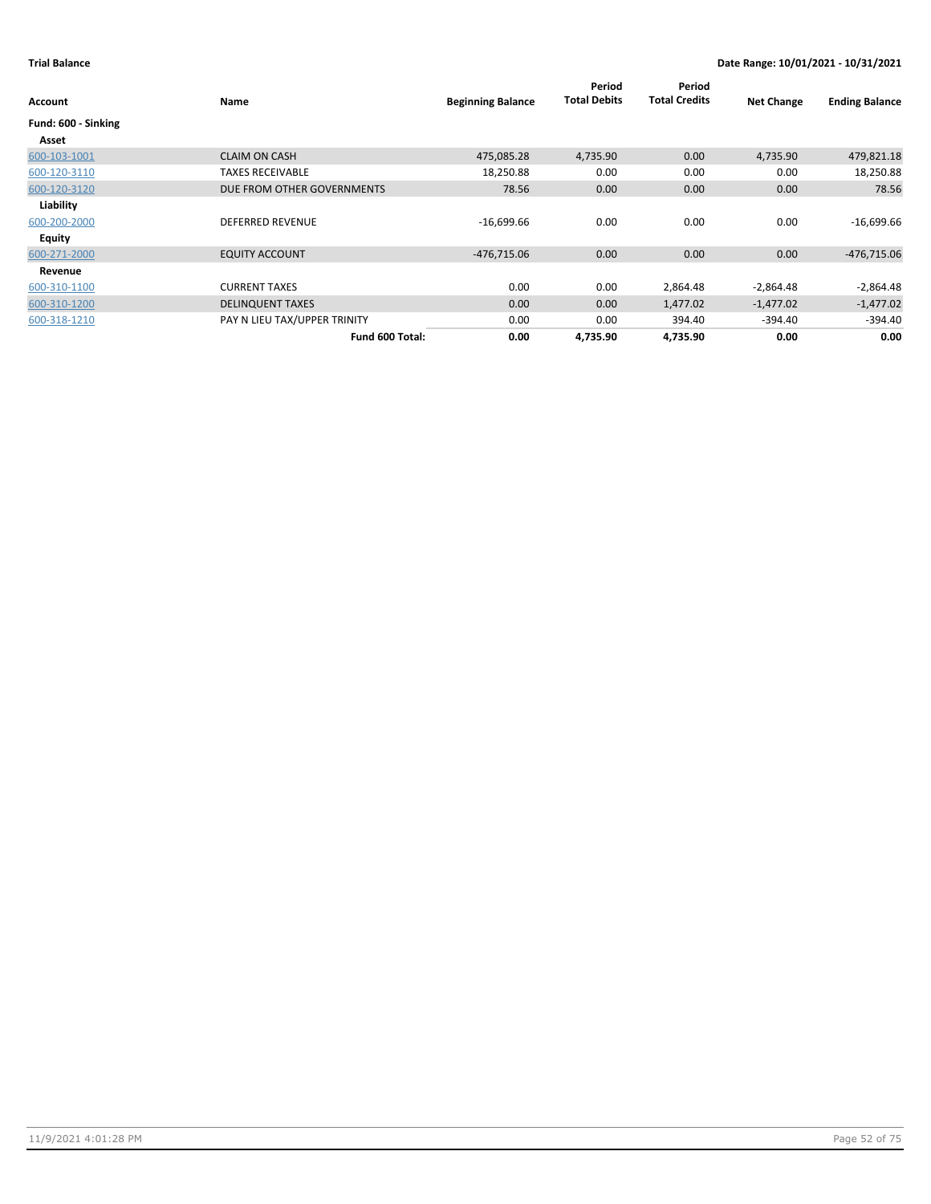**Trial Balance** — **Date Range: 10/01/2021 - 10/31/2021**

| Account | Name | Beginning Balance | Period Total Debits | Period Total Credits | Net Change | Ending Balance |
|---|---|---|---|---|---|---|
| **Fund: 600 - Sinking** | | | | | | |
| **Asset** | | | | | | |
| 600-103-1001 | CLAIM ON CASH | 475,085.28 | 4,735.90 | 0.00 | 4,735.90 | 479,821.18 |
| 600-120-3110 | TAXES RECEIVABLE | 18,250.88 | 0.00 | 0.00 | 0.00 | 18,250.88 |
| 600-120-3120 | DUE FROM OTHER GOVERNMENTS | 78.56 | 0.00 | 0.00 | 0.00 | 78.56 |
| **Liability** | | | | | | |
| 600-200-2000 | DEFERRED REVENUE | -16,699.66 | 0.00 | 0.00 | 0.00 | -16,699.66 |
| **Equity** | | | | | | |
| 600-271-2000 | EQUITY ACCOUNT | -476,715.06 | 0.00 | 0.00 | 0.00 | -476,715.06 |
| **Revenue** | | | | | | |
| 600-310-1100 | CURRENT TAXES | 0.00 | 0.00 | 2,864.48 | -2,864.48 | -2,864.48 |
| 600-310-1200 | DELINQUENT TAXES | 0.00 | 0.00 | 1,477.02 | -1,477.02 | -1,477.02 |
| 600-318-1210 | PAY N LIEU TAX/UPPER TRINITY | 0.00 | 0.00 | 394.40 | -394.40 | -394.40 |
| | **Fund 600 Total:** | **0.00** | **4,735.90** | **4,735.90** | **0.00** | **0.00** |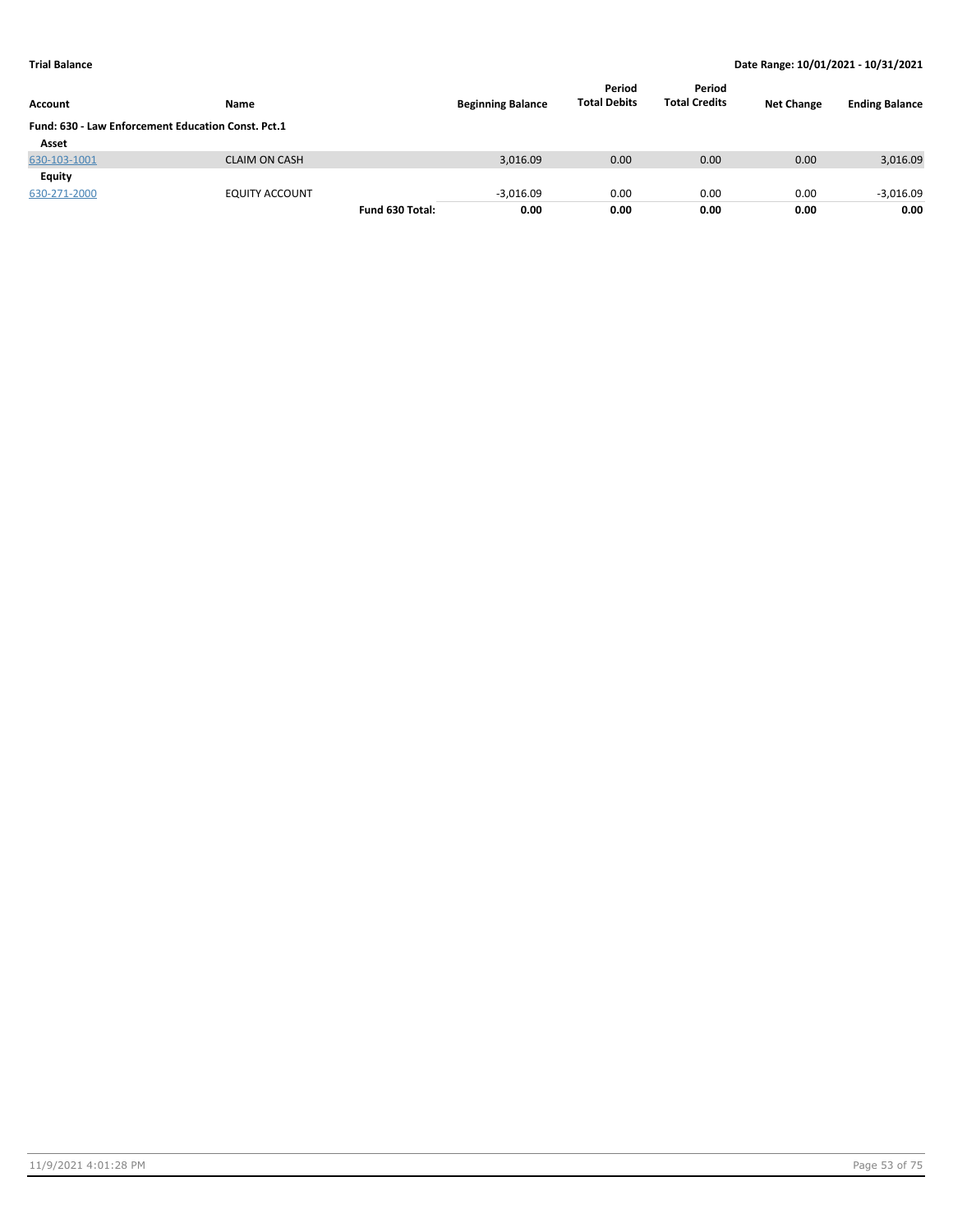| Account | Name | | Beginning Balance | Period Total Debits | Period Total Credits | Net Change | Ending Balance |
|---|---|---|---|---|---|---|---|
| **Fund: 630 - Law Enforcement Education Const. Pct.1** | | | | | | | |
| **Asset** | | | | | | | |
| 630-103-1001 | CLAIM ON CASH | | 3,016.09 | 0.00 | 0.00 | 0.00 | 3,016.09 |
| **Equity** | | | | | | | |
| 630-271-2000 | EQUITY ACCOUNT | | -3,016.09 | 0.00 | 0.00 | 0.00 | -3,016.09 |
| | | **Fund 630 Total:** | **0.00** | **0.00** | **0.00** | **0.00** | **0.00** |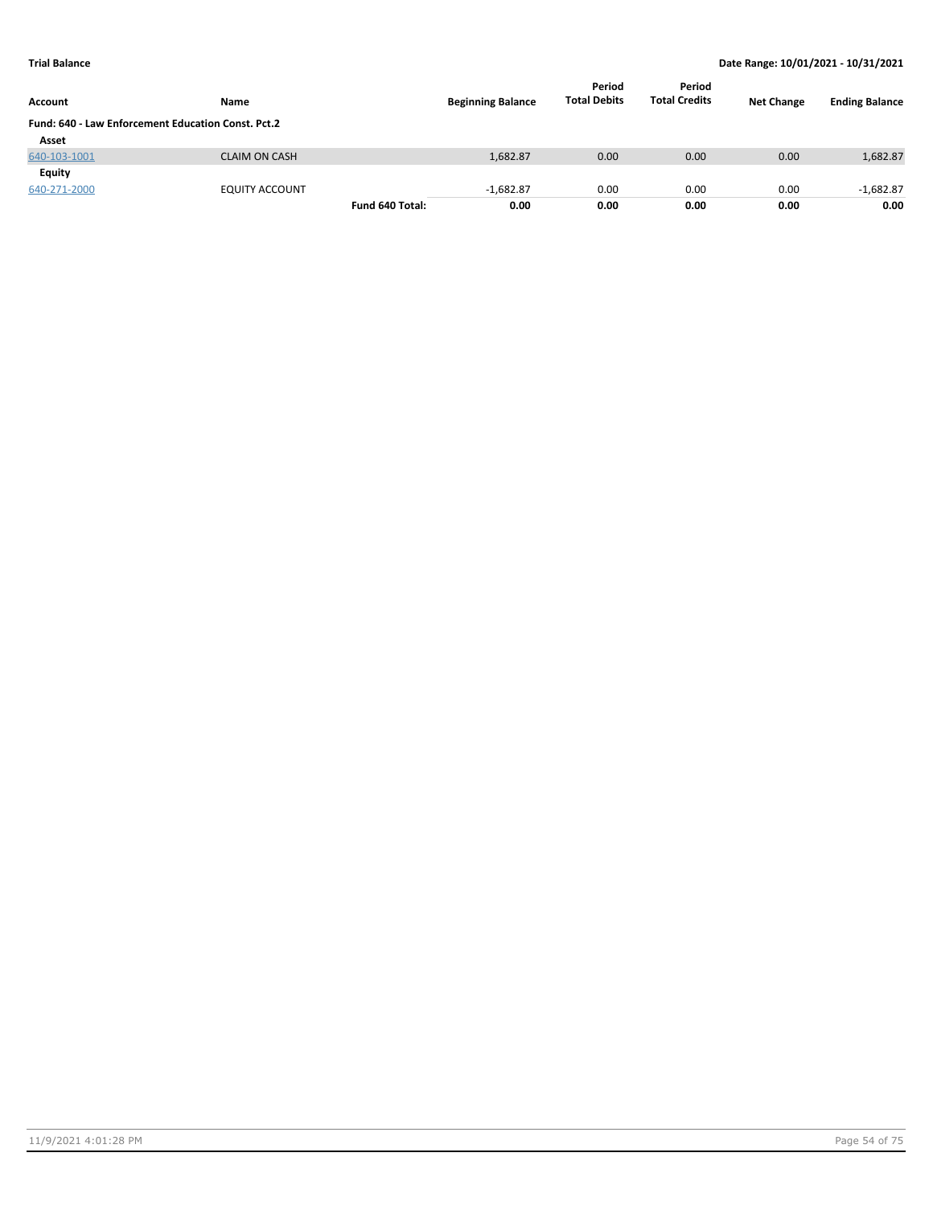**Trial Balance** | **Date Range: 10/01/2021 - 10/31/2021**

| Account | Name | | Beginning Balance | Period Total Debits | Period Total Credits | Net Change | Ending Balance |
|---|---|---|---|---|---|---|---|
| **Fund: 640 - Law Enforcement Education Const. Pct.2** | | | | | | | |
| **Asset** | | | | | | | |
| 640-103-1001 | CLAIM ON CASH | | 1,682.87 | 0.00 | 0.00 | 0.00 | 1,682.87 |
| **Equity** | | | | | | | |
| 640-271-2000 | EQUITY ACCOUNT | | -1,682.87 | 0.00 | 0.00 | 0.00 | -1,682.87 |
| | | **Fund 640 Total:** | **0.00** | **0.00** | **0.00** | **0.00** | **0.00** |

11/9/2021 4:01:28 PM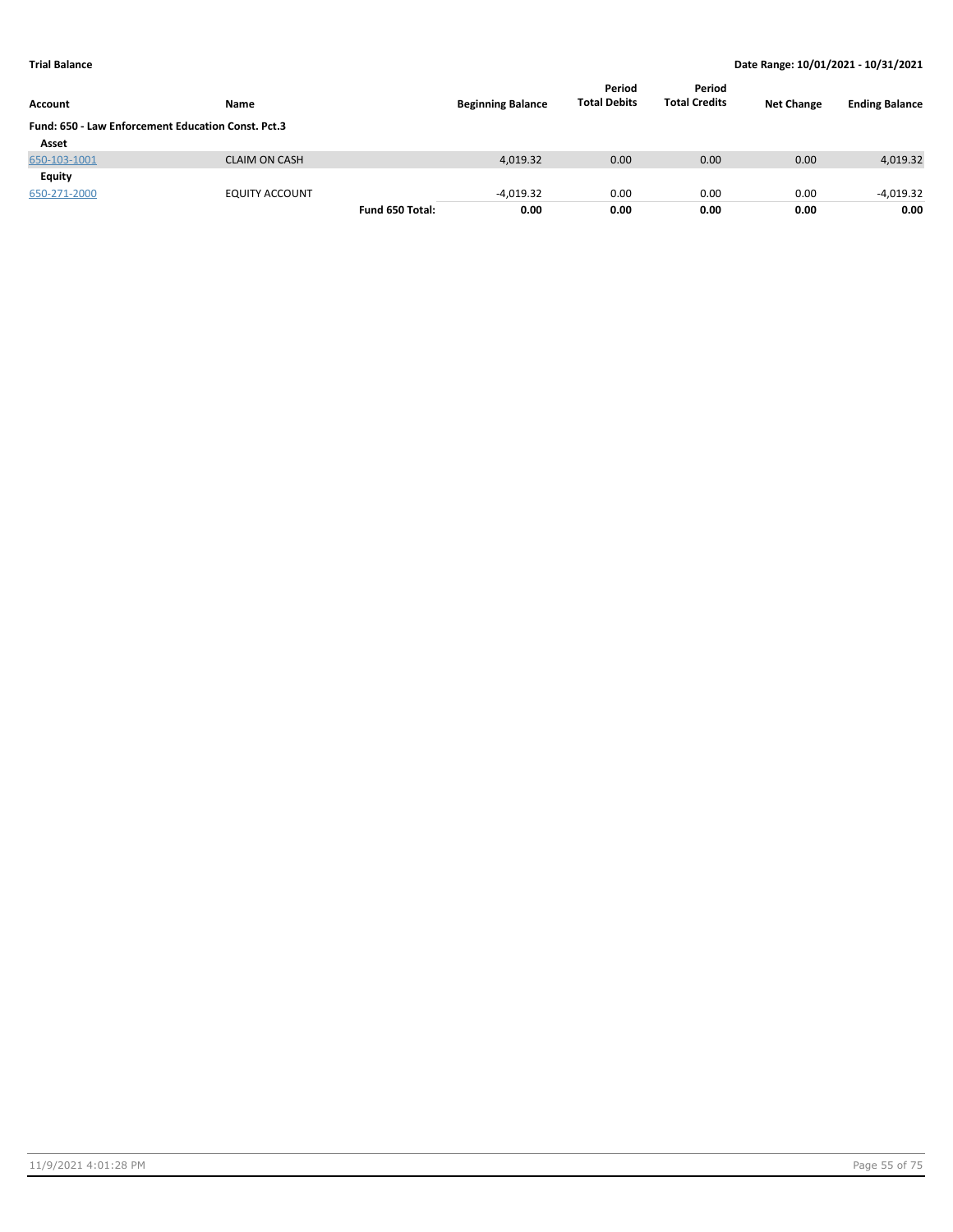**Trial Balance** | **Date Range: 10/01/2021 - 10/31/2021**

| Account | Name | | Beginning Balance | Period Total Debits | Period Total Credits | Net Change | Ending Balance |
|---|---|---|---|---|---|---|---|
| **Fund: 650 - Law Enforcement Education Const. Pct.3** | | | | | | | |
| **Asset** | | | | | | | |
| 650-103-1001 | CLAIM ON CASH | | 4,019.32 | 0.00 | 0.00 | 0.00 | 4,019.32 |
| **Equity** | | | | | | | |
| 650-271-2000 | EQUITY ACCOUNT | | -4,019.32 | 0.00 | 0.00 | 0.00 | -4,019.32 |
| | | **Fund 650 Total:** | **0.00** | **0.00** | **0.00** | **0.00** | **0.00** |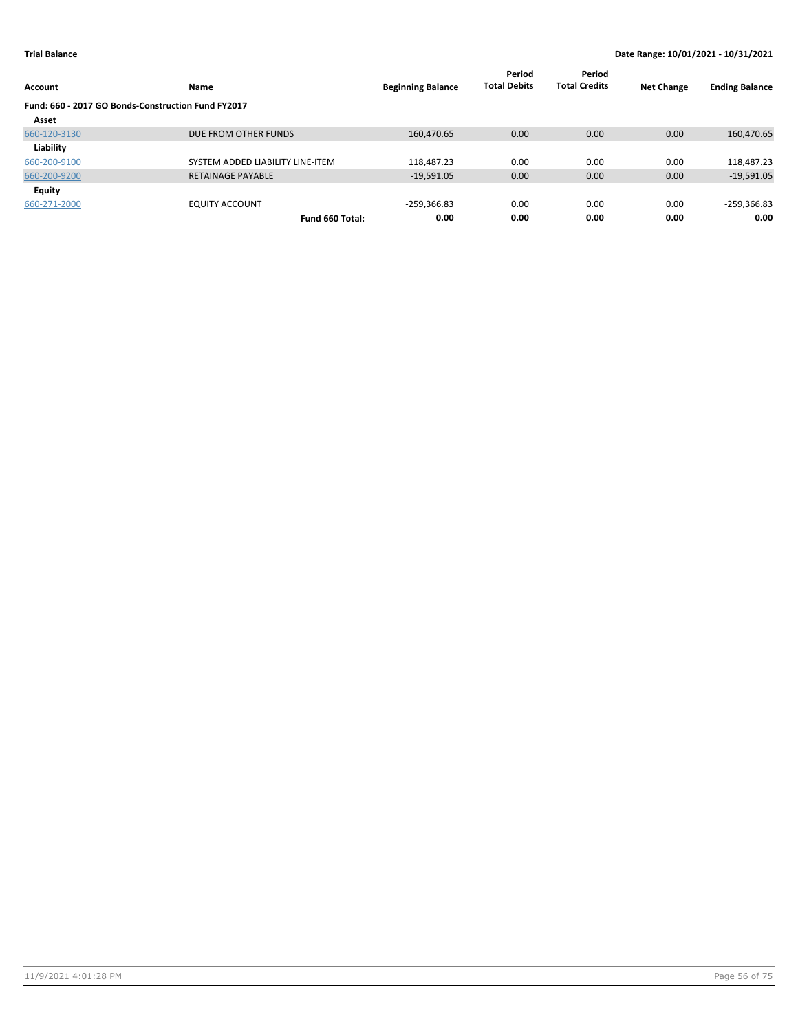**Trial Balance** — **Date Range: 10/01/2021 - 10/31/2021**

| Account | Name | Beginning Balance | Period Total Debits | Period Total Credits | Net Change | Ending Balance |
|---|---|---|---|---|---|---|
| **Fund: 660 - 2017 GO Bonds-Construction Fund FY2017** | | | | | | |
| **Asset** | | | | | | |
| 660-120-3130 | DUE FROM OTHER FUNDS | 160,470.65 | 0.00 | 0.00 | 0.00 | 160,470.65 |
| **Liability** | | | | | | |
| 660-200-9100 | SYSTEM ADDED LIABILITY LINE-ITEM | 118,487.23 | 0.00 | 0.00 | 0.00 | 118,487.23 |
| 660-200-9200 | RETAINAGE PAYABLE | -19,591.05 | 0.00 | 0.00 | 0.00 | -19,591.05 |
| **Equity** | | | | | | |
| 660-271-2000 | EQUITY ACCOUNT | -259,366.83 | 0.00 | 0.00 | 0.00 | -259,366.83 |
| | **Fund 660 Total:** | **0.00** | **0.00** | **0.00** | **0.00** | **0.00** |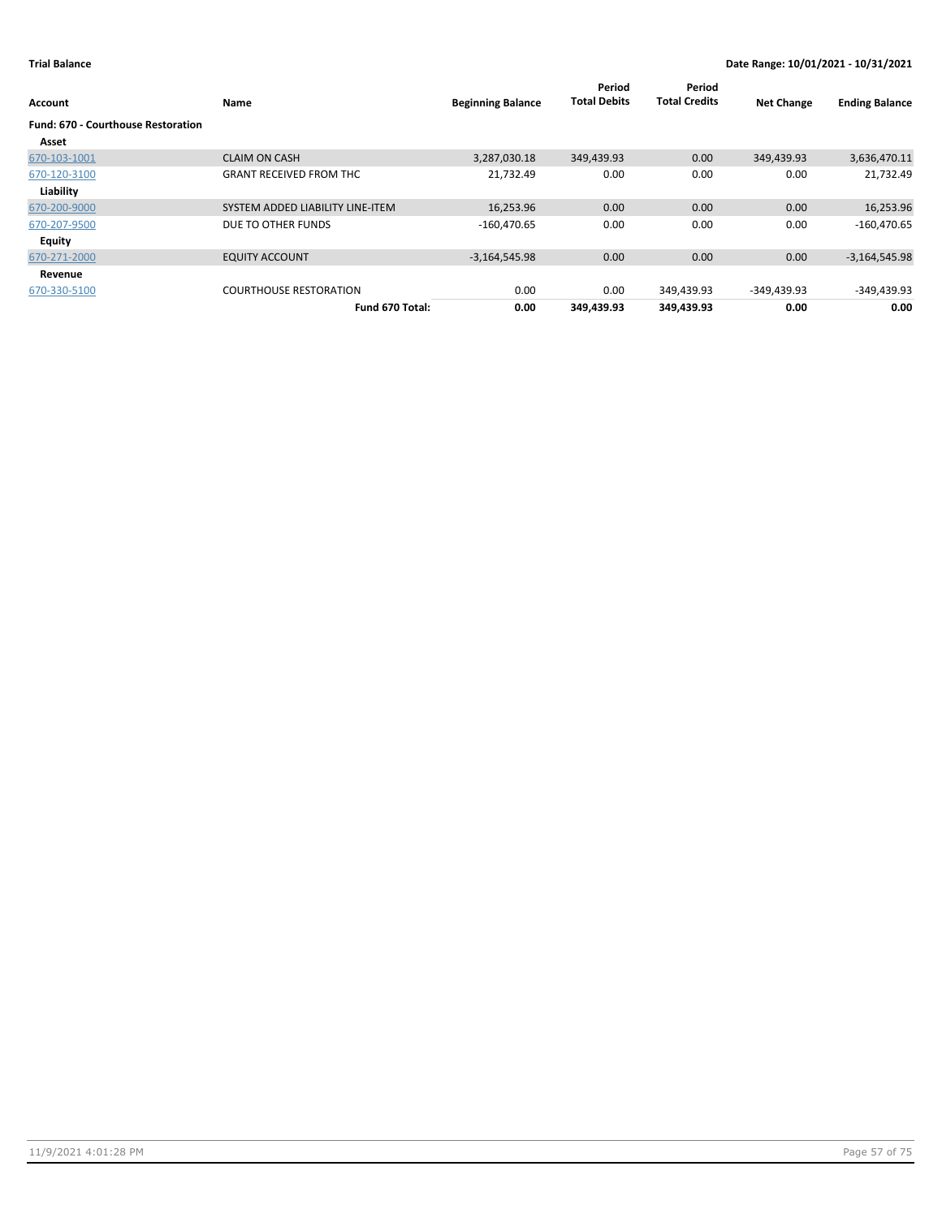**Trial Balance** | **Date Range: 10/01/2021 - 10/31/2021**

| Account | Name | Beginning Balance | Period Total Debits | Period Total Credits | Net Change | Ending Balance |
|---|---|---|---|---|---|---|
| **Fund: 670 - Courthouse Restoration** | | | | | | |
| **Asset** | | | | | | |
| 670-103-1001 | CLAIM ON CASH | 3,287,030.18 | 349,439.93 | 0.00 | 349,439.93 | 3,636,470.11 |
| 670-120-3100 | GRANT RECEIVED FROM THC | 21,732.49 | 0.00 | 0.00 | 0.00 | 21,732.49 |
| **Liability** | | | | | | |
| 670-200-9000 | SYSTEM ADDED LIABILITY LINE-ITEM | 16,253.96 | 0.00 | 0.00 | 0.00 | 16,253.96 |
| 670-207-9500 | DUE TO OTHER FUNDS | -160,470.65 | 0.00 | 0.00 | 0.00 | -160,470.65 |
| **Equity** | | | | | | |
| 670-271-2000 | EQUITY ACCOUNT | -3,164,545.98 | 0.00 | 0.00 | 0.00 | -3,164,545.98 |
| **Revenue** | | | | | | |
| 670-330-5100 | COURTHOUSE RESTORATION | 0.00 | 0.00 | 349,439.93 | -349,439.93 | -349,439.93 |
| | **Fund 670 Total:** | **0.00** | **349,439.93** | **349,439.93** | **0.00** | **0.00** |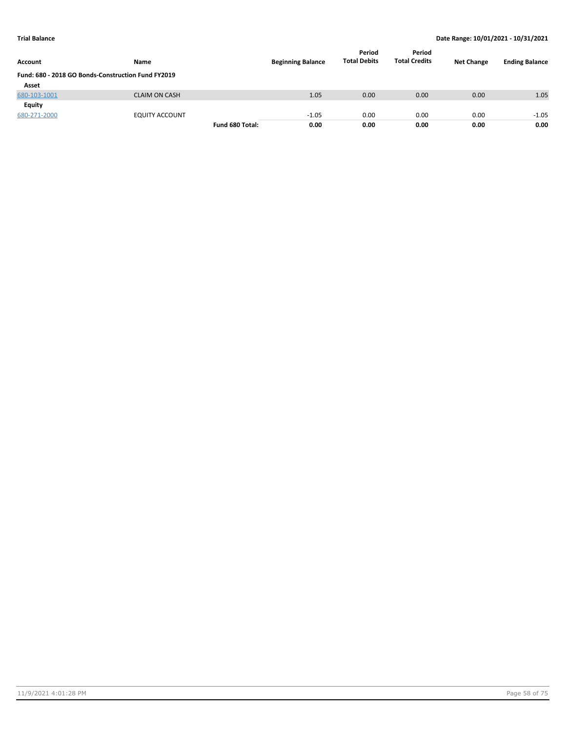**Trial Balance** | **Date Range: 10/01/2021 - 10/31/2021**

| Account | Name | | Beginning Balance | Period Total Debits | Period Total Credits | Net Change | Ending Balance |
|---|---|---|---|---|---|---|---|
| **Fund: 680 - 2018 GO Bonds-Construction Fund FY2019** | | | | | | | |
| **Asset** | | | | | | | |
| 680-103-1001 | CLAIM ON CASH | | 1.05 | 0.00 | 0.00 | 0.00 | 1.05 |
| **Equity** | | | | | | | |
| 680-271-2000 | EQUITY ACCOUNT | | -1.05 | 0.00 | 0.00 | 0.00 | -1.05 |
| | | **Fund 680 Total:** | **0.00** | **0.00** | **0.00** | **0.00** | **0.00** |

11/9/2021 4:01:28 PM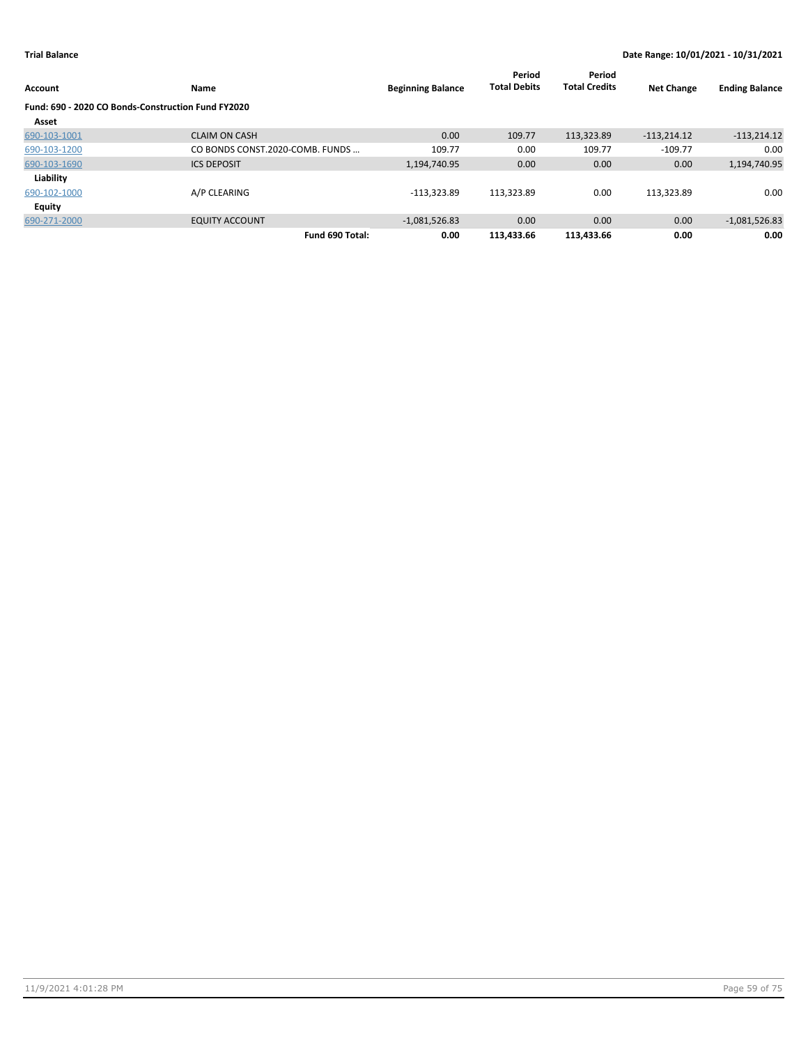**Trial Balance** — Date Range: 10/01/2021 - 10/31/2021

| Account | Name | Beginning Balance | Period Total Debits | Period Total Credits | Net Change | Ending Balance |
|---|---|---|---|---|---|---|
| **Fund: 690 - 2020 CO Bonds-Construction Fund FY2020** | | | | | | |
| **Asset** | | | | | | |
| 690-103-1001 | CLAIM ON CASH | 0.00 | 109.77 | 113,323.89 | -113,214.12 | -113,214.12 |
| 690-103-1200 | CO BONDS CONST.2020-COMB. FUNDS ... | 109.77 | 0.00 | 109.77 | -109.77 | 0.00 |
| 690-103-1690 | ICS DEPOSIT | 1,194,740.95 | 0.00 | 0.00 | 0.00 | 1,194,740.95 |
| **Liability** | | | | | | |
| 690-102-1000 | A/P CLEARING | -113,323.89 | 113,323.89 | 0.00 | 113,323.89 | 0.00 |
| **Equity** | | | | | | |
| 690-271-2000 | EQUITY ACCOUNT | -1,081,526.83 | 0.00 | 0.00 | 0.00 | -1,081,526.83 |
| | **Fund 690 Total:** | **0.00** | **113,433.66** | **113,433.66** | **0.00** | **0.00** |

11/9/2021 4:01:28 PM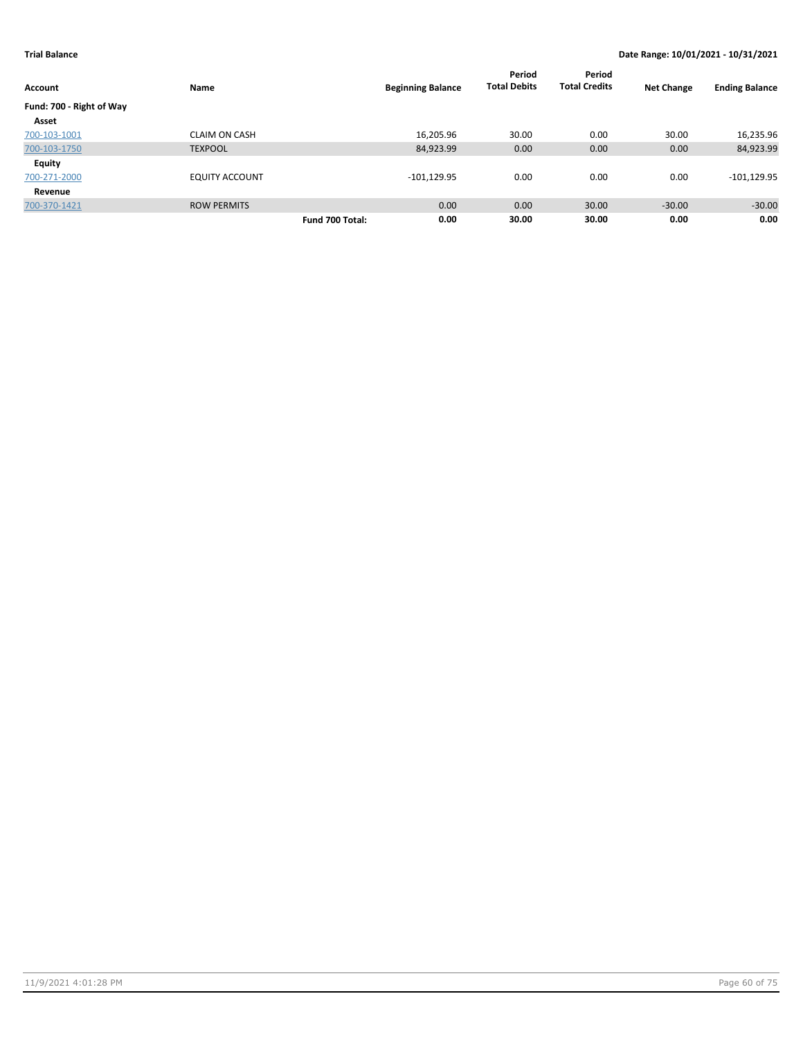**Trial Balance** **Date Range: 10/01/2021 - 10/31/2021**

| Account | Name | | Beginning Balance | Period Total Debits | Period Total Credits | Net Change | Ending Balance |
|---|---|---|---|---|---|---|---|
| **Fund: 700 - Right of Way** | | | | | | | |
| **Asset** | | | | | | | |
| 700-103-1001 | CLAIM ON CASH | | 16,205.96 | 30.00 | 0.00 | 30.00 | 16,235.96 |
| 700-103-1750 | TEXPOOL | | 84,923.99 | 0.00 | 0.00 | 0.00 | 84,923.99 |
| **Equity** | | | | | | | |
| 700-271-2000 | EQUITY ACCOUNT | | -101,129.95 | 0.00 | 0.00 | 0.00 | -101,129.95 |
| **Revenue** | | | | | | | |
| 700-370-1421 | ROW PERMITS | | 0.00 | 0.00 | 30.00 | -30.00 | -30.00 |
| | | **Fund 700 Total:** | **0.00** | **30.00** | **30.00** | **0.00** | **0.00** |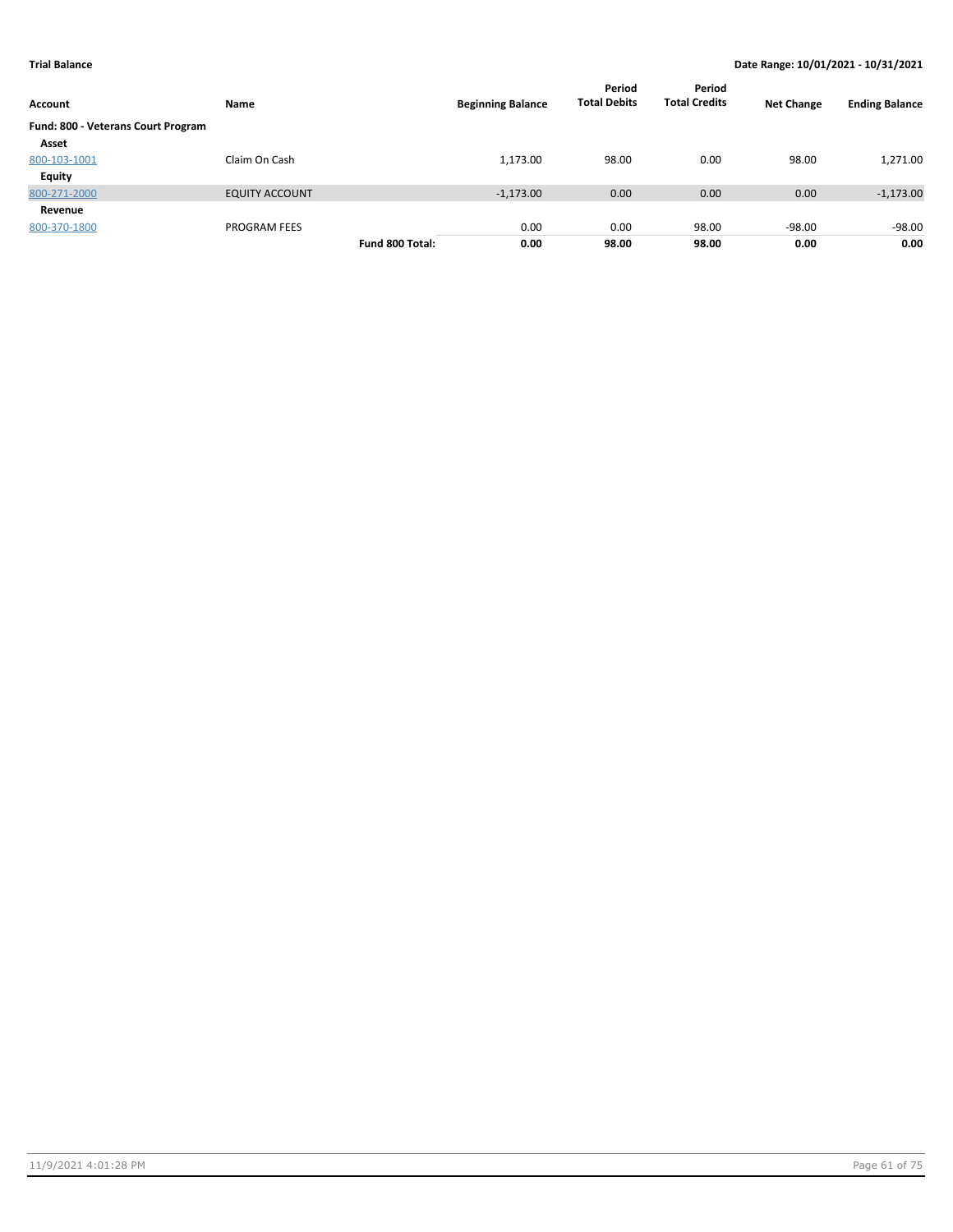**Trial Balance** **Date Range: 10/01/2021 - 10/31/2021**

| Account | Name | | Beginning Balance | Period Total Debits | Period Total Credits | Net Change | Ending Balance |
|---|---|---|---|---|---|---|---|
| **Fund: 800 - Veterans Court Program** | | | | | | | |
| **Asset** | | | | | | | |
| 800-103-1001 | Claim On Cash | | 1,173.00 | 98.00 | 0.00 | 98.00 | 1,271.00 |
| **Equity** | | | | | | | |
| 800-271-2000 | EQUITY ACCOUNT | | -1,173.00 | 0.00 | 0.00 | 0.00 | -1,173.00 |
| **Revenue** | | | | | | | |
| 800-370-1800 | PROGRAM FEES | | 0.00 | 0.00 | 98.00 | -98.00 | -98.00 |
| | | **Fund 800 Total:** | **0.00** | **98.00** | **98.00** | **0.00** | **0.00** |

11/9/2021 4:01:28 PM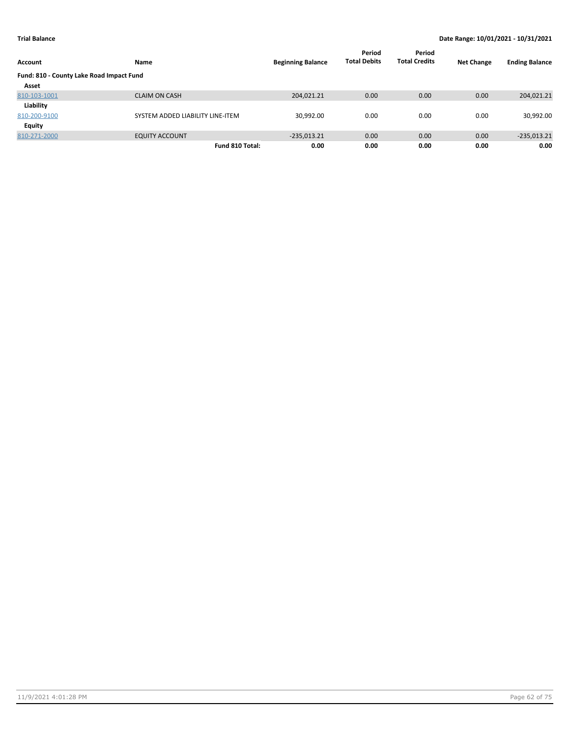**Trial Balance** **Date Range: 10/01/2021 - 10/31/2021**

| Account | Name | Beginning Balance | Period Total Debits | Period Total Credits | Net Change | Ending Balance |
|---|---|---|---|---|---|---|
| **Fund: 810 - County Lake Road Impact Fund** | | | | | | |
| **Asset** | | | | | | |
| 810-103-1001 | CLAIM ON CASH | 204,021.21 | 0.00 | 0.00 | 0.00 | 204,021.21 |
| **Liability** | | | | | | |
| 810-200-9100 | SYSTEM ADDED LIABILITY LINE-ITEM | 30,992.00 | 0.00 | 0.00 | 0.00 | 30,992.00 |
| **Equity** | | | | | | |
| 810-271-2000 | EQUITY ACCOUNT | -235,013.21 | 0.00 | 0.00 | 0.00 | -235,013.21 |
| | **Fund 810 Total:** | **0.00** | **0.00** | **0.00** | **0.00** | **0.00** |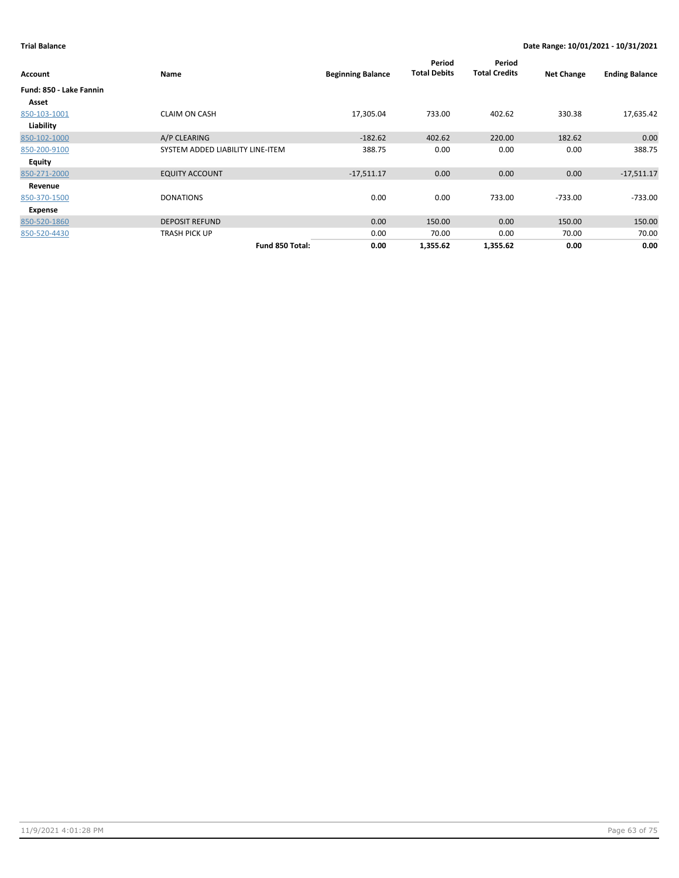**Trial Balance** — **Date Range: 10/01/2021 - 10/31/2021**

| Account | Name | Beginning Balance | Period Total Debits | Period Total Credits | Net Change | Ending Balance |
|---|---|---|---|---|---|---|
| **Fund: 850 - Lake Fannin** | | | | | | |
| **Asset** | | | | | | |
| 850-103-1001 | CLAIM ON CASH | 17,305.04 | 733.00 | 402.62 | 330.38 | 17,635.42 |
| **Liability** | | | | | | |
| 850-102-1000 | A/P CLEARING | -182.62 | 402.62 | 220.00 | 182.62 | 0.00 |
| 850-200-9100 | SYSTEM ADDED LIABILITY LINE-ITEM | 388.75 | 0.00 | 0.00 | 0.00 | 388.75 |
| **Equity** | | | | | | |
| 850-271-2000 | EQUITY ACCOUNT | -17,511.17 | 0.00 | 0.00 | 0.00 | -17,511.17 |
| **Revenue** | | | | | | |
| 850-370-1500 | DONATIONS | 0.00 | 0.00 | 733.00 | -733.00 | -733.00 |
| **Expense** | | | | | | |
| 850-520-1860 | DEPOSIT REFUND | 0.00 | 150.00 | 0.00 | 150.00 | 150.00 |
| 850-520-4430 | TRASH PICK UP | 0.00 | 70.00 | 0.00 | 70.00 | 70.00 |
| | **Fund 850 Total:** | **0.00** | **1,355.62** | **1,355.62** | **0.00** | **0.00** |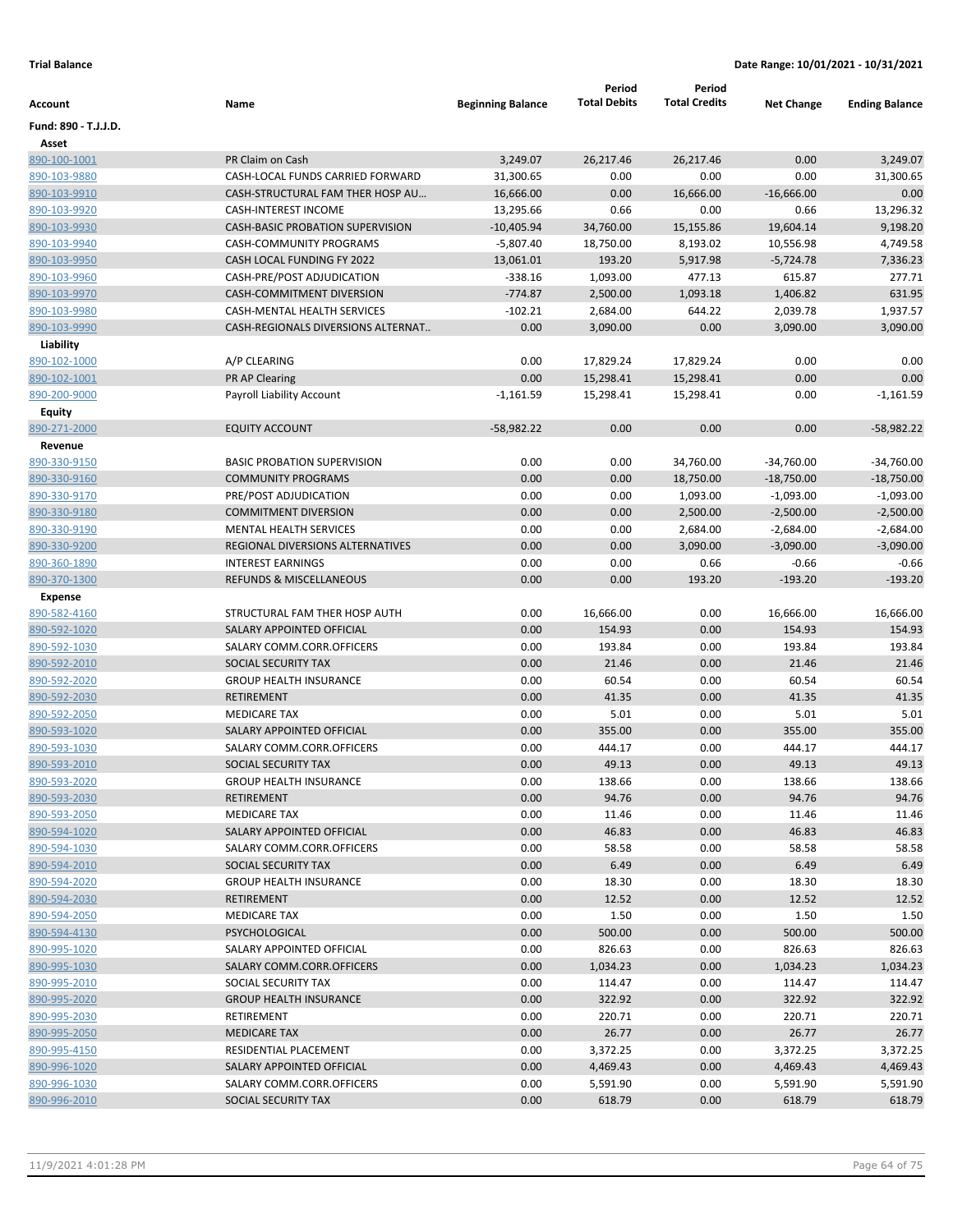**Trial Balance** **Date Range: 10/01/2021 - 10/31/2021**

| Account | Name | Beginning Balance | Period Total Debits | Period Total Credits | Net Change | Ending Balance |
|---|---|---|---|---|---|---|
| **Fund: 890 - T.J.J.D.** | | | | | | |
| **Asset** | | | | | | |
| 890-100-1001 | PR Claim on Cash | 3,249.07 | 26,217.46 | 26,217.46 | 0.00 | 3,249.07 |
| 890-103-9880 | CASH-LOCAL FUNDS CARRIED FORWARD | 31,300.65 | 0.00 | 0.00 | 0.00 | 31,300.65 |
| 890-103-9910 | CASH-STRUCTURAL FAM THER HOSP AU... | 16,666.00 | 0.00 | 16,666.00 | -16,666.00 | 0.00 |
| 890-103-9920 | CASH-INTEREST INCOME | 13,295.66 | 0.66 | 0.00 | 0.66 | 13,296.32 |
| 890-103-9930 | CASH-BASIC PROBATION SUPERVISION | -10,405.94 | 34,760.00 | 15,155.86 | 19,604.14 | 9,198.20 |
| 890-103-9940 | CASH-COMMUNITY PROGRAMS | -5,807.40 | 18,750.00 | 8,193.02 | 10,556.98 | 4,749.58 |
| 890-103-9950 | CASH LOCAL FUNDING FY 2022 | 13,061.01 | 193.20 | 5,917.98 | -5,724.78 | 7,336.23 |
| 890-103-9960 | CASH-PRE/POST ADJUDICATION | -338.16 | 1,093.00 | 477.13 | 615.87 | 277.71 |
| 890-103-9970 | CASH-COMMITMENT DIVERSION | -774.87 | 2,500.00 | 1,093.18 | 1,406.82 | 631.95 |
| 890-103-9980 | CASH-MENTAL HEALTH SERVICES | -102.21 | 2,684.00 | 644.22 | 2,039.78 | 1,937.57 |
| 890-103-9990 | CASH-REGIONALS DIVERSIONS ALTERNAT.. | 0.00 | 3,090.00 | 0.00 | 3,090.00 | 3,090.00 |
| **Liability** | | | | | | |
| 890-102-1000 | A/P CLEARING | 0.00 | 17,829.24 | 17,829.24 | 0.00 | 0.00 |
| 890-102-1001 | PR AP Clearing | 0.00 | 15,298.41 | 15,298.41 | 0.00 | 0.00 |
| 890-200-9000 | Payroll Liability Account | -1,161.59 | 15,298.41 | 15,298.41 | 0.00 | -1,161.59 |
| **Equity** | | | | | | |
| 890-271-2000 | EQUITY ACCOUNT | -58,982.22 | 0.00 | 0.00 | 0.00 | -58,982.22 |
| **Revenue** | | | | | | |
| 890-330-9150 | BASIC PROBATION SUPERVISION | 0.00 | 0.00 | 34,760.00 | -34,760.00 | -34,760.00 |
| 890-330-9160 | COMMUNITY PROGRAMS | 0.00 | 0.00 | 18,750.00 | -18,750.00 | -18,750.00 |
| 890-330-9170 | PRE/POST ADJUDICATION | 0.00 | 0.00 | 1,093.00 | -1,093.00 | -1,093.00 |
| 890-330-9180 | COMMITMENT DIVERSION | 0.00 | 0.00 | 2,500.00 | -2,500.00 | -2,500.00 |
| 890-330-9190 | MENTAL HEALTH SERVICES | 0.00 | 0.00 | 2,684.00 | -2,684.00 | -2,684.00 |
| 890-330-9200 | REGIONAL DIVERSIONS ALTERNATIVES | 0.00 | 0.00 | 3,090.00 | -3,090.00 | -3,090.00 |
| 890-360-1890 | INTEREST EARNINGS | 0.00 | 0.00 | 0.66 | -0.66 | -0.66 |
| 890-370-1300 | REFUNDS & MISCELLANEOUS | 0.00 | 0.00 | 193.20 | -193.20 | -193.20 |
| **Expense** | | | | | | |
| 890-582-4160 | STRUCTURAL FAM THER HOSP AUTH | 0.00 | 16,666.00 | 0.00 | 16,666.00 | 16,666.00 |
| 890-592-1020 | SALARY APPOINTED OFFICIAL | 0.00 | 154.93 | 0.00 | 154.93 | 154.93 |
| 890-592-1030 | SALARY COMM.CORR.OFFICERS | 0.00 | 193.84 | 0.00 | 193.84 | 193.84 |
| 890-592-2010 | SOCIAL SECURITY TAX | 0.00 | 21.46 | 0.00 | 21.46 | 21.46 |
| 890-592-2020 | GROUP HEALTH INSURANCE | 0.00 | 60.54 | 0.00 | 60.54 | 60.54 |
| 890-592-2030 | RETIREMENT | 0.00 | 41.35 | 0.00 | 41.35 | 41.35 |
| 890-592-2050 | MEDICARE TAX | 0.00 | 5.01 | 0.00 | 5.01 | 5.01 |
| 890-593-1020 | SALARY APPOINTED OFFICIAL | 0.00 | 355.00 | 0.00 | 355.00 | 355.00 |
| 890-593-1030 | SALARY COMM.CORR.OFFICERS | 0.00 | 444.17 | 0.00 | 444.17 | 444.17 |
| 890-593-2010 | SOCIAL SECURITY TAX | 0.00 | 49.13 | 0.00 | 49.13 | 49.13 |
| 890-593-2020 | GROUP HEALTH INSURANCE | 0.00 | 138.66 | 0.00 | 138.66 | 138.66 |
| 890-593-2030 | RETIREMENT | 0.00 | 94.76 | 0.00 | 94.76 | 94.76 |
| 890-593-2050 | MEDICARE TAX | 0.00 | 11.46 | 0.00 | 11.46 | 11.46 |
| 890-594-1020 | SALARY APPOINTED OFFICIAL | 0.00 | 46.83 | 0.00 | 46.83 | 46.83 |
| 890-594-1030 | SALARY COMM.CORR.OFFICERS | 0.00 | 58.58 | 0.00 | 58.58 | 58.58 |
| 890-594-2010 | SOCIAL SECURITY TAX | 0.00 | 6.49 | 0.00 | 6.49 | 6.49 |
| 890-594-2020 | GROUP HEALTH INSURANCE | 0.00 | 18.30 | 0.00 | 18.30 | 18.30 |
| 890-594-2030 | RETIREMENT | 0.00 | 12.52 | 0.00 | 12.52 | 12.52 |
| 890-594-2050 | MEDICARE TAX | 0.00 | 1.50 | 0.00 | 1.50 | 1.50 |
| 890-594-4130 | PSYCHOLOGICAL | 0.00 | 500.00 | 0.00 | 500.00 | 500.00 |
| 890-995-1020 | SALARY APPOINTED OFFICIAL | 0.00 | 826.63 | 0.00 | 826.63 | 826.63 |
| 890-995-1030 | SALARY COMM.CORR.OFFICERS | 0.00 | 1,034.23 | 0.00 | 1,034.23 | 1,034.23 |
| 890-995-2010 | SOCIAL SECURITY TAX | 0.00 | 114.47 | 0.00 | 114.47 | 114.47 |
| 890-995-2020 | GROUP HEALTH INSURANCE | 0.00 | 322.92 | 0.00 | 322.92 | 322.92 |
| 890-995-2030 | RETIREMENT | 0.00 | 220.71 | 0.00 | 220.71 | 220.71 |
| 890-995-2050 | MEDICARE TAX | 0.00 | 26.77 | 0.00 | 26.77 | 26.77 |
| 890-995-4150 | RESIDENTIAL PLACEMENT | 0.00 | 3,372.25 | 0.00 | 3,372.25 | 3,372.25 |
| 890-996-1020 | SALARY APPOINTED OFFICIAL | 0.00 | 4,469.43 | 0.00 | 4,469.43 | 4,469.43 |
| 890-996-1030 | SALARY COMM.CORR.OFFICERS | 0.00 | 5,591.90 | 0.00 | 5,591.90 | 5,591.90 |
| 890-996-2010 | SOCIAL SECURITY TAX | 0.00 | 618.79 | 0.00 | 618.79 | 618.79 |

11/9/2021 4:01:28 PM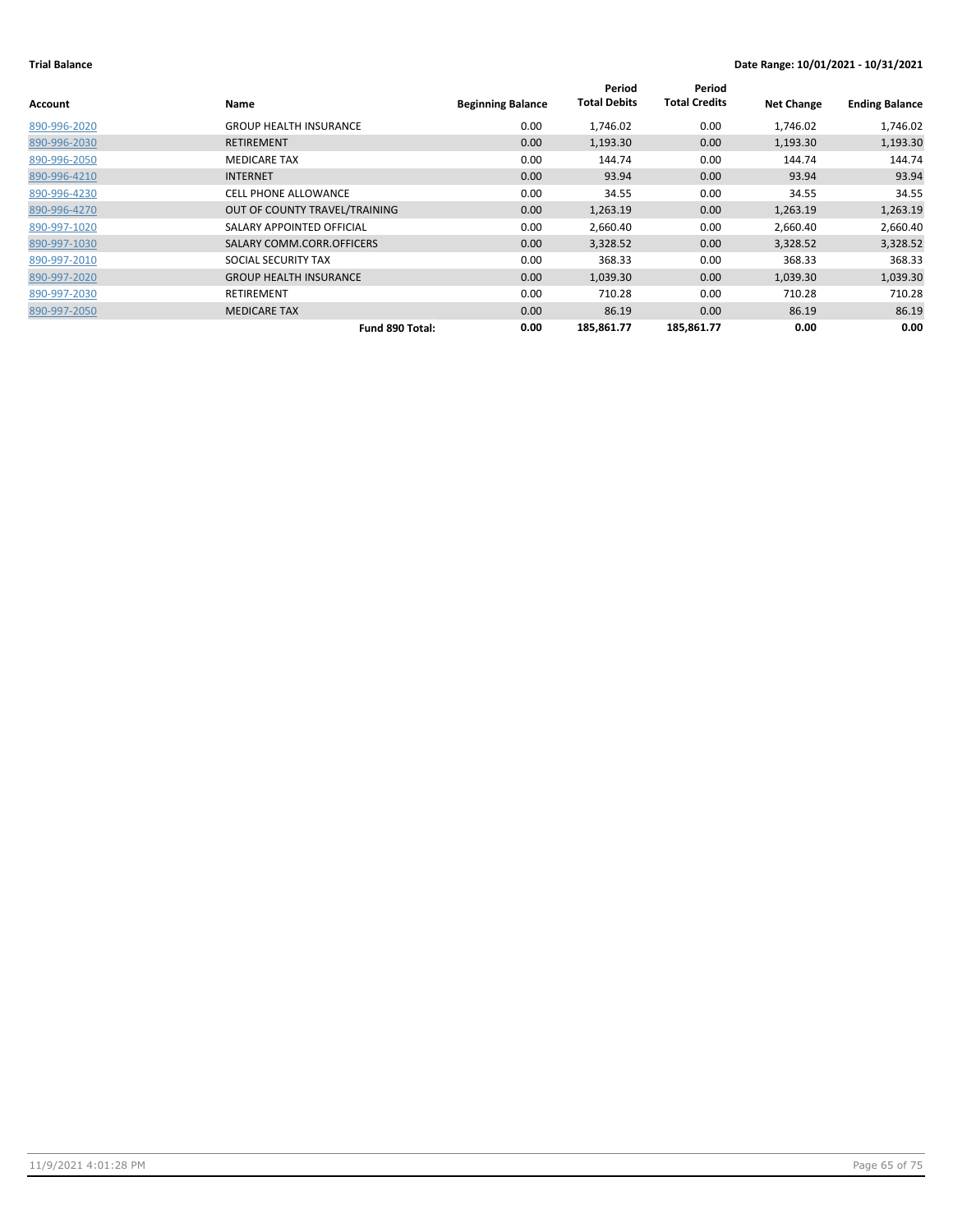**Trial Balance** **Date Range: 10/01/2021 - 10/31/2021**

| Account | Name | Beginning Balance | Period Total Debits | Period Total Credits | Net Change | Ending Balance |
|---|---|---|---|---|---|---|
| 890-996-2020 | GROUP HEALTH INSURANCE | 0.00 | 1,746.02 | 0.00 | 1,746.02 | 1,746.02 |
| 890-996-2030 | RETIREMENT | 0.00 | 1,193.30 | 0.00 | 1,193.30 | 1,193.30 |
| 890-996-2050 | MEDICARE TAX | 0.00 | 144.74 | 0.00 | 144.74 | 144.74 |
| 890-996-4210 | INTERNET | 0.00 | 93.94 | 0.00 | 93.94 | 93.94 |
| 890-996-4230 | CELL PHONE ALLOWANCE | 0.00 | 34.55 | 0.00 | 34.55 | 34.55 |
| 890-996-4270 | OUT OF COUNTY TRAVEL/TRAINING | 0.00 | 1,263.19 | 0.00 | 1,263.19 | 1,263.19 |
| 890-997-1020 | SALARY APPOINTED OFFICIAL | 0.00 | 2,660.40 | 0.00 | 2,660.40 | 2,660.40 |
| 890-997-1030 | SALARY COMM.CORR.OFFICERS | 0.00 | 3,328.52 | 0.00 | 3,328.52 | 3,328.52 |
| 890-997-2010 | SOCIAL SECURITY TAX | 0.00 | 368.33 | 0.00 | 368.33 | 368.33 |
| 890-997-2020 | GROUP HEALTH INSURANCE | 0.00 | 1,039.30 | 0.00 | 1,039.30 | 1,039.30 |
| 890-997-2030 | RETIREMENT | 0.00 | 710.28 | 0.00 | 710.28 | 710.28 |
| 890-997-2050 | MEDICARE TAX | 0.00 | 86.19 | 0.00 | 86.19 | 86.19 |
| | **Fund 890 Total:** | **0.00** | **185,861.77** | **185,861.77** | **0.00** | **0.00** |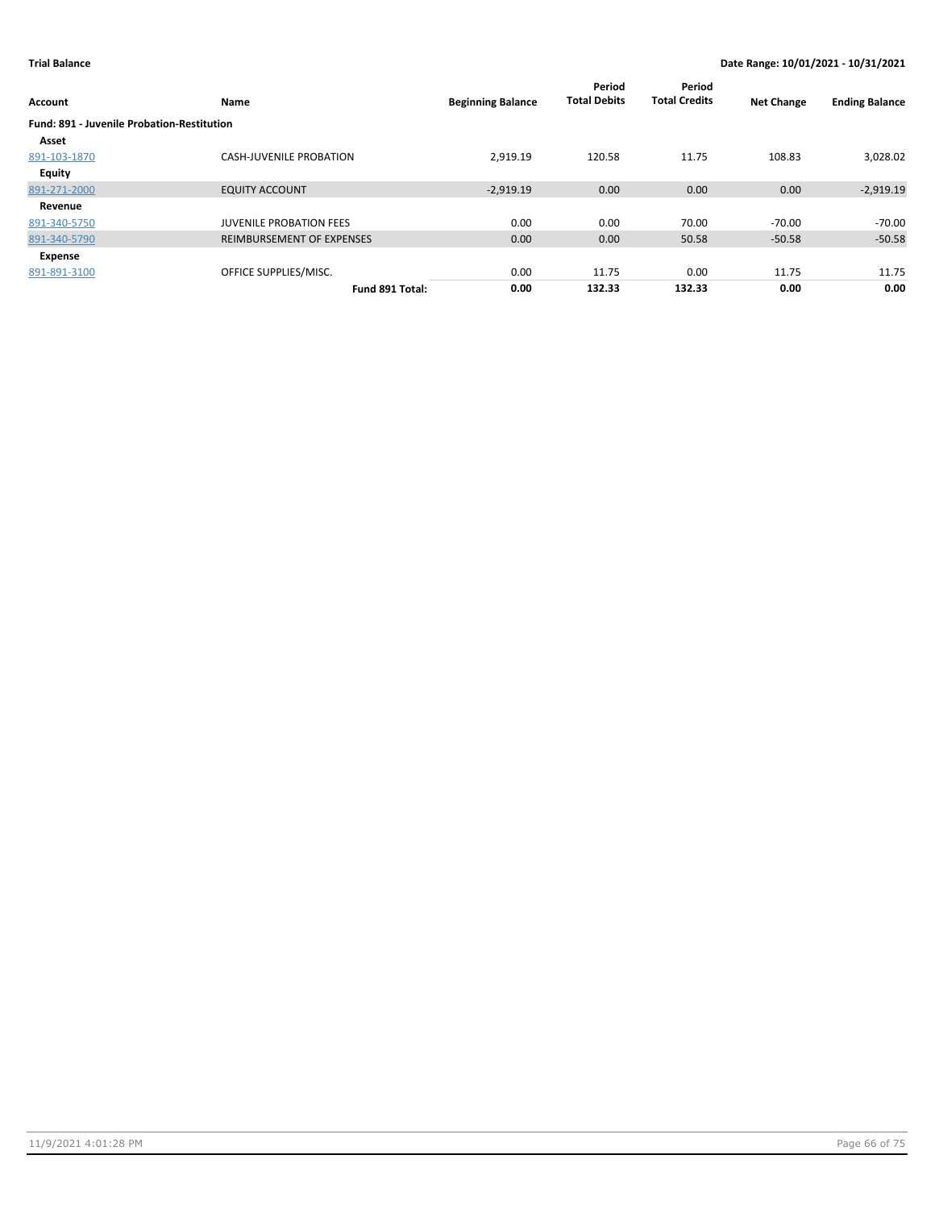**Trial Balance** **Date Range: 10/01/2021 - 10/31/2021**

| Account | Name | Beginning Balance | Period Total Debits | Period Total Credits | Net Change | Ending Balance |
|---|---|---|---|---|---|---|
| **Fund: 891 - Juvenile Probation-Restitution** | | | | | | |
| **Asset** | | | | | | |
| 891-103-1870 | CASH-JUVENILE PROBATION | 2,919.19 | 120.58 | 11.75 | 108.83 | 3,028.02 |
| **Equity** | | | | | | |
| 891-271-2000 | EQUITY ACCOUNT | -2,919.19 | 0.00 | 0.00 | 0.00 | -2,919.19 |
| **Revenue** | | | | | | |
| 891-340-5750 | JUVENILE PROBATION FEES | 0.00 | 0.00 | 70.00 | -70.00 | -70.00 |
| 891-340-5790 | REIMBURSEMENT OF EXPENSES | 0.00 | 0.00 | 50.58 | -50.58 | -50.58 |
| **Expense** | | | | | | |
| 891-891-3100 | OFFICE SUPPLIES/MISC. | 0.00 | 11.75 | 0.00 | 11.75 | 11.75 |
| | **Fund 891 Total:** | **0.00** | **132.33** | **132.33** | **0.00** | **0.00** |

11/9/2021 4:01:28 PM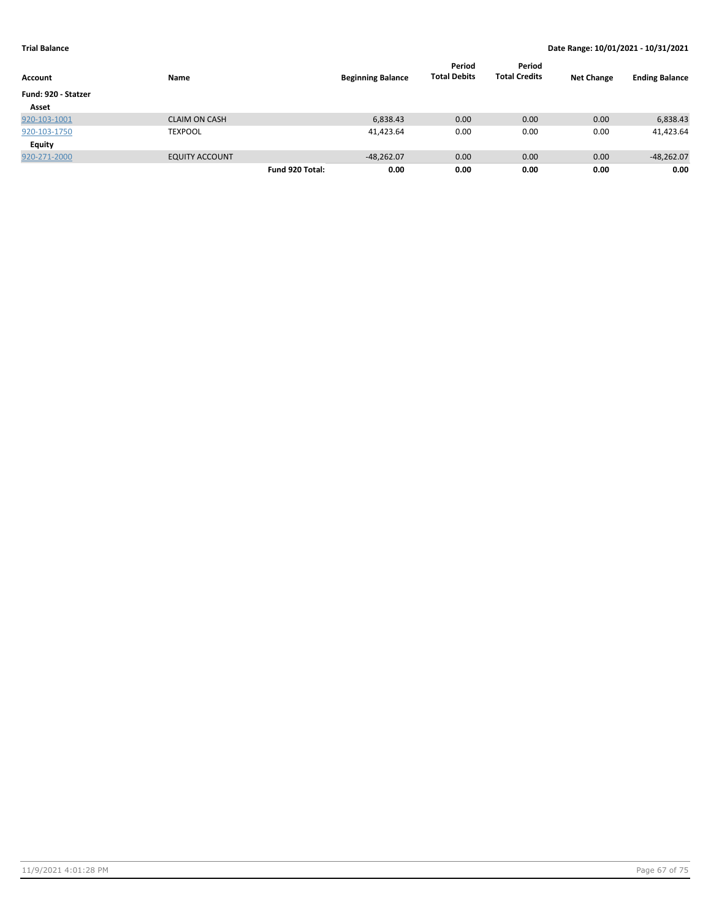**Trial Balance** — **Date Range: 10/01/2021 - 10/31/2021**

| Account | Name | | Beginning Balance | Period Total Debits | Period Total Credits | Net Change | Ending Balance |
|---|---|---|---|---|---|---|---|
| **Fund: 920 - Statzer** | | | | | | | |
| **Asset** | | | | | | | |
| 920-103-1001 | CLAIM ON CASH | | 6,838.43 | 0.00 | 0.00 | 0.00 | 6,838.43 |
| 920-103-1750 | TEXPOOL | | 41,423.64 | 0.00 | 0.00 | 0.00 | 41,423.64 |
| **Equity** | | | | | | | |
| 920-271-2000 | EQUITY ACCOUNT | | -48,262.07 | 0.00 | 0.00 | 0.00 | -48,262.07 |
| | | **Fund 920 Total:** | **0.00** | **0.00** | **0.00** | **0.00** | **0.00** |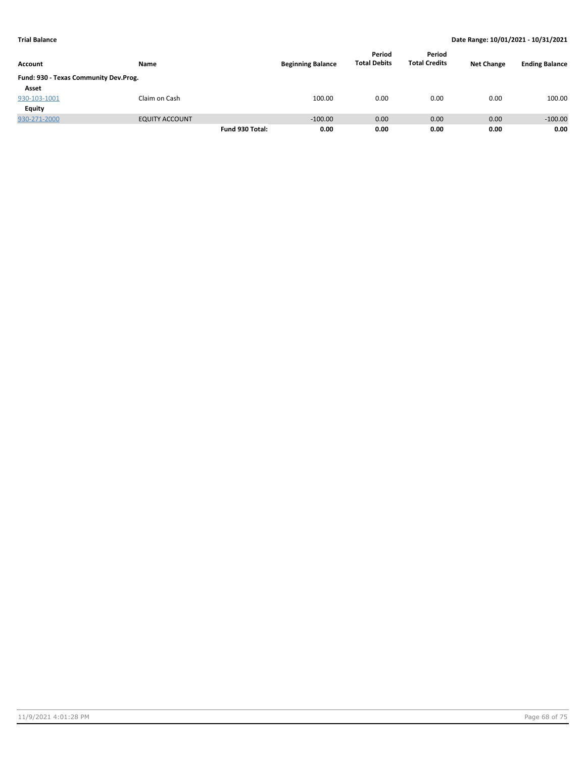**Trial Balance** | **Date Range: 10/01/2021 - 10/31/2021**

| Account | Name | | Beginning Balance | Period Total Debits | Period Total Credits | Net Change | Ending Balance |
|---|---|---|---|---|---|---|---|
| **Fund: 930 - Texas Community Dev.Prog.** | | | | | | | |
| **Asset** | | | | | | | |
| 930-103-1001 | Claim on Cash | | 100.00 | 0.00 | 0.00 | 0.00 | 100.00 |
| **Equity** | | | | | | | |
| 930-271-2000 | EQUITY ACCOUNT | | -100.00 | 0.00 | 0.00 | 0.00 | -100.00 |
| | | **Fund 930 Total:** | **0.00** | **0.00** | **0.00** | **0.00** | **0.00** |

11/9/2021 4:01:28 PM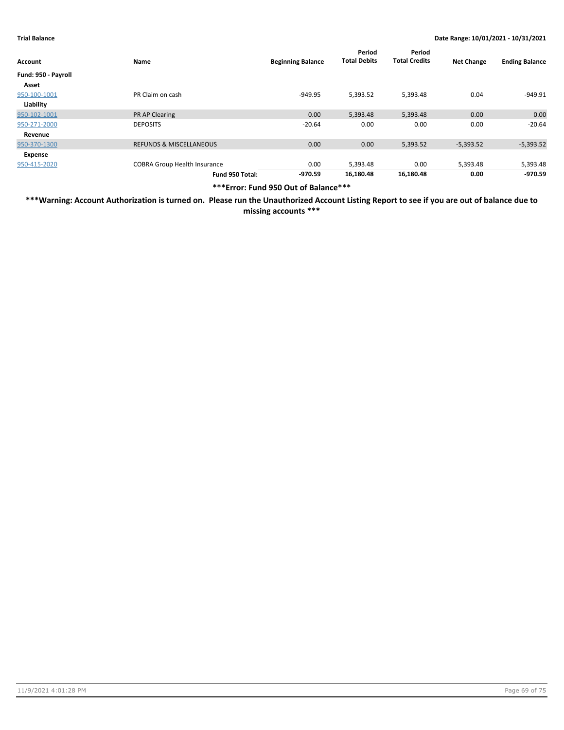**Trial Balance** **Date Range: 10/01/2021 - 10/31/2021**

| Account | Name | Beginning Balance | Period Total Debits | Period Total Credits | Net Change | Ending Balance |
|---|---|---|---|---|---|---|
| **Fund: 950 - Payroll** | | | | | | |
| **Asset** | | | | | | |
| 950-100-1001 | PR Claim on cash | -949.95 | 5,393.52 | 5,393.48 | 0.04 | -949.91 |
| **Liability** | | | | | | |
| 950-102-1001 | PR AP Clearing | 0.00 | 5,393.48 | 5,393.48 | 0.00 | 0.00 |
| 950-271-2000 | DEPOSITS | -20.64 | 0.00 | 0.00 | 0.00 | -20.64 |
| **Revenue** | | | | | | |
| 950-370-1300 | REFUNDS & MISCELLANEOUS | 0.00 | 0.00 | 5,393.52 | -5,393.52 | -5,393.52 |
| **Expense** | | | | | | |
| 950-415-2020 | COBRA Group Health Insurance | 0.00 | 5,393.48 | 0.00 | 5,393.48 | 5,393.48 |
| | **Fund 950 Total:** | **-970.59** | **16,180.48** | **16,180.48** | **0.00** | **-970.59** |

**\*\*\*Error: Fund 950 Out of Balance\*\*\***

**\*\*\*Warning: Account Authorization is turned on. Please run the Unauthorized Account Listing Report to see if you are out of balance due to missing accounts \*\*\***

11/9/2021 4:01:28 PM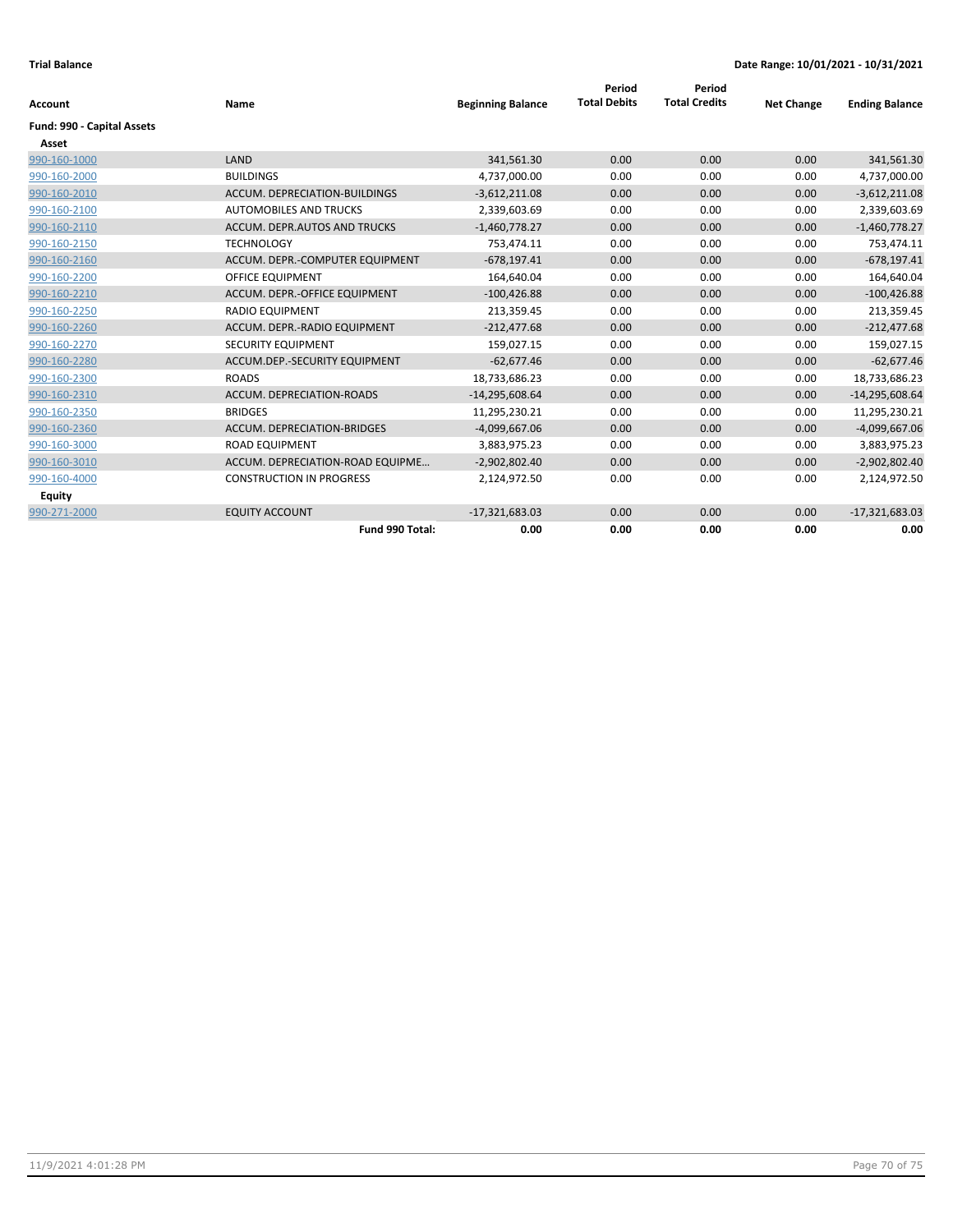**Trial Balance** **Date Range: 10/01/2021 - 10/31/2021**

| Account | Name | Beginning Balance | Period Total Debits | Period Total Credits | Net Change | Ending Balance |
|---|---|---|---|---|---|---|
| **Fund: 990 - Capital Assets** | | | | | | |
| **Asset** | | | | | | |
| 990-160-1000 | LAND | 341,561.30 | 0.00 | 0.00 | 0.00 | 341,561.30 |
| 990-160-2000 | BUILDINGS | 4,737,000.00 | 0.00 | 0.00 | 0.00 | 4,737,000.00 |
| 990-160-2010 | ACCUM. DEPRECIATION-BUILDINGS | -3,612,211.08 | 0.00 | 0.00 | 0.00 | -3,612,211.08 |
| 990-160-2100 | AUTOMOBILES AND TRUCKS | 2,339,603.69 | 0.00 | 0.00 | 0.00 | 2,339,603.69 |
| 990-160-2110 | ACCUM. DEPR.AUTOS AND TRUCKS | -1,460,778.27 | 0.00 | 0.00 | 0.00 | -1,460,778.27 |
| 990-160-2150 | TECHNOLOGY | 753,474.11 | 0.00 | 0.00 | 0.00 | 753,474.11 |
| 990-160-2160 | ACCUM. DEPR.-COMPUTER EQUIPMENT | -678,197.41 | 0.00 | 0.00 | 0.00 | -678,197.41 |
| 990-160-2200 | OFFICE EQUIPMENT | 164,640.04 | 0.00 | 0.00 | 0.00 | 164,640.04 |
| 990-160-2210 | ACCUM. DEPR.-OFFICE EQUIPMENT | -100,426.88 | 0.00 | 0.00 | 0.00 | -100,426.88 |
| 990-160-2250 | RADIO EQUIPMENT | 213,359.45 | 0.00 | 0.00 | 0.00 | 213,359.45 |
| 990-160-2260 | ACCUM. DEPR.-RADIO EQUIPMENT | -212,477.68 | 0.00 | 0.00 | 0.00 | -212,477.68 |
| 990-160-2270 | SECURITY EQUIPMENT | 159,027.15 | 0.00 | 0.00 | 0.00 | 159,027.15 |
| 990-160-2280 | ACCUM.DEP.-SECURITY EQUIPMENT | -62,677.46 | 0.00 | 0.00 | 0.00 | -62,677.46 |
| 990-160-2300 | ROADS | 18,733,686.23 | 0.00 | 0.00 | 0.00 | 18,733,686.23 |
| 990-160-2310 | ACCUM. DEPRECIATION-ROADS | -14,295,608.64 | 0.00 | 0.00 | 0.00 | -14,295,608.64 |
| 990-160-2350 | BRIDGES | 11,295,230.21 | 0.00 | 0.00 | 0.00 | 11,295,230.21 |
| 990-160-2360 | ACCUM. DEPRECIATION-BRIDGES | -4,099,667.06 | 0.00 | 0.00 | 0.00 | -4,099,667.06 |
| 990-160-3000 | ROAD EQUIPMENT | 3,883,975.23 | 0.00 | 0.00 | 0.00 | 3,883,975.23 |
| 990-160-3010 | ACCUM. DEPRECIATION-ROAD EQUIPME... | -2,902,802.40 | 0.00 | 0.00 | 0.00 | -2,902,802.40 |
| 990-160-4000 | CONSTRUCTION IN PROGRESS | 2,124,972.50 | 0.00 | 0.00 | 0.00 | 2,124,972.50 |
| **Equity** | | | | | | |
| 990-271-2000 | EQUITY ACCOUNT | -17,321,683.03 | 0.00 | 0.00 | 0.00 | -17,321,683.03 |
| | **Fund 990 Total:** | **0.00** | **0.00** | **0.00** | **0.00** | **0.00** |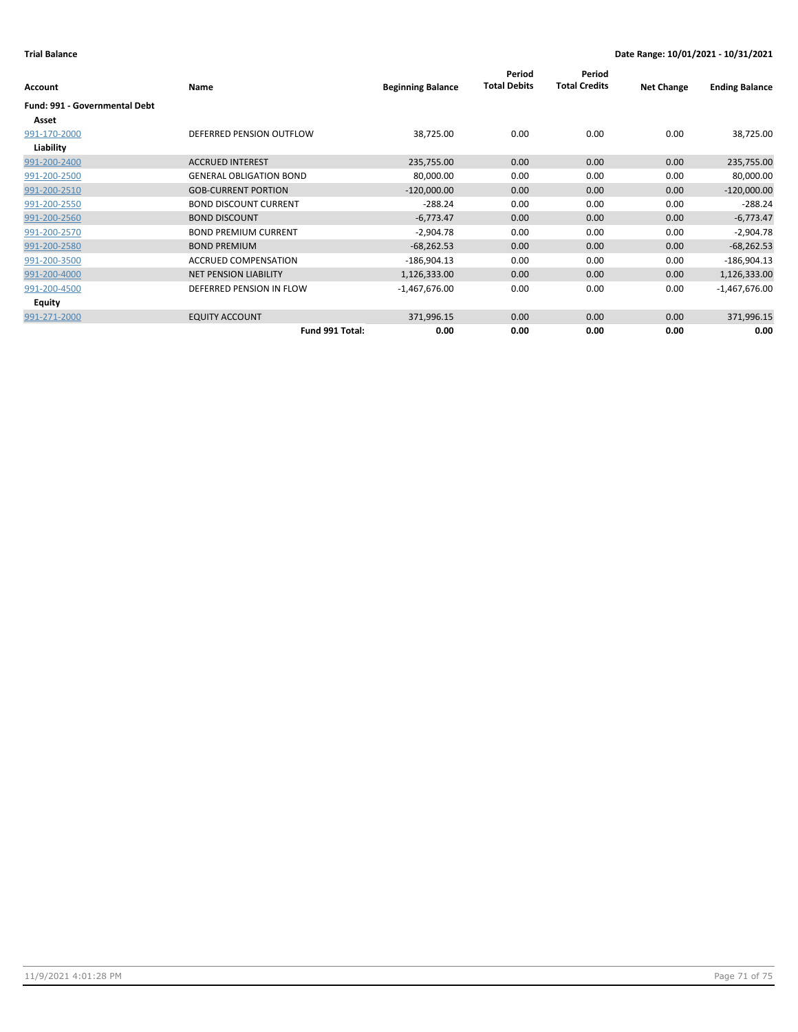**Trial Balance** **Date Range: 10/01/2021 - 10/31/2021**

| Account | Name | Beginning Balance | Period Total Debits | Period Total Credits | Net Change | Ending Balance |
|---|---|---|---|---|---|---|
| **Fund: 991 - Governmental Debt** | | | | | | |
| **Asset** | | | | | | |
| 991-170-2000 | DEFERRED PENSION OUTFLOW | 38,725.00 | 0.00 | 0.00 | 0.00 | 38,725.00 |
| **Liability** | | | | | | |
| 991-200-2400 | ACCRUED INTEREST | 235,755.00 | 0.00 | 0.00 | 0.00 | 235,755.00 |
| 991-200-2500 | GENERAL OBLIGATION BOND | 80,000.00 | 0.00 | 0.00 | 0.00 | 80,000.00 |
| 991-200-2510 | GOB-CURRENT PORTION | -120,000.00 | 0.00 | 0.00 | 0.00 | -120,000.00 |
| 991-200-2550 | BOND DISCOUNT CURRENT | -288.24 | 0.00 | 0.00 | 0.00 | -288.24 |
| 991-200-2560 | BOND DISCOUNT | -6,773.47 | 0.00 | 0.00 | 0.00 | -6,773.47 |
| 991-200-2570 | BOND PREMIUM CURRENT | -2,904.78 | 0.00 | 0.00 | 0.00 | -2,904.78 |
| 991-200-2580 | BOND PREMIUM | -68,262.53 | 0.00 | 0.00 | 0.00 | -68,262.53 |
| 991-200-3500 | ACCRUED COMPENSATION | -186,904.13 | 0.00 | 0.00 | 0.00 | -186,904.13 |
| 991-200-4000 | NET PENSION LIABILITY | 1,126,333.00 | 0.00 | 0.00 | 0.00 | 1,126,333.00 |
| 991-200-4500 | DEFERRED PENSION IN FLOW | -1,467,676.00 | 0.00 | 0.00 | 0.00 | -1,467,676.00 |
| **Equity** | | | | | | |
| 991-271-2000 | EQUITY ACCOUNT | 371,996.15 | 0.00 | 0.00 | 0.00 | 371,996.15 |
| | **Fund 991 Total:** | **0.00** | **0.00** | **0.00** | **0.00** | **0.00** |

11/9/2021 4:01:28 PM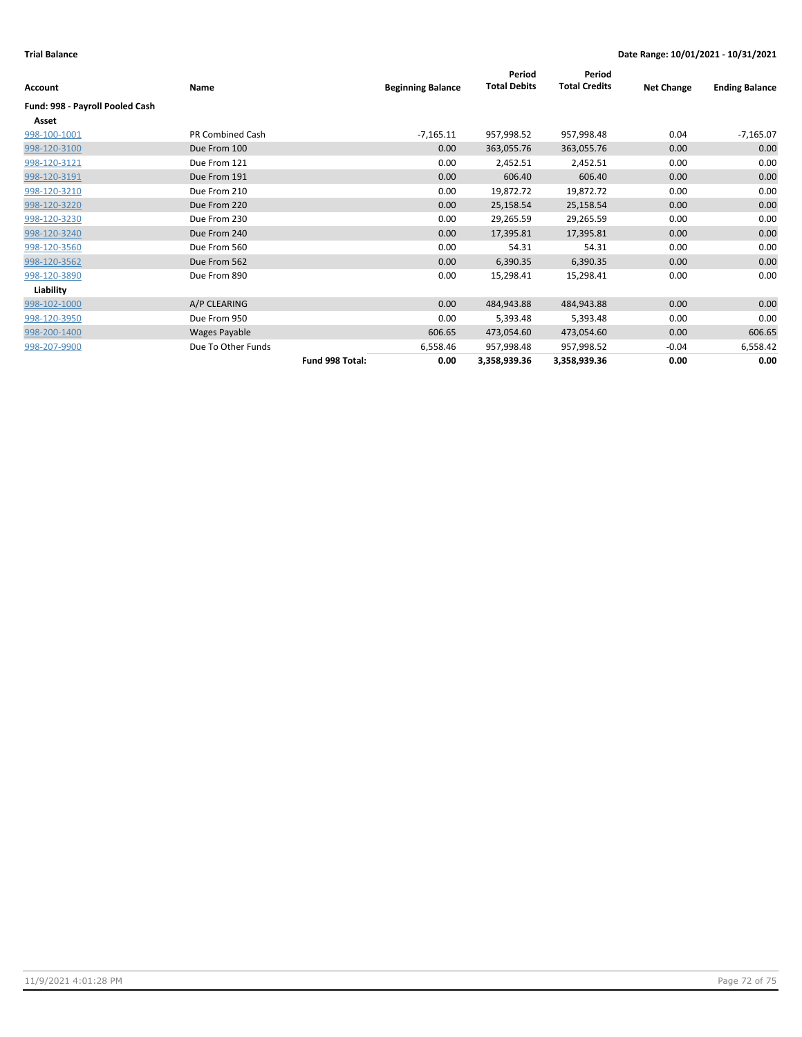**Trial Balance** — **Date Range: 10/01/2021 - 10/31/2021**

| Account | Name | | Beginning Balance | Period Total Debits | Period Total Credits | Net Change | Ending Balance |
|---|---|---|---|---|---|---|---|
| **Fund: 998 - Payroll Pooled Cash** | | | | | | | |
| **Asset** | | | | | | | |
| 998-100-1001 | PR Combined Cash | | -7,165.11 | 957,998.52 | 957,998.48 | 0.04 | -7,165.07 |
| 998-120-3100 | Due From 100 | | 0.00 | 363,055.76 | 363,055.76 | 0.00 | 0.00 |
| 998-120-3121 | Due From 121 | | 0.00 | 2,452.51 | 2,452.51 | 0.00 | 0.00 |
| 998-120-3191 | Due From 191 | | 0.00 | 606.40 | 606.40 | 0.00 | 0.00 |
| 998-120-3210 | Due From 210 | | 0.00 | 19,872.72 | 19,872.72 | 0.00 | 0.00 |
| 998-120-3220 | Due From 220 | | 0.00 | 25,158.54 | 25,158.54 | 0.00 | 0.00 |
| 998-120-3230 | Due From 230 | | 0.00 | 29,265.59 | 29,265.59 | 0.00 | 0.00 |
| 998-120-3240 | Due From 240 | | 0.00 | 17,395.81 | 17,395.81 | 0.00 | 0.00 |
| 998-120-3560 | Due From 560 | | 0.00 | 54.31 | 54.31 | 0.00 | 0.00 |
| 998-120-3562 | Due From 562 | | 0.00 | 6,390.35 | 6,390.35 | 0.00 | 0.00 |
| 998-120-3890 | Due From 890 | | 0.00 | 15,298.41 | 15,298.41 | 0.00 | 0.00 |
| **Liability** | | | | | | | |
| 998-102-1000 | A/P CLEARING | | 0.00 | 484,943.88 | 484,943.88 | 0.00 | 0.00 |
| 998-120-3950 | Due From 950 | | 0.00 | 5,393.48 | 5,393.48 | 0.00 | 0.00 |
| 998-200-1400 | Wages Payable | | 606.65 | 473,054.60 | 473,054.60 | 0.00 | 606.65 |
| 998-207-9900 | Due To Other Funds | | 6,558.46 | 957,998.48 | 957,998.52 | -0.04 | 6,558.42 |
| | | **Fund 998 Total:** | **0.00** | **3,358,939.36** | **3,358,939.36** | **0.00** | **0.00** |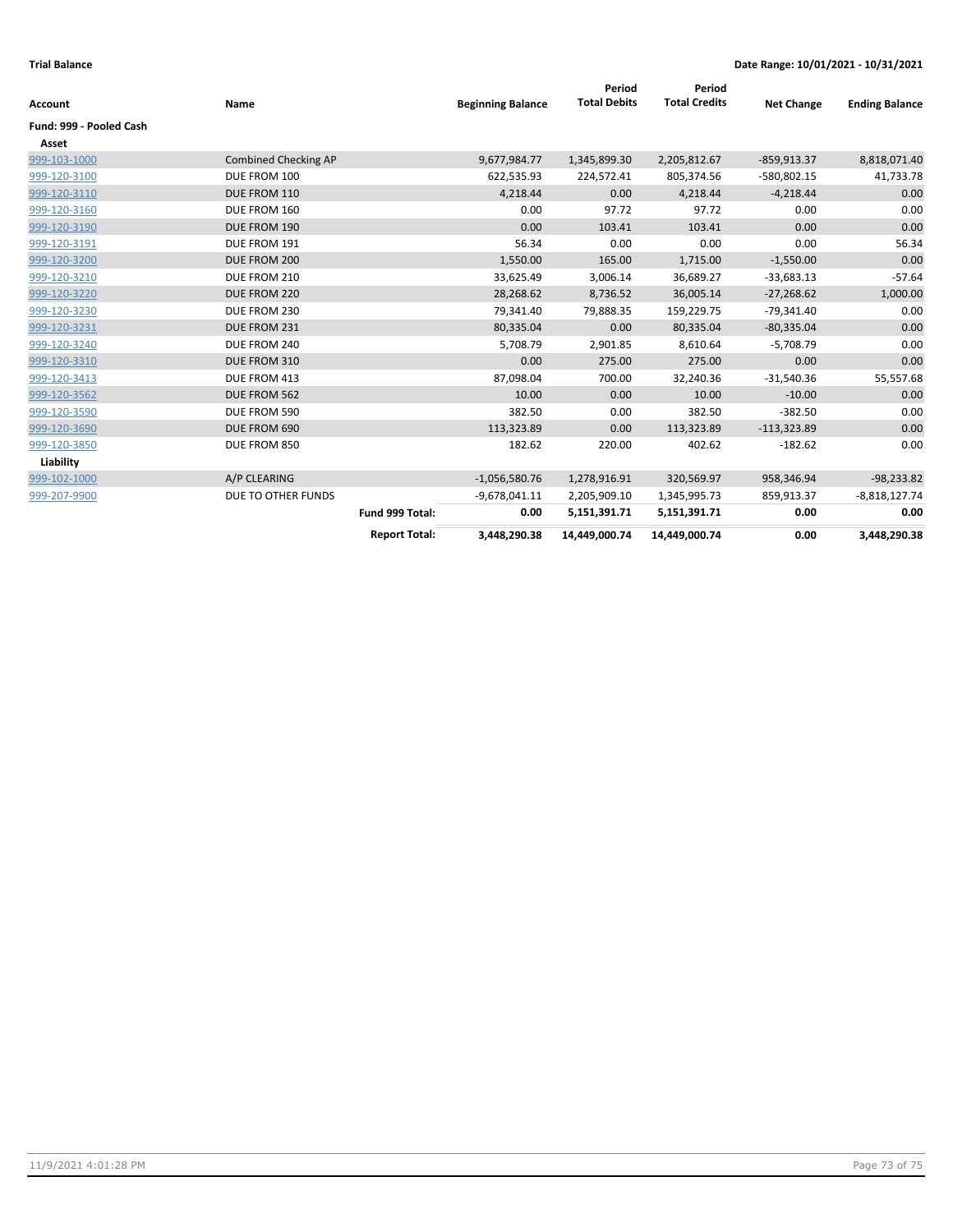**Trial Balance** | **Date Range: 10/01/2021 - 10/31/2021**

| Account | Name | | Beginning Balance | Period Total Debits | Period Total Credits | Net Change | Ending Balance |
|---|---|---|---|---|---|---|---|
| **Fund: 999 - Pooled Cash** | | | | | | | |
| **Asset** | | | | | | | |
| 999-103-1000 | Combined Checking AP | | 9,677,984.77 | 1,345,899.30 | 2,205,812.67 | -859,913.37 | 8,818,071.40 |
| 999-120-3100 | DUE FROM 100 | | 622,535.93 | 224,572.41 | 805,374.56 | -580,802.15 | 41,733.78 |
| 999-120-3110 | DUE FROM 110 | | 4,218.44 | 0.00 | 4,218.44 | -4,218.44 | 0.00 |
| 999-120-3160 | DUE FROM 160 | | 0.00 | 97.72 | 97.72 | 0.00 | 0.00 |
| 999-120-3190 | DUE FROM 190 | | 0.00 | 103.41 | 103.41 | 0.00 | 0.00 |
| 999-120-3191 | DUE FROM 191 | | 56.34 | 0.00 | 0.00 | 0.00 | 56.34 |
| 999-120-3200 | DUE FROM 200 | | 1,550.00 | 165.00 | 1,715.00 | -1,550.00 | 0.00 |
| 999-120-3210 | DUE FROM 210 | | 33,625.49 | 3,006.14 | 36,689.27 | -33,683.13 | -57.64 |
| 999-120-3220 | DUE FROM 220 | | 28,268.62 | 8,736.52 | 36,005.14 | -27,268.62 | 1,000.00 |
| 999-120-3230 | DUE FROM 230 | | 79,341.40 | 79,888.35 | 159,229.75 | -79,341.40 | 0.00 |
| 999-120-3231 | DUE FROM 231 | | 80,335.04 | 0.00 | 80,335.04 | -80,335.04 | 0.00 |
| 999-120-3240 | DUE FROM 240 | | 5,708.79 | 2,901.85 | 8,610.64 | -5,708.79 | 0.00 |
| 999-120-3310 | DUE FROM 310 | | 0.00 | 275.00 | 275.00 | 0.00 | 0.00 |
| 999-120-3413 | DUE FROM 413 | | 87,098.04 | 700.00 | 32,240.36 | -31,540.36 | 55,557.68 |
| 999-120-3562 | DUE FROM 562 | | 10.00 | 0.00 | 10.00 | -10.00 | 0.00 |
| 999-120-3590 | DUE FROM 590 | | 382.50 | 0.00 | 382.50 | -382.50 | 0.00 |
| 999-120-3690 | DUE FROM 690 | | 113,323.89 | 0.00 | 113,323.89 | -113,323.89 | 0.00 |
| 999-120-3850 | DUE FROM 850 | | 182.62 | 220.00 | 402.62 | -182.62 | 0.00 |
| **Liability** | | | | | | | |
| 999-102-1000 | A/P CLEARING | | -1,056,580.76 | 1,278,916.91 | 320,569.97 | 958,346.94 | -98,233.82 |
| 999-207-9900 | DUE TO OTHER FUNDS | | -9,678,041.11 | 2,205,909.10 | 1,345,995.73 | 859,913.37 | -8,818,127.74 |
| | | **Fund 999 Total:** | **0.00** | **5,151,391.71** | **5,151,391.71** | **0.00** | **0.00** |
| | | **Report Total:** | **3,448,290.38** | **14,449,000.74** | **14,449,000.74** | **0.00** | **3,448,290.38** |

11/9/2021 4:01:28 PM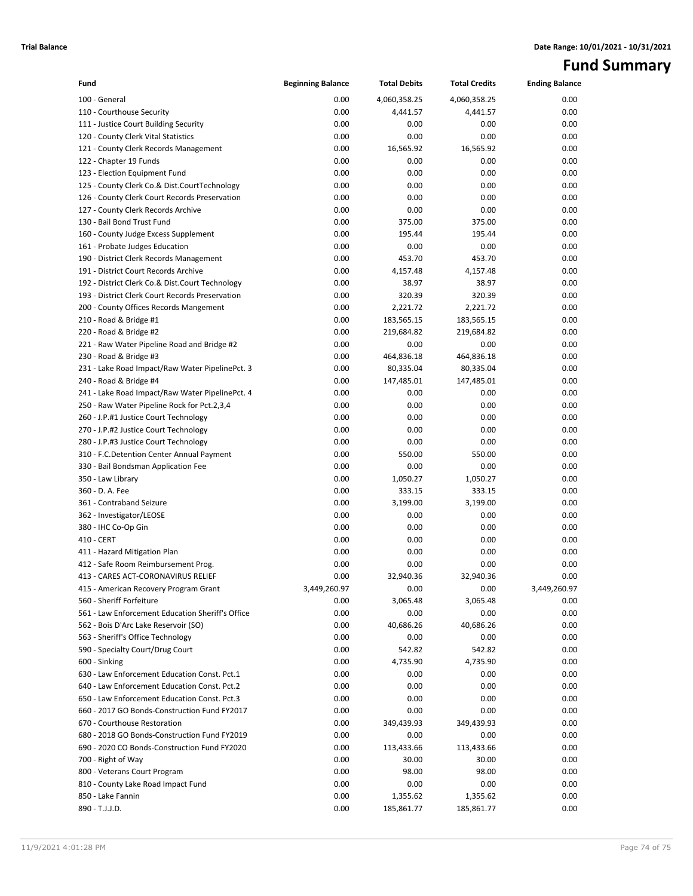**Trial Balance** **Date Range: 10/01/2021 - 10/31/2021**

# Fund Summary

| Fund | Beginning Balance | Total Debits | Total Credits | Ending Balance |
|---|---|---|---|---|
| 100 - General | 0.00 | 4,060,358.25 | 4,060,358.25 | 0.00 |
| 110 - Courthouse Security | 0.00 | 4,441.57 | 4,441.57 | 0.00 |
| 111 - Justice Court Building Security | 0.00 | 0.00 | 0.00 | 0.00 |
| 120 - County Clerk Vital Statistics | 0.00 | 0.00 | 0.00 | 0.00 |
| 121 - County Clerk Records Management | 0.00 | 16,565.92 | 16,565.92 | 0.00 |
| 122 - Chapter 19 Funds | 0.00 | 0.00 | 0.00 | 0.00 |
| 123 - Election Equipment Fund | 0.00 | 0.00 | 0.00 | 0.00 |
| 125 - County Clerk Co.& Dist.CourtTechnology | 0.00 | 0.00 | 0.00 | 0.00 |
| 126 - County Clerk Court Records Preservation | 0.00 | 0.00 | 0.00 | 0.00 |
| 127 - County Clerk Records Archive | 0.00 | 0.00 | 0.00 | 0.00 |
| 130 - Bail Bond Trust Fund | 0.00 | 375.00 | 375.00 | 0.00 |
| 160 - County Judge Excess Supplement | 0.00 | 195.44 | 195.44 | 0.00 |
| 161 - Probate Judges Education | 0.00 | 0.00 | 0.00 | 0.00 |
| 190 - District Clerk Records Management | 0.00 | 453.70 | 453.70 | 0.00 |
| 191 - District Court Records Archive | 0.00 | 4,157.48 | 4,157.48 | 0.00 |
| 192 - District Clerk Co.& Dist.Court Technology | 0.00 | 38.97 | 38.97 | 0.00 |
| 193 - District Clerk Court Records Preservation | 0.00 | 320.39 | 320.39 | 0.00 |
| 200 - County Offices Records Mangement | 0.00 | 2,221.72 | 2,221.72 | 0.00 |
| 210 - Road & Bridge #1 | 0.00 | 183,565.15 | 183,565.15 | 0.00 |
| 220 - Road & Bridge #2 | 0.00 | 219,684.82 | 219,684.82 | 0.00 |
| 221 - Raw Water Pipeline Road and Bridge #2 | 0.00 | 0.00 | 0.00 | 0.00 |
| 230 - Road & Bridge #3 | 0.00 | 464,836.18 | 464,836.18 | 0.00 |
| 231 - Lake Road Impact/Raw Water PipelinePct. 3 | 0.00 | 80,335.04 | 80,335.04 | 0.00 |
| 240 - Road & Bridge #4 | 0.00 | 147,485.01 | 147,485.01 | 0.00 |
| 241 - Lake Road Impact/Raw Water PipelinePct. 4 | 0.00 | 0.00 | 0.00 | 0.00 |
| 250 - Raw Water Pipeline Rock for Pct.2,3,4 | 0.00 | 0.00 | 0.00 | 0.00 |
| 260 - J.P.#1 Justice Court Technology | 0.00 | 0.00 | 0.00 | 0.00 |
| 270 - J.P.#2 Justice Court Technology | 0.00 | 0.00 | 0.00 | 0.00 |
| 280 - J.P.#3 Justice Court Technology | 0.00 | 0.00 | 0.00 | 0.00 |
| 310 - F.C.Detention Center Annual Payment | 0.00 | 550.00 | 550.00 | 0.00 |
| 330 - Bail Bondsman Application Fee | 0.00 | 0.00 | 0.00 | 0.00 |
| 350 - Law Library | 0.00 | 1,050.27 | 1,050.27 | 0.00 |
| 360 - D. A. Fee | 0.00 | 333.15 | 333.15 | 0.00 |
| 361 - Contraband Seizure | 0.00 | 3,199.00 | 3,199.00 | 0.00 |
| 362 - Investigator/LEOSE | 0.00 | 0.00 | 0.00 | 0.00 |
| 380 - IHC Co-Op Gin | 0.00 | 0.00 | 0.00 | 0.00 |
| 410 - CERT | 0.00 | 0.00 | 0.00 | 0.00 |
| 411 - Hazard Mitigation Plan | 0.00 | 0.00 | 0.00 | 0.00 |
| 412 - Safe Room Reimbursement Prog. | 0.00 | 0.00 | 0.00 | 0.00 |
| 413 - CARES ACT-CORONAVIRUS RELIEF | 0.00 | 32,940.36 | 32,940.36 | 0.00 |
| 415 - American Recovery Program Grant | 3,449,260.97 | 0.00 | 0.00 | 3,449,260.97 |
| 560 - Sheriff Forfeiture | 0.00 | 3,065.48 | 3,065.48 | 0.00 |
| 561 - Law Enforcement Education Sheriff's Office | 0.00 | 0.00 | 0.00 | 0.00 |
| 562 - Bois D'Arc Lake Reservoir (SO) | 0.00 | 40,686.26 | 40,686.26 | 0.00 |
| 563 - Sheriff's Office Technology | 0.00 | 0.00 | 0.00 | 0.00 |
| 590 - Specialty Court/Drug Court | 0.00 | 542.82 | 542.82 | 0.00 |
| 600 - Sinking | 0.00 | 4,735.90 | 4,735.90 | 0.00 |
| 630 - Law Enforcement Education Const. Pct.1 | 0.00 | 0.00 | 0.00 | 0.00 |
| 640 - Law Enforcement Education Const. Pct.2 | 0.00 | 0.00 | 0.00 | 0.00 |
| 650 - Law Enforcement Education Const. Pct.3 | 0.00 | 0.00 | 0.00 | 0.00 |
| 660 - 2017 GO Bonds-Construction Fund FY2017 | 0.00 | 0.00 | 0.00 | 0.00 |
| 670 - Courthouse Restoration | 0.00 | 349,439.93 | 349,439.93 | 0.00 |
| 680 - 2018 GO Bonds-Construction Fund FY2019 | 0.00 | 0.00 | 0.00 | 0.00 |
| 690 - 2020 CO Bonds-Construction Fund FY2020 | 0.00 | 113,433.66 | 113,433.66 | 0.00 |
| 700 - Right of Way | 0.00 | 30.00 | 30.00 | 0.00 |
| 800 - Veterans Court Program | 0.00 | 98.00 | 98.00 | 0.00 |
| 810 - County Lake Road Impact Fund | 0.00 | 0.00 | 0.00 | 0.00 |
| 850 - Lake Fannin | 0.00 | 1,355.62 | 1,355.62 | 0.00 |
| 890 - T.J.J.D. | 0.00 | 185,861.77 | 185,861.77 | 0.00 |

11/9/2021 4:01:28 PM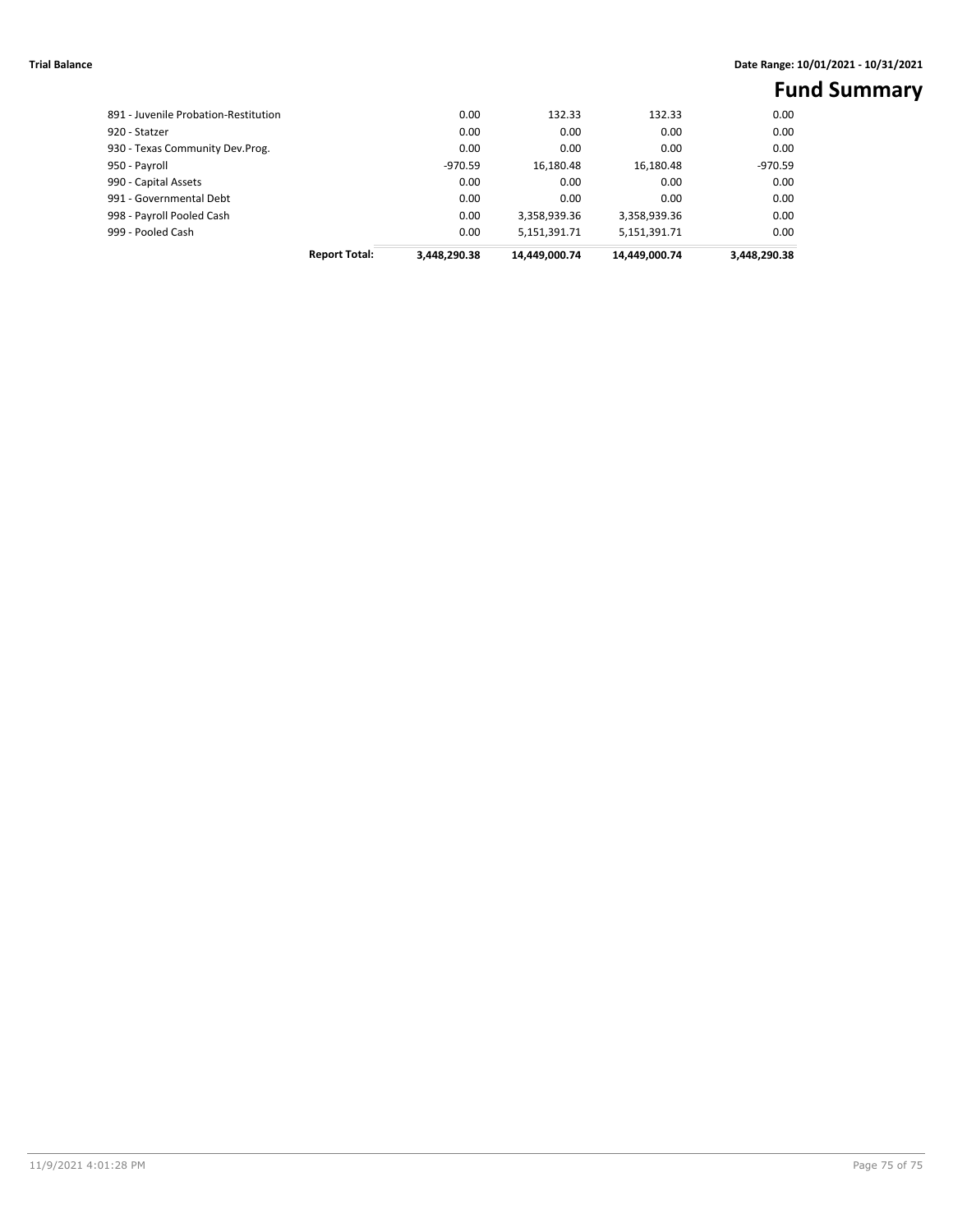# Fund Summary

| | | | | | |
|---|---|---|---|---|---|
| 891 - Juvenile Probation-Restitution | | 0.00 | 132.33 | 132.33 | 0.00 |
| 920 - Statzer | | 0.00 | 0.00 | 0.00 | 0.00 |
| 930 - Texas Community Dev.Prog. | | 0.00 | 0.00 | 0.00 | 0.00 |
| 950 - Payroll | | -970.59 | 16,180.48 | 16,180.48 | -970.59 |
| 990 - Capital Assets | | 0.00 | 0.00 | 0.00 | 0.00 |
| 991 - Governmental Debt | | 0.00 | 0.00 | 0.00 | 0.00 |
| 998 - Payroll Pooled Cash | | 0.00 | 3,358,939.36 | 3,358,939.36 | 0.00 |
| 999 - Pooled Cash | | 0.00 | 5,151,391.71 | 5,151,391.71 | 0.00 |
| | **Report Total:** | **3,448,290.38** | **14,449,000.74** | **14,449,000.74** | **3,448,290.38** |